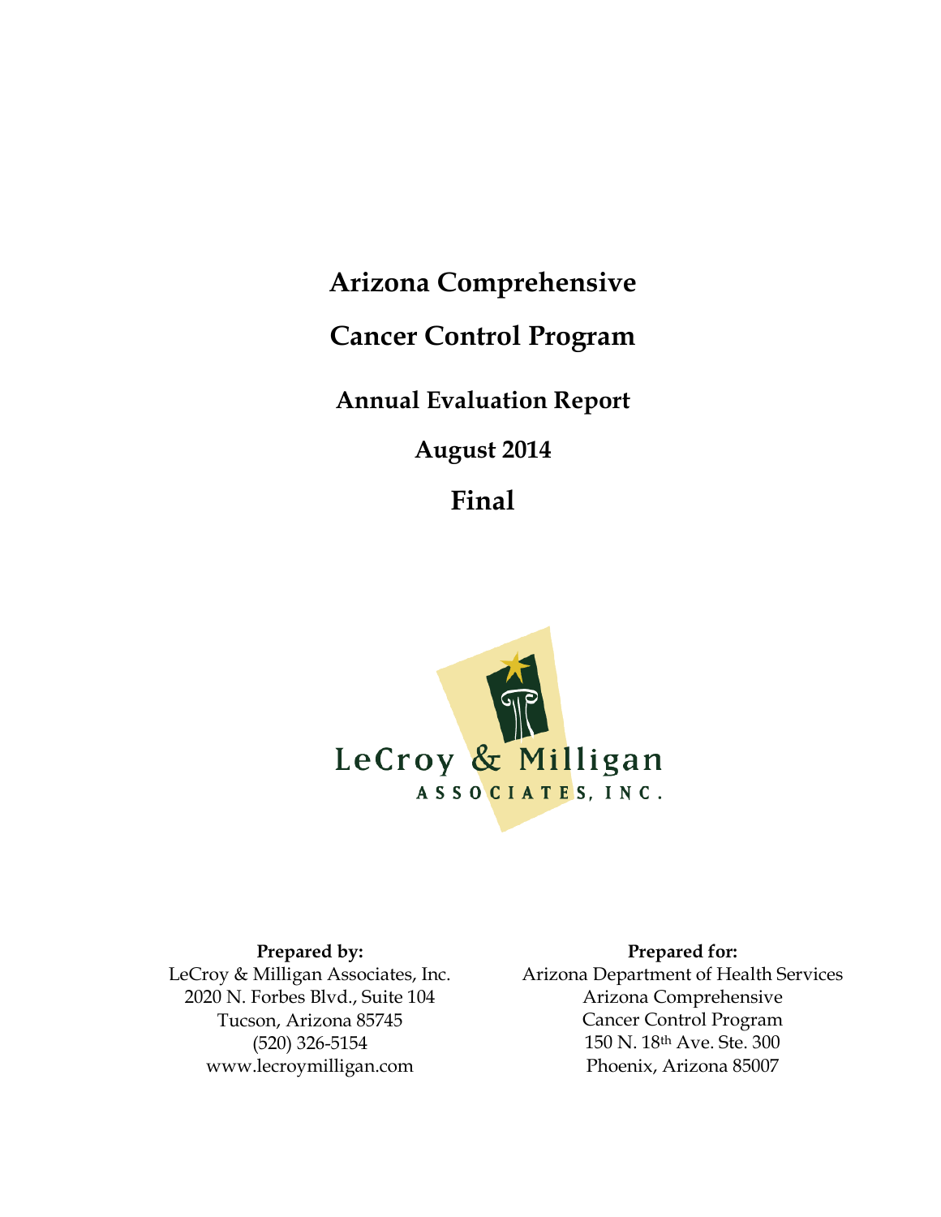# Arizona Comprehensive

# Cancer Control Program

## Annual Evaluation Report

## August 2014

# Final

LeCroy & Milligan
ASSOCIATES, INC.

**Prepared by:**
LeCroy & Milligan Associates, Inc.
2020 N. Forbes Blvd., Suite 104
Tucson, Arizona 85745
(520) 326-5154
www.lecroymilligan.com

**Prepared for:**
Arizona Department of Health Services
Arizona Comprehensive
Cancer Control Program
150 N. 18th Ave. Ste. 300
Phoenix, Arizona 85007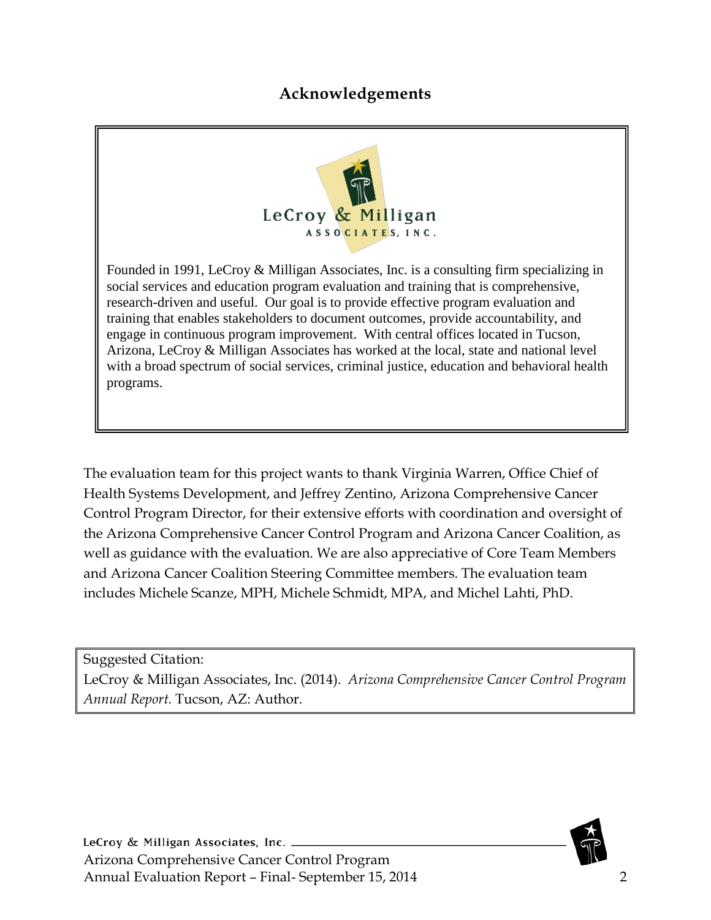# Acknowledgements

LeCroy & Milligan Associates, Inc.

Founded in 1991, LeCroy & Milligan Associates, Inc. is a consulting firm specializing in social services and education program evaluation and training that is comprehensive, research-driven and useful. Our goal is to provide effective program evaluation and training that enables stakeholders to document outcomes, provide accountability, and engage in continuous program improvement. With central offices located in Tucson, Arizona, LeCroy & Milligan Associates has worked at the local, state and national level with a broad spectrum of social services, criminal justice, education and behavioral health programs.

The evaluation team for this project wants to thank Virginia Warren, Office Chief of Health Systems Development, and Jeffrey Zentino, Arizona Comprehensive Cancer Control Program Director, for their extensive efforts with coordination and oversight of the Arizona Comprehensive Cancer Control Program and Arizona Cancer Coalition, as well as guidance with the evaluation. We are also appreciative of Core Team Members and Arizona Cancer Coalition Steering Committee members. The evaluation team includes Michele Scanze, MPH, Michele Schmidt, MPA, and Michel Lahti, PhD.

Suggested Citation:
LeCroy & Milligan Associates, Inc. (2014). *Arizona Comprehensive Cancer Control Program Annual Report.* Tucson, AZ: Author.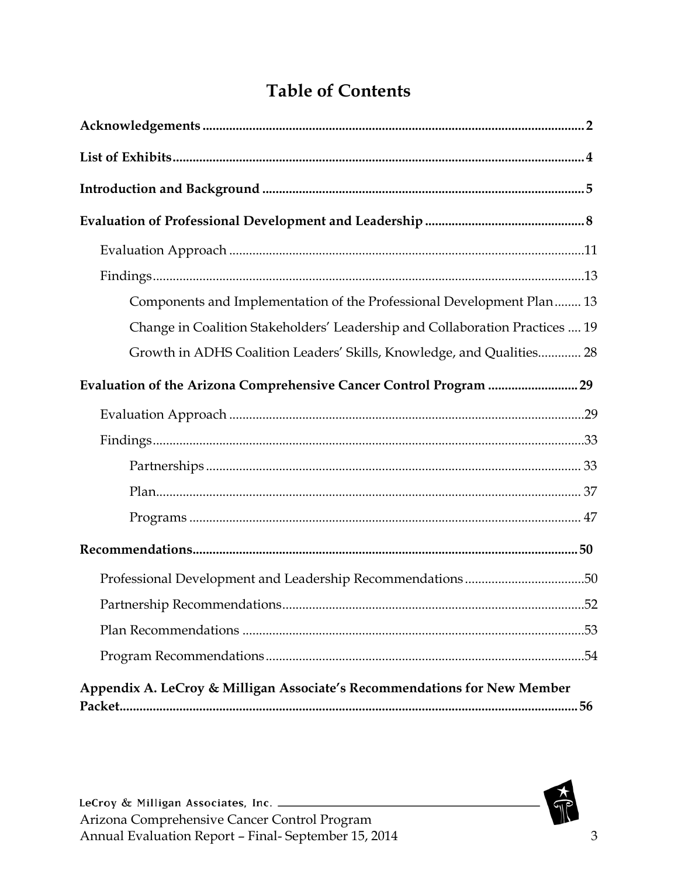# Table of Contents

**Acknowledgements** .......... 2

**List of Exhibits** .......... 4

**Introduction and Background** .......... 5

**Evaluation of Professional Development and Leadership** .......... 8

- Evaluation Approach .......... 11
- Findings .......... 13
  - Components and Implementation of the Professional Development Plan .......... 13
  - Change in Coalition Stakeholders' Leadership and Collaboration Practices .......... 19
  - Growth in ADHS Coalition Leaders' Skills, Knowledge, and Qualities .......... 28

**Evaluation of the Arizona Comprehensive Cancer Control Program** .......... 29

- Evaluation Approach .......... 29
- Findings .......... 33
  - Partnerships .......... 33
  - Plan .......... 37
  - Programs .......... 47

**Recommendations** .......... 50

- Professional Development and Leadership Recommendations .......... 50
- Partnership Recommendations .......... 52
- Plan Recommendations .......... 53
- Program Recommendations .......... 54

**Appendix A. LeCroy & Milligan Associate's Recommendations for New Member Packet** .......... 56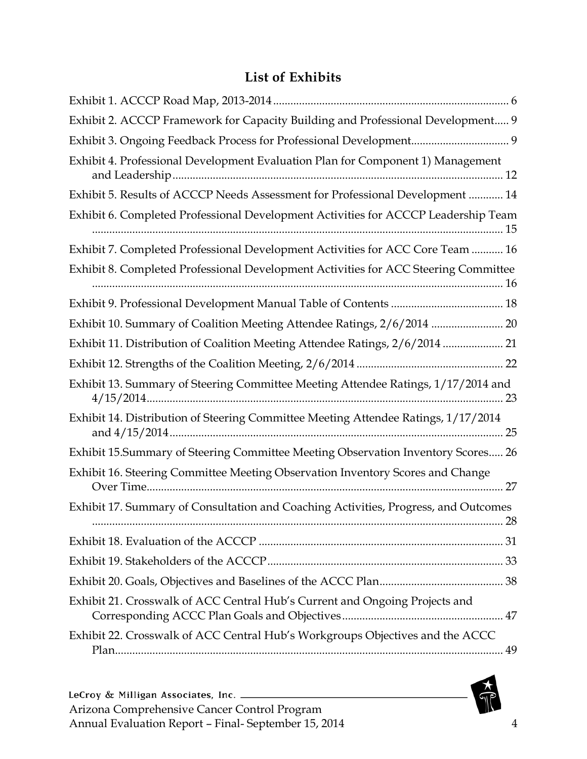## List of Exhibits

Exhibit 1. ACCCP Road Map, 2013-2014 ........ 6

Exhibit 2. ACCCP Framework for Capacity Building and Professional Development..... 9

Exhibit 3. Ongoing Feedback Process for Professional Development........ 9

Exhibit 4. Professional Development Evaluation Plan for Component 1) Management and Leadership........ 12

Exhibit 5. Results of ACCCP Needs Assessment for Professional Development ........ 14

Exhibit 6. Completed Professional Development Activities for ACCCP Leadership Team ........ 15

Exhibit 7. Completed Professional Development Activities for ACC Core Team ........ 16

Exhibit 8. Completed Professional Development Activities for ACC Steering Committee ........ 16

Exhibit 9. Professional Development Manual Table of Contents ........ 18

Exhibit 10. Summary of Coalition Meeting Attendee Ratings, 2/6/2014 ........ 20

Exhibit 11. Distribution of Coalition Meeting Attendee Ratings, 2/6/2014 ........ 21

Exhibit 12. Strengths of the Coalition Meeting, 2/6/2014 ........ 22

Exhibit 13. Summary of Steering Committee Meeting Attendee Ratings, 1/17/2014 and 4/15/2014........ 23

Exhibit 14. Distribution of Steering Committee Meeting Attendee Ratings, 1/17/2014 and 4/15/2014........ 25

Exhibit 15.Summary of Steering Committee Meeting Observation Inventory Scores..... 26

Exhibit 16. Steering Committee Meeting Observation Inventory Scores and Change Over Time........ 27

Exhibit 17. Summary of Consultation and Coaching Activities, Progress, and Outcomes ........ 28

Exhibit 18. Evaluation of the ACCCP ........ 31

Exhibit 19. Stakeholders of the ACCCP........ 33

Exhibit 20. Goals, Objectives and Baselines of the ACCC Plan........ 38

Exhibit 21. Crosswalk of ACC Central Hub's Current and Ongoing Projects and Corresponding ACCC Plan Goals and Objectives........ 47

Exhibit 22. Crosswalk of ACC Central Hub's Workgroups Objectives and the ACCC Plan........ 49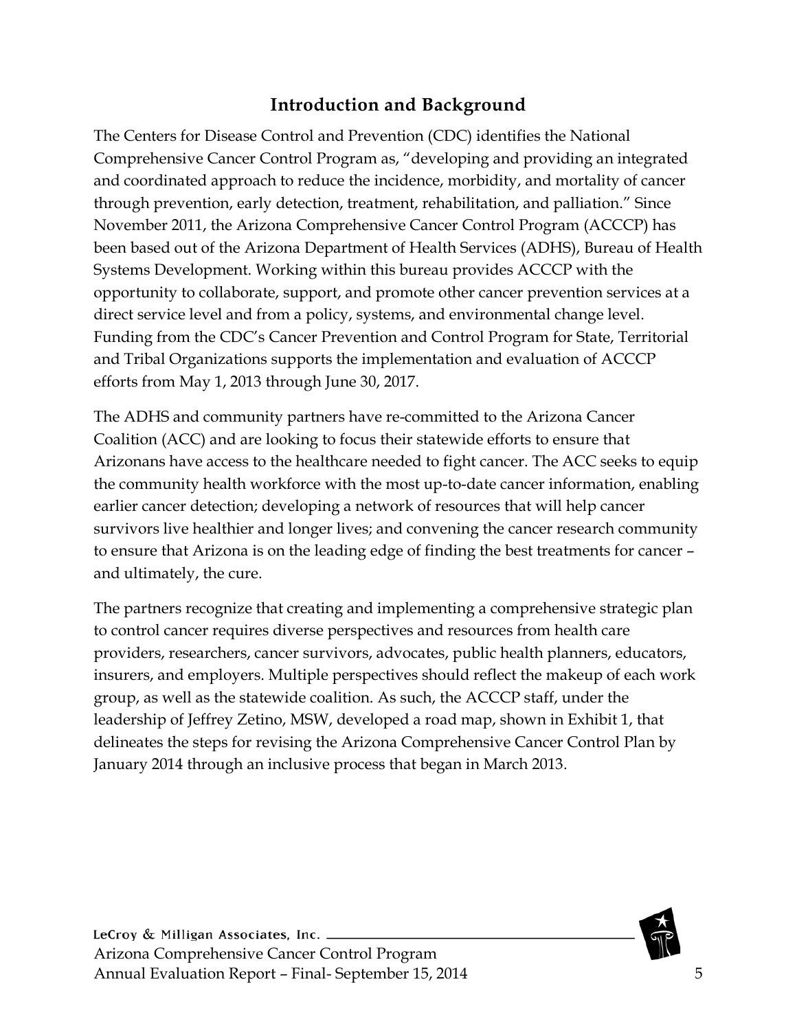## Introduction and Background

The Centers for Disease Control and Prevention (CDC) identifies the National Comprehensive Cancer Control Program as, "developing and providing an integrated and coordinated approach to reduce the incidence, morbidity, and mortality of cancer through prevention, early detection, treatment, rehabilitation, and palliation." Since November 2011, the Arizona Comprehensive Cancer Control Program (ACCCP) has been based out of the Arizona Department of Health Services (ADHS), Bureau of Health Systems Development. Working within this bureau provides ACCCP with the opportunity to collaborate, support, and promote other cancer prevention services at a direct service level and from a policy, systems, and environmental change level. Funding from the CDC's Cancer Prevention and Control Program for State, Territorial and Tribal Organizations supports the implementation and evaluation of ACCCP efforts from May 1, 2013 through June 30, 2017.

The ADHS and community partners have re-committed to the Arizona Cancer Coalition (ACC) and are looking to focus their statewide efforts to ensure that Arizonans have access to the healthcare needed to fight cancer. The ACC seeks to equip the community health workforce with the most up-to-date cancer information, enabling earlier cancer detection; developing a network of resources that will help cancer survivors live healthier and longer lives; and convening the cancer research community to ensure that Arizona is on the leading edge of finding the best treatments for cancer – and ultimately, the cure.

The partners recognize that creating and implementing a comprehensive strategic plan to control cancer requires diverse perspectives and resources from health care providers, researchers, cancer survivors, advocates, public health planners, educators, insurers, and employers. Multiple perspectives should reflect the makeup of each work group, as well as the statewide coalition. As such, the ACCCP staff, under the leadership of Jeffrey Zetino, MSW, developed a road map, shown in Exhibit 1, that delineates the steps for revising the Arizona Comprehensive Cancer Control Plan by January 2014 through an inclusive process that began in March 2013.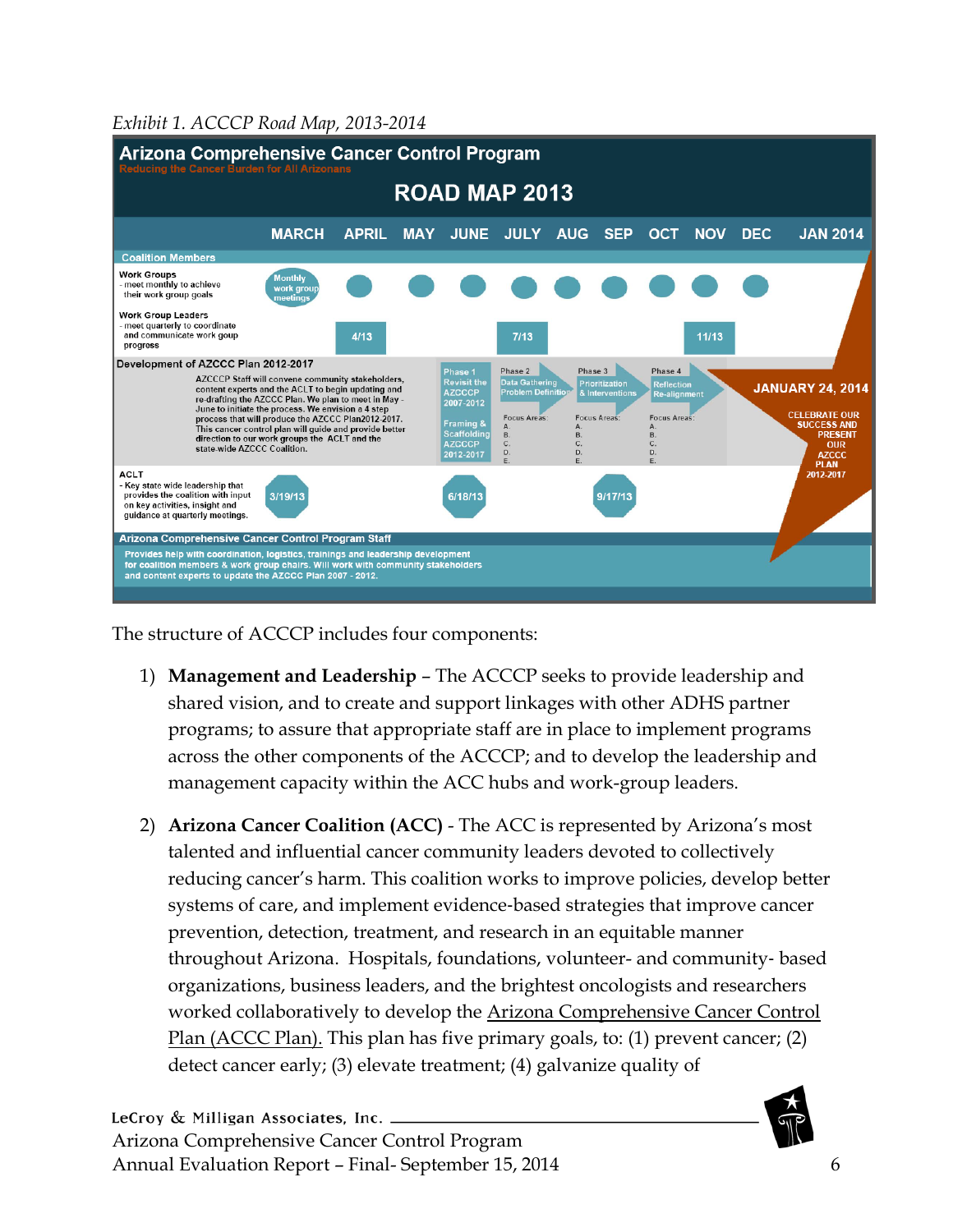*Exhibit 1. ACCCP Road Map, 2013-2014*

Arizona Comprehensive Cancer Control Program

Reducing the Cancer Burden for All Arizonans

ROAD MAP 2013

MARCH APRIL MAY JUNE JULY AUG SEP OCT NOV DEC JAN 2014

Coalition Members

Work Groups
- meet monthly to achieve their work group goals

Monthly work group meetings

Work Group Leaders
- meet quarterly to coordinate and communicate work goup progress

4/13 7/13 11/13

Development of AZCCC Plan 2012-2017

AZCCCP Staff will convene community stakeholders, content experts and the ACLT to begin updating and re-drafting the AZCCC Plan. We plan to meet in May - June to initiate the process. We envision a 4 step process that will produce the AZCCC Plan2012-2017. This cancer control plan will guide and provide better direction to our work groups the ACLT and the state-wide AZCCC Coalition.

Phase 1 Revisit the AZCCCP 2007-2012

Framing & Scaffolding AZCCCP 2012-2017

Phase 2 Data Gathering Problem Definition

Focus Areas: A. B. C. D. E.

Phase 3 Prioritization & Interventions

Focus Areas: A. B. C. D. E.

Phase 4 Reflection Re-alignment

Focus Areas: A. B. C. D. E.

JANUARY 24, 2014

CELEBRATE OUR SUCCESS AND PRESENT OUR AZCCC PLAN 2012-2017

ACLT
- Key state wide leadership that provides the coalition with input on key activities, insight and guidance at quarterly meetings.

3/19/13 6/18/13 9/17/13

Arizona Comprehensive Cancer Control Program Staff

Provides help with coordination, logistics, trainings and leadership development for coalition members & work group chairs. Will work with community stakeholders and content experts to update the AZCCC Plan 2007 - 2012.

The structure of ACCCP includes four components:

1) **Management and Leadership** – The ACCCP seeks to provide leadership and shared vision, and to create and support linkages with other ADHS partner programs; to assure that appropriate staff are in place to implement programs across the other components of the ACCCP; and to develop the leadership and management capacity within the ACC hubs and work-group leaders.

2) **Arizona Cancer Coalition (ACC)** - The ACC is represented by Arizona's most talented and influential cancer community leaders devoted to collectively reducing cancer's harm. This coalition works to improve policies, develop better systems of care, and implement evidence-based strategies that improve cancer prevention, detection, treatment, and research in an equitable manner throughout Arizona. Hospitals, foundations, volunteer- and community- based organizations, business leaders, and the brightest oncologists and researchers worked collaboratively to develop the Arizona Comprehensive Cancer Control Plan (ACCC Plan). This plan has five primary goals, to: (1) prevent cancer; (2) detect cancer early; (3) elevate treatment; (4) galvanize quality of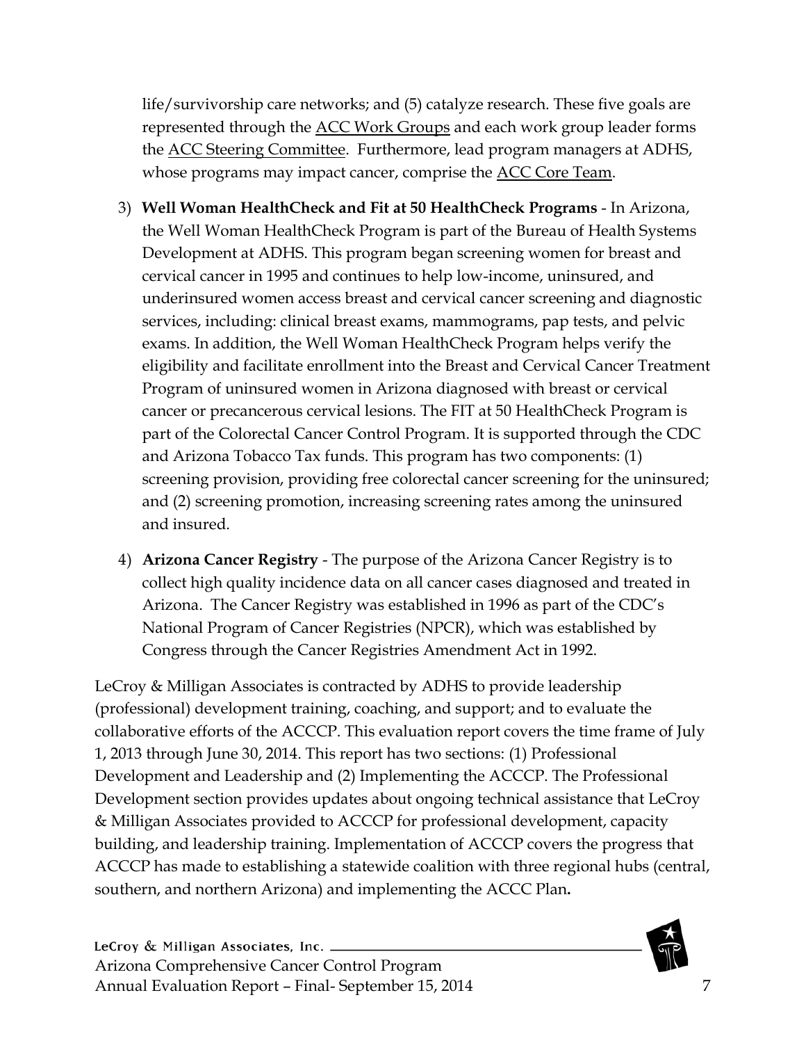life/survivorship care networks; and (5) catalyze research. These five goals are represented through the ACC Work Groups and each work group leader forms the ACC Steering Committee. Furthermore, lead program managers at ADHS, whose programs may impact cancer, comprise the ACC Core Team.

3) **Well Woman HealthCheck and Fit at 50 HealthCheck Programs** - In Arizona, the Well Woman HealthCheck Program is part of the Bureau of Health Systems Development at ADHS. This program began screening women for breast and cervical cancer in 1995 and continues to help low-income, uninsured, and underinsured women access breast and cervical cancer screening and diagnostic services, including: clinical breast exams, mammograms, pap tests, and pelvic exams. In addition, the Well Woman HealthCheck Program helps verify the eligibility and facilitate enrollment into the Breast and Cervical Cancer Treatment Program of uninsured women in Arizona diagnosed with breast or cervical cancer or precancerous cervical lesions. The FIT at 50 HealthCheck Program is part of the Colorectal Cancer Control Program. It is supported through the CDC and Arizona Tobacco Tax funds. This program has two components: (1) screening provision, providing free colorectal cancer screening for the uninsured; and (2) screening promotion, increasing screening rates among the uninsured and insured.

4) **Arizona Cancer Registry** - The purpose of the Arizona Cancer Registry is to collect high quality incidence data on all cancer cases diagnosed and treated in Arizona. The Cancer Registry was established in 1996 as part of the CDC's National Program of Cancer Registries (NPCR), which was established by Congress through the Cancer Registries Amendment Act in 1992.

LeCroy & Milligan Associates is contracted by ADHS to provide leadership (professional) development training, coaching, and support; and to evaluate the collaborative efforts of the ACCCP. This evaluation report covers the time frame of July 1, 2013 through June 30, 2014. This report has two sections: (1) Professional Development and Leadership and (2) Implementing the ACCCP. The Professional Development section provides updates about ongoing technical assistance that LeCroy & Milligan Associates provided to ACCCP for professional development, capacity building, and leadership training. Implementation of ACCCP covers the progress that ACCCP has made to establishing a statewide coalition with three regional hubs (central, southern, and northern Arizona) and implementing the ACCC Plan**.**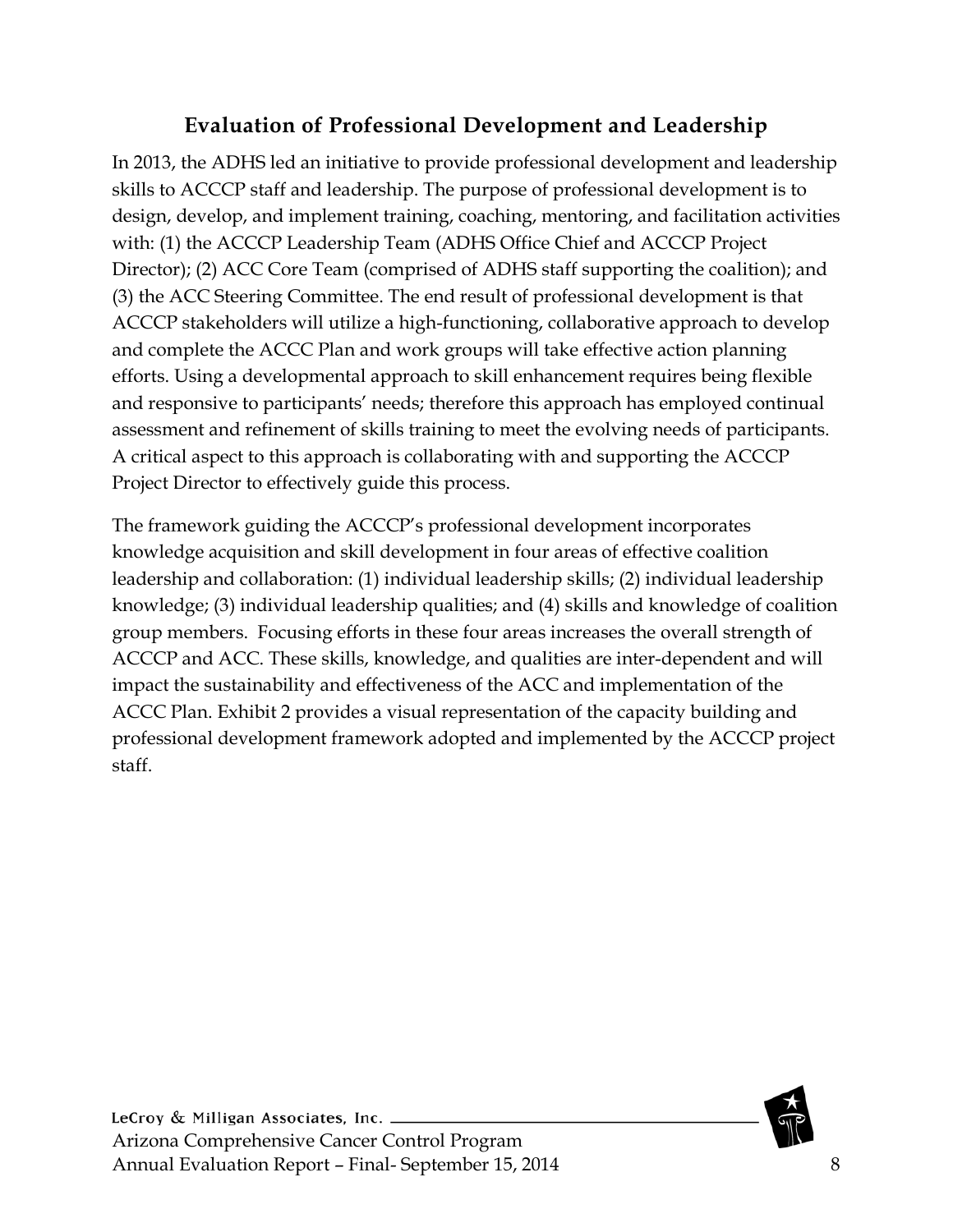## Evaluation of Professional Development and Leadership

In 2013, the ADHS led an initiative to provide professional development and leadership skills to ACCCP staff and leadership. The purpose of professional development is to design, develop, and implement training, coaching, mentoring, and facilitation activities with: (1) the ACCCP Leadership Team (ADHS Office Chief and ACCCP Project Director); (2) ACC Core Team (comprised of ADHS staff supporting the coalition); and (3) the ACC Steering Committee. The end result of professional development is that ACCCP stakeholders will utilize a high-functioning, collaborative approach to develop and complete the ACCC Plan and work groups will take effective action planning efforts. Using a developmental approach to skill enhancement requires being flexible and responsive to participants' needs; therefore this approach has employed continual assessment and refinement of skills training to meet the evolving needs of participants. A critical aspect to this approach is collaborating with and supporting the ACCCP Project Director to effectively guide this process.

The framework guiding the ACCCP's professional development incorporates knowledge acquisition and skill development in four areas of effective coalition leadership and collaboration: (1) individual leadership skills; (2) individual leadership knowledge; (3) individual leadership qualities; and (4) skills and knowledge of coalition group members. Focusing efforts in these four areas increases the overall strength of ACCCP and ACC. These skills, knowledge, and qualities are inter-dependent and will impact the sustainability and effectiveness of the ACC and implementation of the ACCC Plan. Exhibit 2 provides a visual representation of the capacity building and professional development framework adopted and implemented by the ACCCP project staff.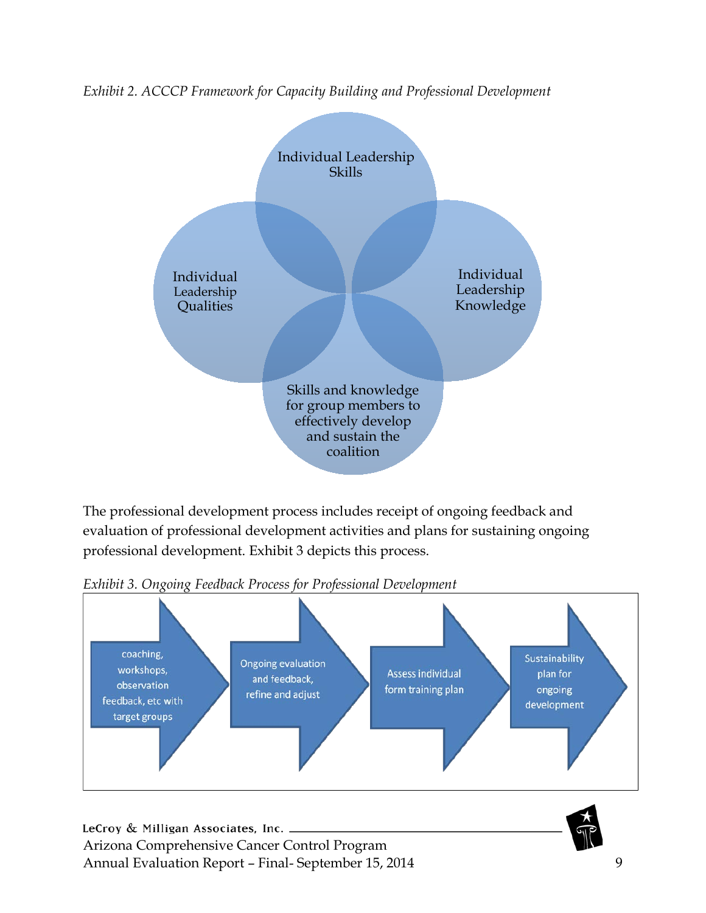*Exhibit 2. ACCCP Framework for Capacity Building and Professional Development*

Individual Leadership Skills

Individual Leadership Qualities

Individual Leadership Knowledge

Skills and knowledge for group members to effectively develop and sustain the coalition

The professional development process includes receipt of ongoing feedback and evaluation of professional development activities and plans for sustaining ongoing professional development. Exhibit 3 depicts this process.

*Exhibit 3. Ongoing Feedback Process for Professional Development*

coaching, workshops, observation feedback, etc with target groups

Ongoing evaluation and feedback, refine and adjust

Assess individual form training plan

Sustainability plan for ongoing development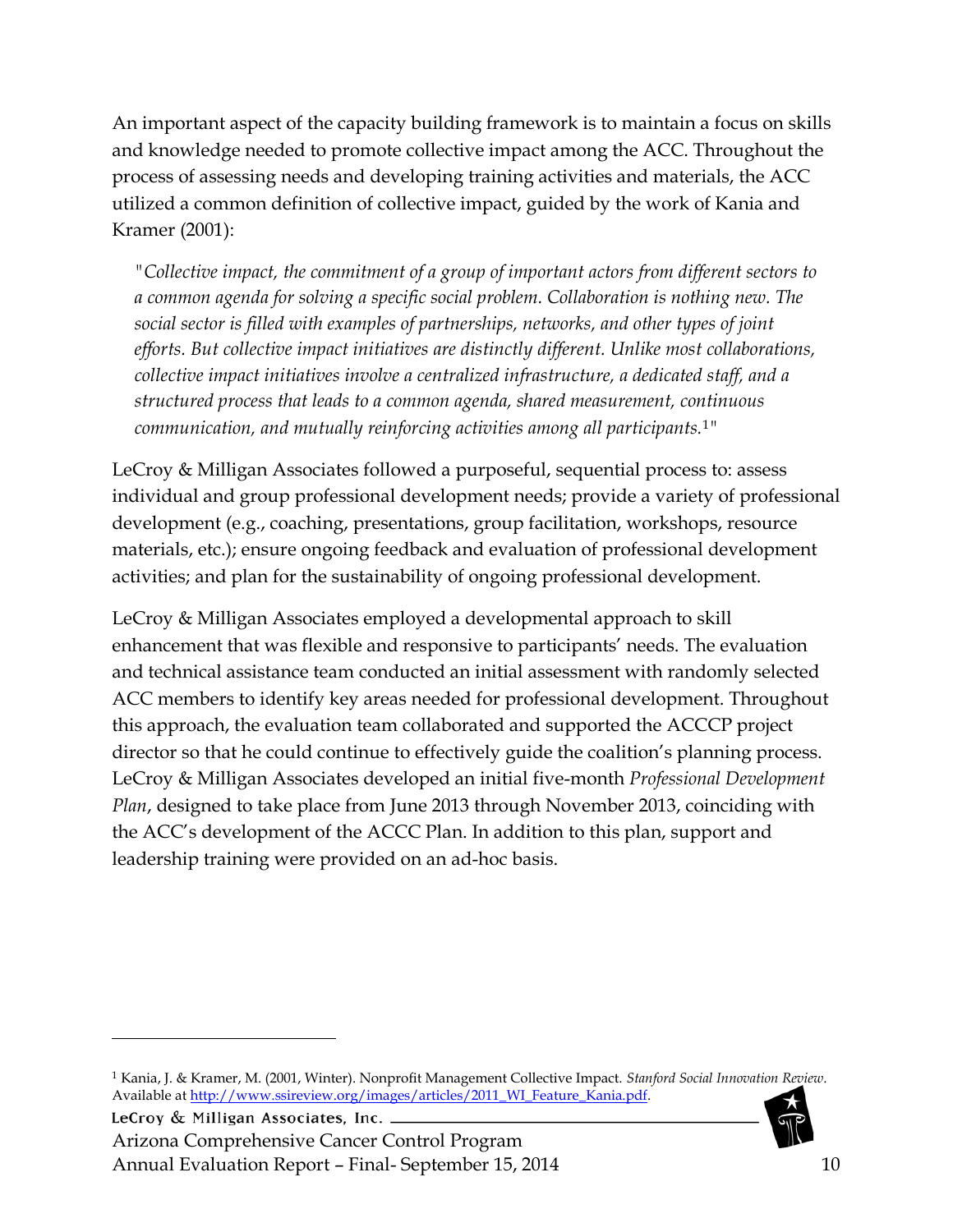An important aspect of the capacity building framework is to maintain a focus on skills and knowledge needed to promote collective impact among the ACC. Throughout the process of assessing needs and developing training activities and materials, the ACC utilized a common definition of collective impact, guided by the work of Kania and Kramer (2001):

> *"Collective impact, the commitment of a group of important actors from different sectors to a common agenda for solving a specific social problem. Collaboration is nothing new. The social sector is filled with examples of partnerships, networks, and other types of joint efforts. But collective impact initiatives are distinctly different. Unlike most collaborations, collective impact initiatives involve a centralized infrastructure, a dedicated staff, and a structured process that leads to a common agenda, shared measurement, continuous communication, and mutually reinforcing activities among all participants.*[1]*"*

LeCroy & Milligan Associates followed a purposeful, sequential process to: assess individual and group professional development needs; provide a variety of professional development (e.g., coaching, presentations, group facilitation, workshops, resource materials, etc.); ensure ongoing feedback and evaluation of professional development activities; and plan for the sustainability of ongoing professional development.

LeCroy & Milligan Associates employed a developmental approach to skill enhancement that was flexible and responsive to participants' needs. The evaluation and technical assistance team conducted an initial assessment with randomly selected ACC members to identify key areas needed for professional development. Throughout this approach, the evaluation team collaborated and supported the ACCCP project director so that he could continue to effectively guide the coalition's planning process. LeCroy & Milligan Associates developed an initial five-month *Professional Development Plan*, designed to take place from June 2013 through November 2013, coinciding with the ACC's development of the ACCC Plan. In addition to this plan, support and leadership training were provided on an ad-hoc basis.

---

[1] Kania, J. & Kramer, M. (2001, Winter). Nonprofit Management Collective Impact. *Stanford Social Innovation Review*. Available at http://www.ssireview.org/images/articles/2011_WI_Feature_Kania.pdf.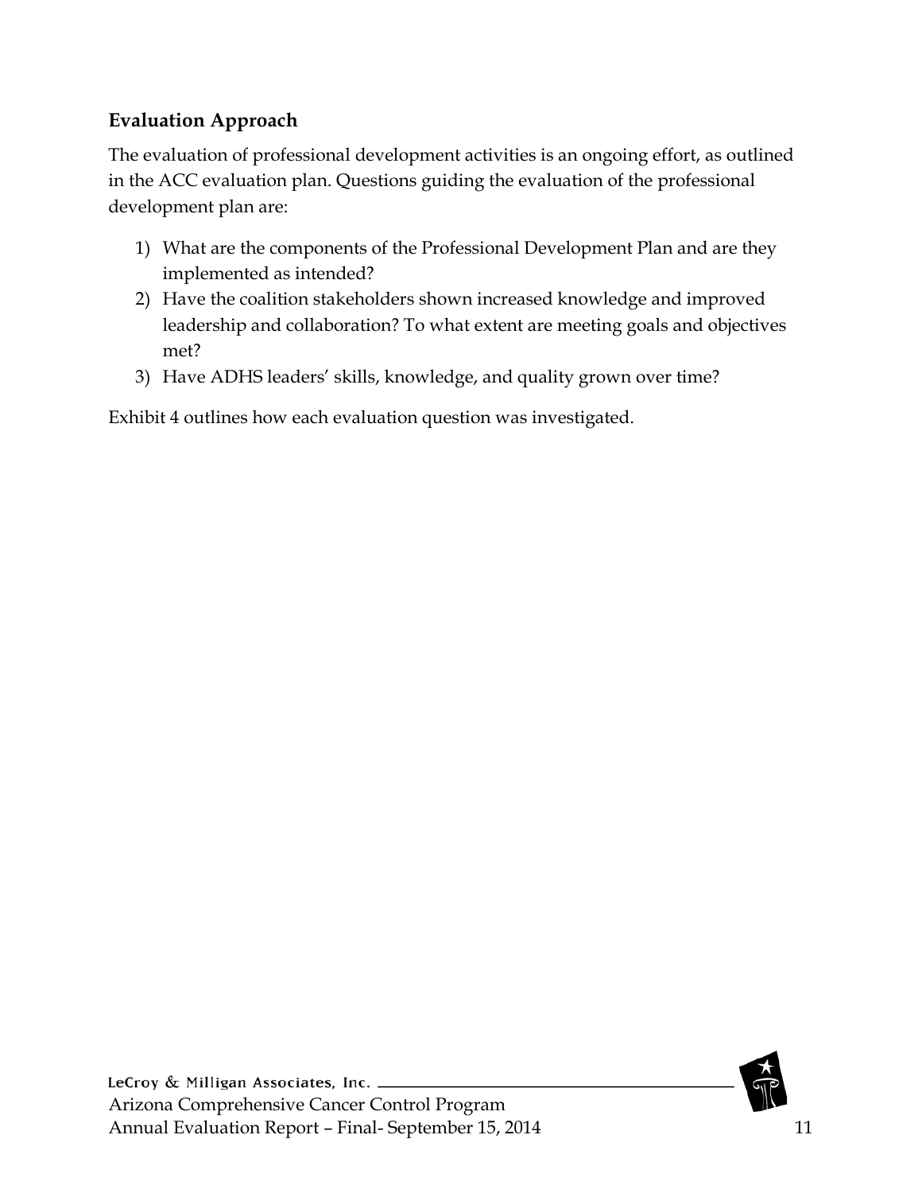### Evaluation Approach

The evaluation of professional development activities is an ongoing effort, as outlined in the ACC evaluation plan. Questions guiding the evaluation of the professional development plan are:

1) What are the components of the Professional Development Plan and are they implemented as intended?
2) Have the coalition stakeholders shown increased knowledge and improved leadership and collaboration? To what extent are meeting goals and objectives met?
3) Have ADHS leaders' skills, knowledge, and quality grown over time?

Exhibit 4 outlines how each evaluation question was investigated.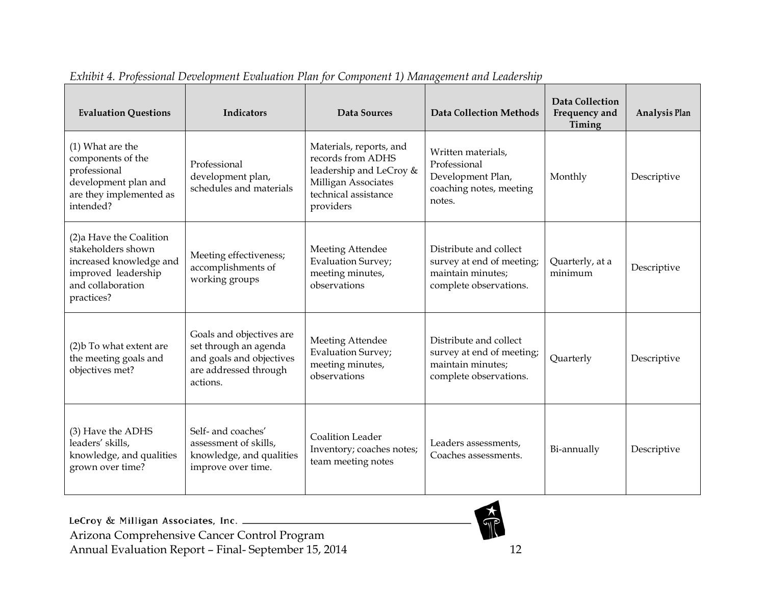*Exhibit 4. Professional Development Evaluation Plan for Component 1) Management and Leadership*

| Evaluation Questions | Indicators | Data Sources | Data Collection Methods | Data Collection Frequency and Timing | Analysis Plan |
|---|---|---|---|---|---|
| (1) What are the components of the professional development plan and are they implemented as intended? | Professional development plan, schedules and materials | Materials, reports, and records from ADHS leadership and LeCroy & Milligan Associates technical assistance providers | Written materials, Professional Development Plan, coaching notes, meeting notes. | Monthly | Descriptive |
| (2)a Have the Coalition stakeholders shown increased knowledge and improved leadership and collaboration practices? | Meeting effectiveness; accomplishments of working groups | Meeting Attendee Evaluation Survey; meeting minutes, observations | Distribute and collect survey at end of meeting; maintain minutes; complete observations. | Quarterly, at a minimum | Descriptive |
| (2)b To what extent are the meeting goals and objectives met? | Goals and objectives are set through an agenda and goals and objectives are addressed through actions. | Meeting Attendee Evaluation Survey; meeting minutes, observations | Distribute and collect survey at end of meeting; maintain minutes; complete observations. | Quarterly | Descriptive |
| (3) Have the ADHS leaders' skills, knowledge, and qualities grown over time? | Self- and coaches' assessment of skills, knowledge, and qualities improve over time. | Coalition Leader Inventory; coaches notes; team meeting notes | Leaders assessments, Coaches assessments. | Bi-annually | Descriptive |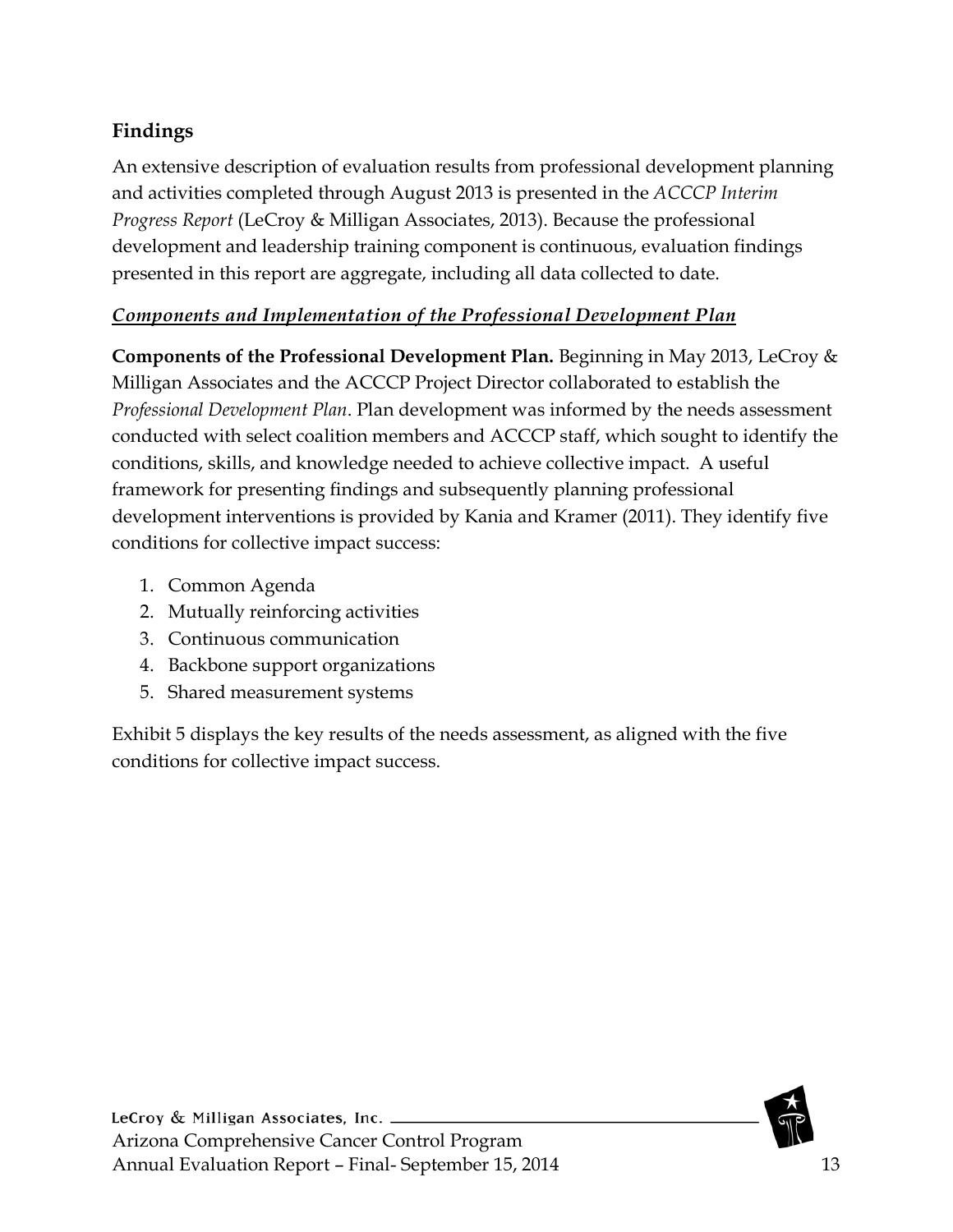## Findings

An extensive description of evaluation results from professional development planning and activities completed through August 2013 is presented in the *ACCCP Interim Progress Report* (LeCroy & Milligan Associates, 2013). Because the professional development and leadership training component is continuous, evaluation findings presented in this report are aggregate, including all data collected to date.

### ***Components and Implementation of the Professional Development Plan***

**Components of the Professional Development Plan.** Beginning in May 2013, LeCroy & Milligan Associates and the ACCCP Project Director collaborated to establish the *Professional Development Plan*. Plan development was informed by the needs assessment conducted with select coalition members and ACCCP staff, which sought to identify the conditions, skills, and knowledge needed to achieve collective impact. A useful framework for presenting findings and subsequently planning professional development interventions is provided by Kania and Kramer (2011). They identify five conditions for collective impact success:

1. Common Agenda
2. Mutually reinforcing activities
3. Continuous communication
4. Backbone support organizations
5. Shared measurement systems

Exhibit 5 displays the key results of the needs assessment, as aligned with the five conditions for collective impact success.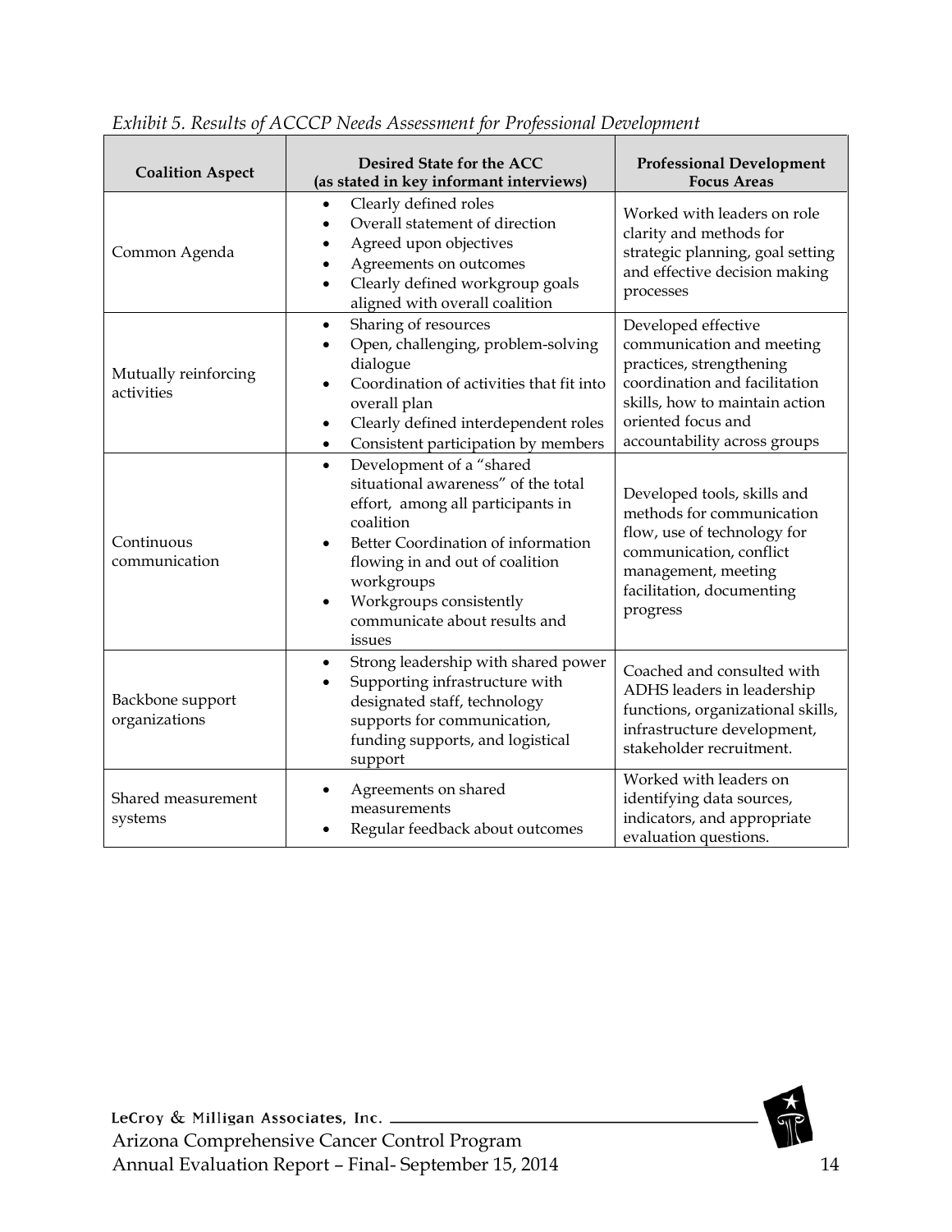*Exhibit 5. Results of ACCCP Needs Assessment for Professional Development*

| Coalition Aspect | Desired State for the ACC (as stated in key informant interviews) | Professional Development Focus Areas |
|---|---|---|
| Common Agenda | • Clearly defined roles<br>• Overall statement of direction<br>• Agreed upon objectives<br>• Agreements on outcomes<br>• Clearly defined workgroup goals aligned with overall coalition | Worked with leaders on role clarity and methods for strategic planning, goal setting and effective decision making processes |
| Mutually reinforcing activities | • Sharing of resources<br>• Open, challenging, problem-solving dialogue<br>• Coordination of activities that fit into overall plan<br>• Clearly defined interdependent roles<br>• Consistent participation by members | Developed effective communication and meeting practices, strengthening coordination and facilitation skills, how to maintain action oriented focus and accountability across groups |
| Continuous communication | • Development of a "shared situational awareness" of the total effort, among all participants in coalition<br>• Better Coordination of information flowing in and out of coalition workgroups<br>• Workgroups consistently communicate about results and issues | Developed tools, skills and methods for communication flow, use of technology for communication, conflict management, meeting facilitation, documenting progress |
| Backbone support organizations | • Strong leadership with shared power<br>• Supporting infrastructure with designated staff, technology supports for communication, funding supports, and logistical support | Coached and consulted with ADHS leaders in leadership functions, organizational skills, infrastructure development, stakeholder recruitment. |
| Shared measurement systems | • Agreements on shared measurements<br>• Regular feedback about outcomes | Worked with leaders on identifying data sources, indicators, and appropriate evaluation questions. |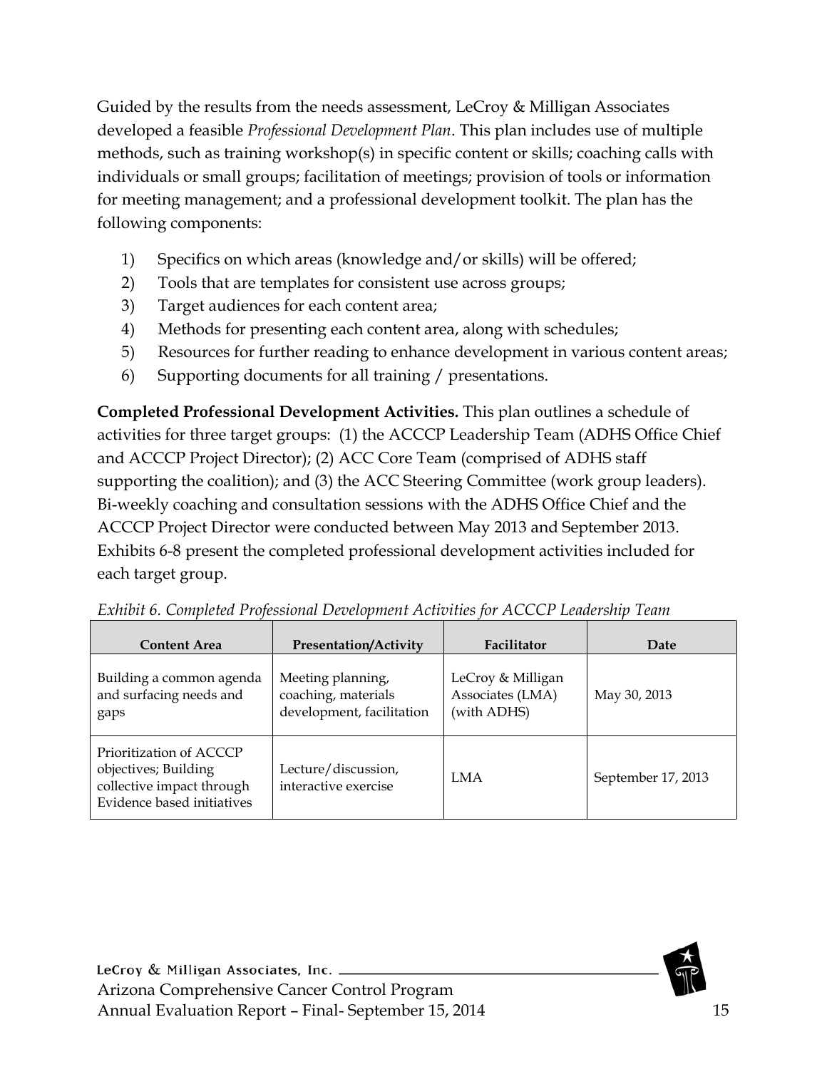Guided by the results from the needs assessment, LeCroy & Milligan Associates developed a feasible *Professional Development Plan*. This plan includes use of multiple methods, such as training workshop(s) in specific content or skills; coaching calls with individuals or small groups; facilitation of meetings; provision of tools or information for meeting management; and a professional development toolkit. The plan has the following components:

1) Specifics on which areas (knowledge and/or skills) will be offered;
2) Tools that are templates for consistent use across groups;
3) Target audiences for each content area;
4) Methods for presenting each content area, along with schedules;
5) Resources for further reading to enhance development in various content areas;
6) Supporting documents for all training / presentations.

**Completed Professional Development Activities.** This plan outlines a schedule of activities for three target groups: (1) the ACCCP Leadership Team (ADHS Office Chief and ACCCP Project Director); (2) ACC Core Team (comprised of ADHS staff supporting the coalition); and (3) the ACC Steering Committee (work group leaders). Bi-weekly coaching and consultation sessions with the ADHS Office Chief and the ACCCP Project Director were conducted between May 2013 and September 2013. Exhibits 6-8 present the completed professional development activities included for each target group.

*Exhibit 6. Completed Professional Development Activities for ACCCP Leadership Team*

| Content Area | Presentation/Activity | Facilitator | Date |
|---|---|---|---|
| Building a common agenda and surfacing needs and gaps | Meeting planning, coaching, materials development, facilitation | LeCroy & Milligan Associates (LMA) (with ADHS) | May 30, 2013 |
| Prioritization of ACCCP objectives; Building collective impact through Evidence based initiatives | Lecture/discussion, interactive exercise | LMA | September 17, 2013 |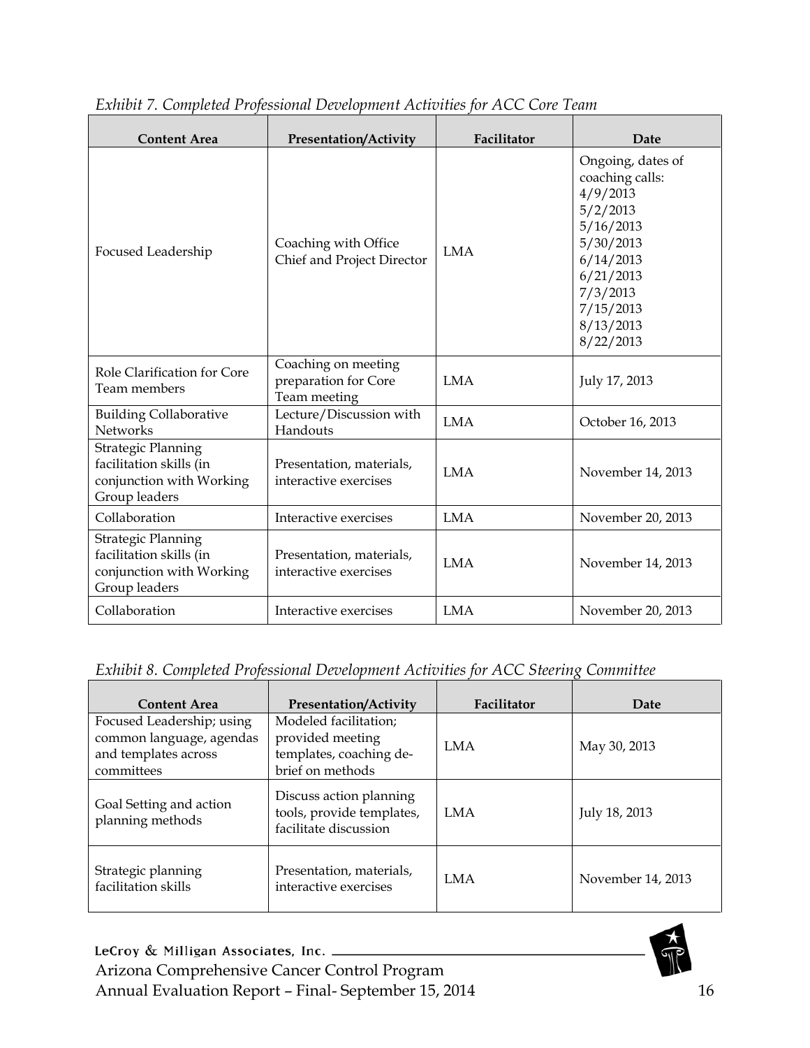*Exhibit 7. Completed Professional Development Activities for ACC Core Team*

| Content Area | Presentation/Activity | Facilitator | Date |
|---|---|---|---|
| Focused Leadership | Coaching with Office Chief and Project Director | LMA | Ongoing, dates of coaching calls: 4/9/2013 5/2/2013 5/16/2013 5/30/2013 6/14/2013 6/21/2013 7/3/2013 7/15/2013 8/13/2013 8/22/2013 |
| Role Clarification for Core Team members | Coaching on meeting preparation for Core Team meeting | LMA | July 17, 2013 |
| Building Collaborative Networks | Lecture/Discussion with Handouts | LMA | October 16, 2013 |
| Strategic Planning facilitation skills (in conjunction with Working Group leaders | Presentation, materials, interactive exercises | LMA | November 14, 2013 |
| Collaboration | Interactive exercises | LMA | November 20, 2013 |
| Strategic Planning facilitation skills (in conjunction with Working Group leaders | Presentation, materials, interactive exercises | LMA | November 14, 2013 |
| Collaboration | Interactive exercises | LMA | November 20, 2013 |

*Exhibit 8. Completed Professional Development Activities for ACC Steering Committee*

| Content Area | Presentation/Activity | Facilitator | Date |
|---|---|---|---|
| Focused Leadership; using common language, agendas and templates across committees | Modeled facilitation; provided meeting templates, coaching de-brief on methods | LMA | May 30, 2013 |
| Goal Setting and action planning methods | Discuss action planning tools, provide templates, facilitate discussion | LMA | July 18, 2013 |
| Strategic planning facilitation skills | Presentation, materials, interactive exercises | LMA | November 14, 2013 |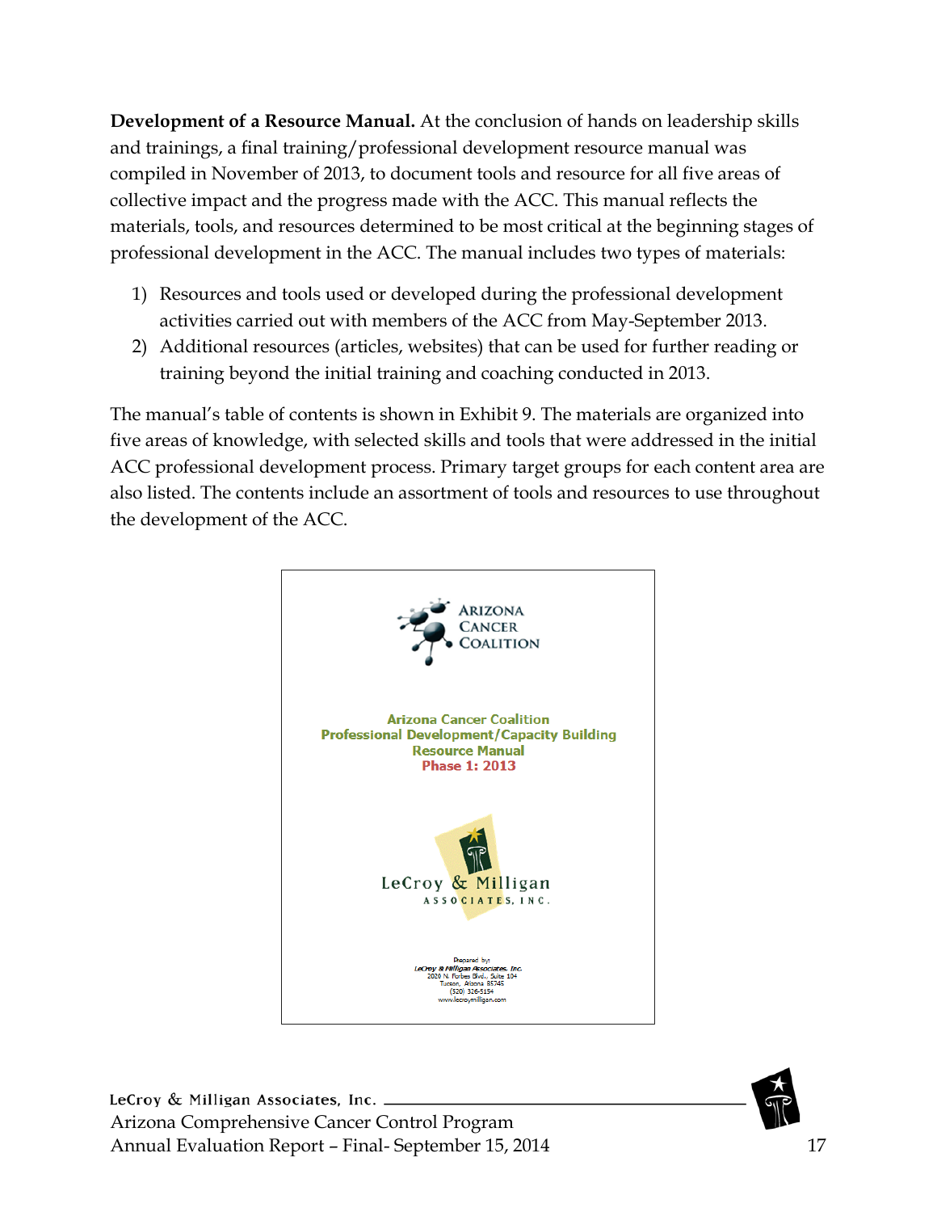**Development of a Resource Manual.** At the conclusion of hands on leadership skills and trainings, a final training/professional development resource manual was compiled in November of 2013, to document tools and resource for all five areas of collective impact and the progress made with the ACC. This manual reflects the materials, tools, and resources determined to be most critical at the beginning stages of professional development in the ACC. The manual includes two types of materials:

1) Resources and tools used or developed during the professional development activities carried out with members of the ACC from May-September 2013.
2) Additional resources (articles, websites) that can be used for further reading or training beyond the initial training and coaching conducted in 2013.

The manual's table of contents is shown in Exhibit 9. The materials are organized into five areas of knowledge, with selected skills and tools that were addressed in the initial ACC professional development process. Primary target groups for each content area are also listed. The contents include an assortment of tools and resources to use throughout the development of the ACC.

ARIZONA CANCER COALITION

Arizona Cancer Coalition
Professional Development/Capacity Building
Resource Manual
Phase 1: 2013

LeCroy & Milligan ASSOCIATES, INC.

Prepared by:
LeCroy & Milligan Associates, Inc.
2020 N. Forbes Blvd., Suite 104
Tucson, Arizona 85745
(520) 326-5154
www.lecroymilligan.com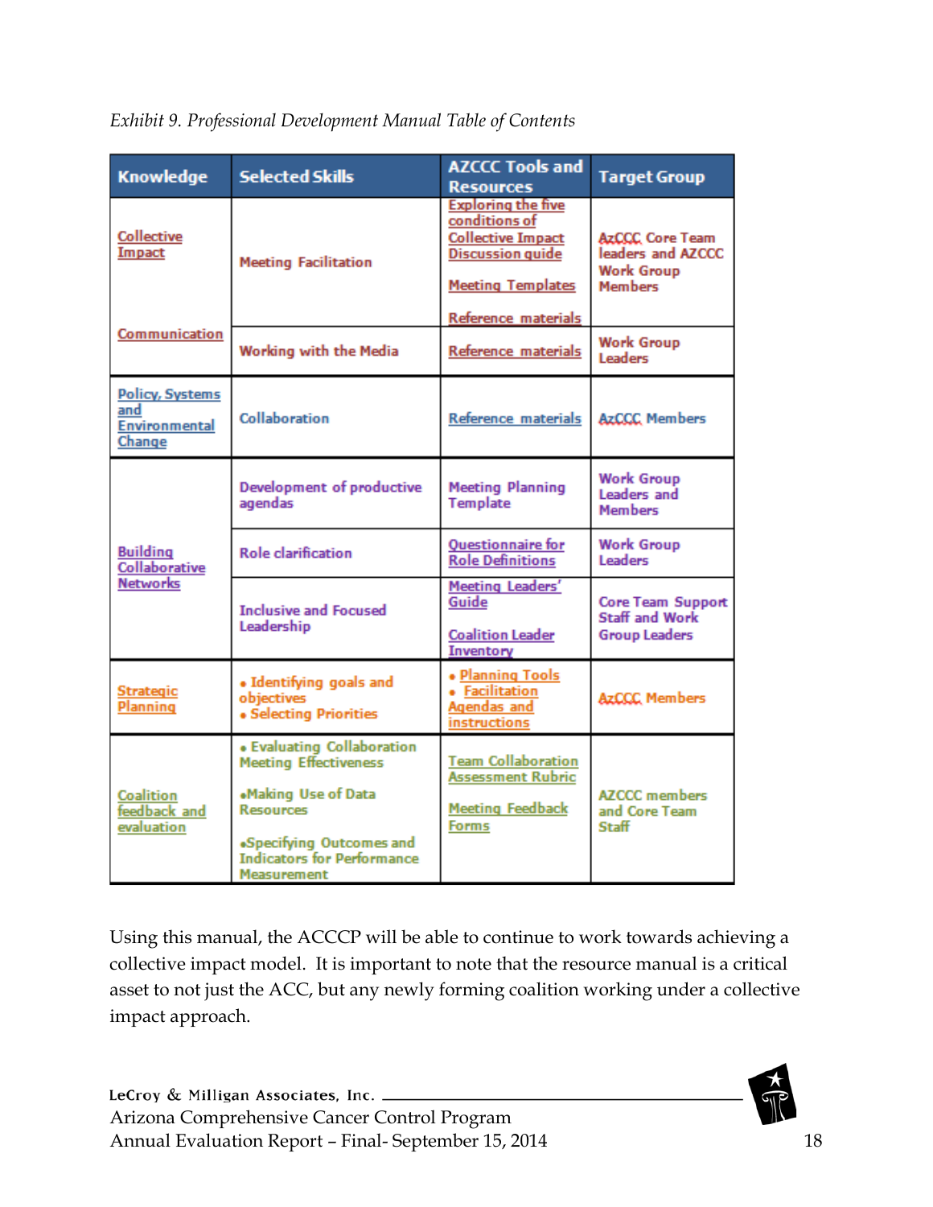*Exhibit 9. Professional Development Manual Table of Contents*

| Knowledge | Selected Skills | AZCCC Tools and Resources | Target Group |
|---|---|---|---|
| Collective Impact | Meeting Facilitation | Exploring the five conditions of Collective Impact Discussion guide<br><br>Meeting Templates<br><br>Reference materials | AzCCC Core Team leaders and AZCCC Work Group Members |
| Communication | Working with the Media | Reference materials | Work Group Leaders |
| Policy, Systems and Environmental Change | Collaboration | Reference materials | AzCCC Members |
| Building Collaborative Networks | Development of productive agendas | Meeting Planning Template | Work Group Leaders and Members |
| | Role clarification | Questionnaire for Role Definitions | Work Group Leaders |
| | Inclusive and Focused Leadership | Meeting Leaders' Guide<br><br>Coalition Leader Inventory | Core Team Support Staff and Work Group Leaders |
| Strategic Planning | • Identifying goals and objectives<br>• Selecting Priorities | • Planning Tools<br>• Facilitation Agendas and instructions | AzCCC Members |
| Coalition feedback and evaluation | • Evaluating Collaboration Meeting Effectiveness<br><br>•Making Use of Data Resources<br><br>•Specifying Outcomes and Indicators for Performance Measurement | Team Collaboration Assessment Rubric<br><br>Meeting Feedback Forms | AZCCC members and Core Team Staff |

Using this manual, the ACCCP will be able to continue to work towards achieving a collective impact model. It is important to note that the resource manual is a critical asset to not just the ACC, but any newly forming coalition working under a collective impact approach.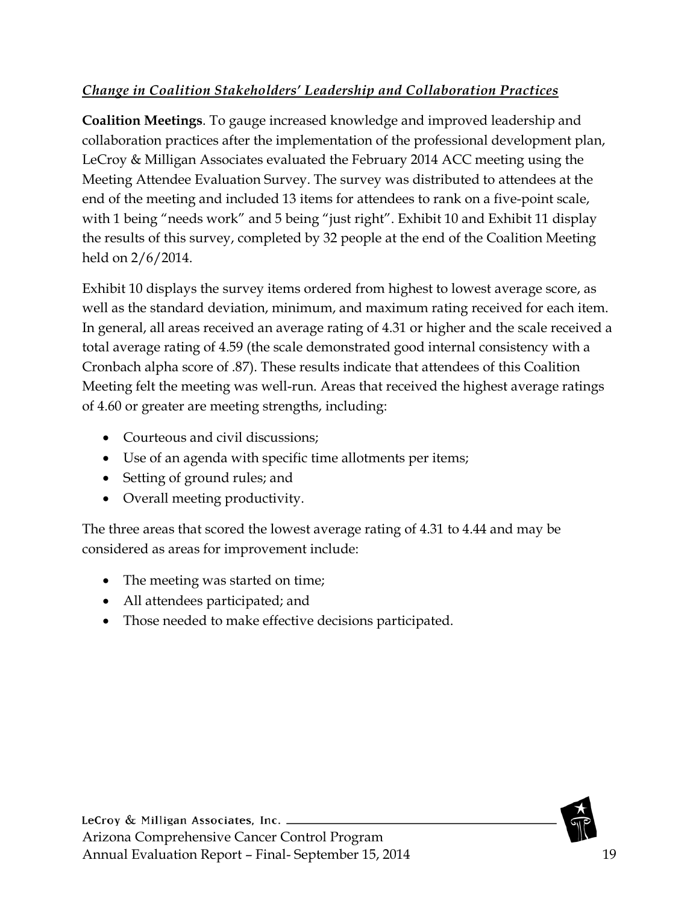### *Change in Coalition Stakeholders' Leadership and Collaboration Practices*

**Coalition Meetings**. To gauge increased knowledge and improved leadership and collaboration practices after the implementation of the professional development plan, LeCroy & Milligan Associates evaluated the February 2014 ACC meeting using the Meeting Attendee Evaluation Survey. The survey was distributed to attendees at the end of the meeting and included 13 items for attendees to rank on a five-point scale, with 1 being "needs work" and 5 being "just right". Exhibit 10 and Exhibit 11 display the results of this survey, completed by 32 people at the end of the Coalition Meeting held on 2/6/2014.

Exhibit 10 displays the survey items ordered from highest to lowest average score, as well as the standard deviation, minimum, and maximum rating received for each item. In general, all areas received an average rating of 4.31 or higher and the scale received a total average rating of 4.59 (the scale demonstrated good internal consistency with a Cronbach alpha score of .87). These results indicate that attendees of this Coalition Meeting felt the meeting was well-run. Areas that received the highest average ratings of 4.60 or greater are meeting strengths, including:

- Courteous and civil discussions;
- Use of an agenda with specific time allotments per items;
- Setting of ground rules; and
- Overall meeting productivity.

The three areas that scored the lowest average rating of 4.31 to 4.44 and may be considered as areas for improvement include:

- The meeting was started on time;
- All attendees participated; and
- Those needed to make effective decisions participated.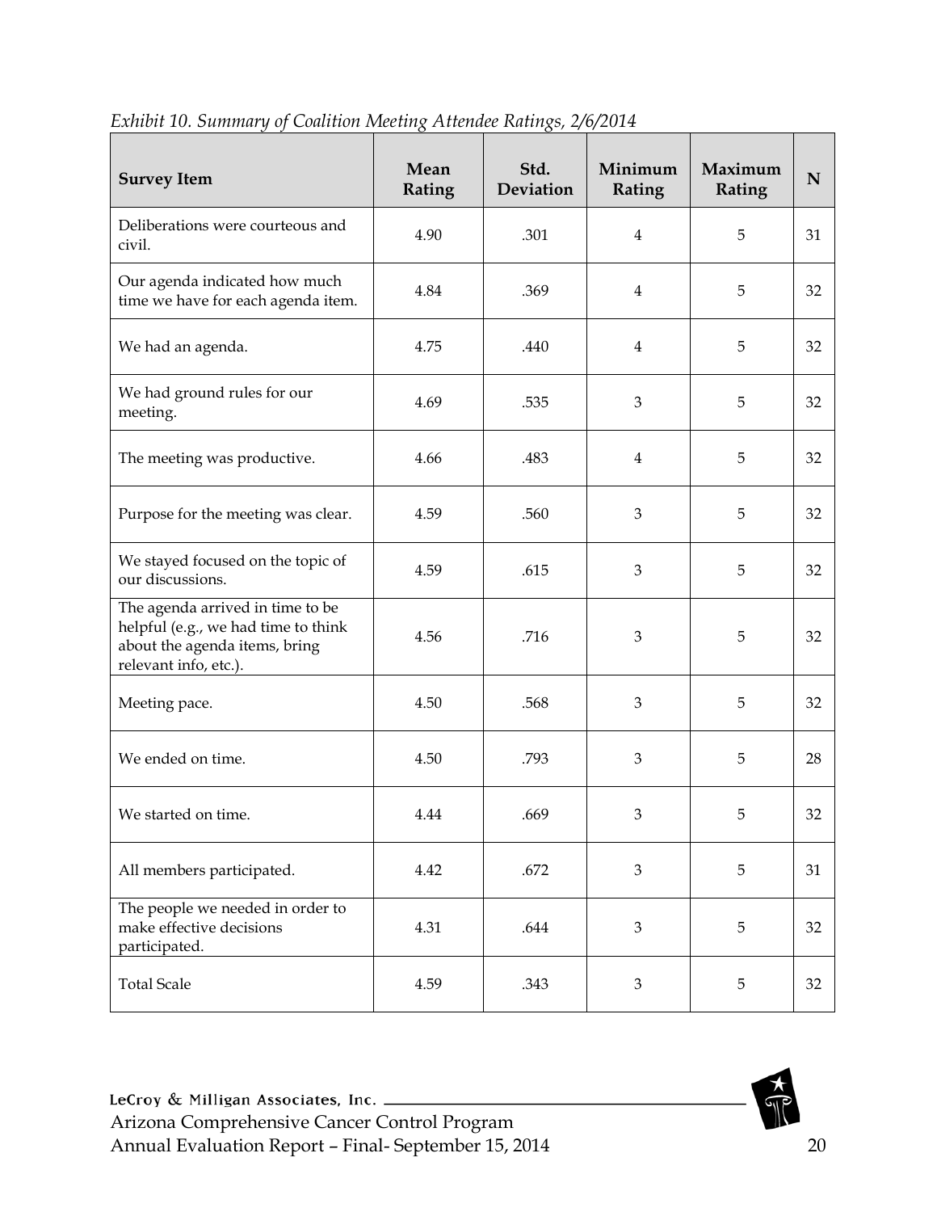*Exhibit 10. Summary of Coalition Meeting Attendee Ratings, 2/6/2014*

| Survey Item | Mean Rating | Std. Deviation | Minimum Rating | Maximum Rating | N |
|---|---|---|---|---|---|
| Deliberations were courteous and civil. | 4.90 | .301 | 4 | 5 | 31 |
| Our agenda indicated how much time we have for each agenda item. | 4.84 | .369 | 4 | 5 | 32 |
| We had an agenda. | 4.75 | .440 | 4 | 5 | 32 |
| We had ground rules for our meeting. | 4.69 | .535 | 3 | 5 | 32 |
| The meeting was productive. | 4.66 | .483 | 4 | 5 | 32 |
| Purpose for the meeting was clear. | 4.59 | .560 | 3 | 5 | 32 |
| We stayed focused on the topic of our discussions. | 4.59 | .615 | 3 | 5 | 32 |
| The agenda arrived in time to be helpful (e.g., we had time to think about the agenda items, bring relevant info, etc.). | 4.56 | .716 | 3 | 5 | 32 |
| Meeting pace. | 4.50 | .568 | 3 | 5 | 32 |
| We ended on time. | 4.50 | .793 | 3 | 5 | 28 |
| We started on time. | 4.44 | .669 | 3 | 5 | 32 |
| All members participated. | 4.42 | .672 | 3 | 5 | 31 |
| The people we needed in order to make effective decisions participated. | 4.31 | .644 | 3 | 5 | 32 |
| Total Scale | 4.59 | .343 | 3 | 5 | 32 |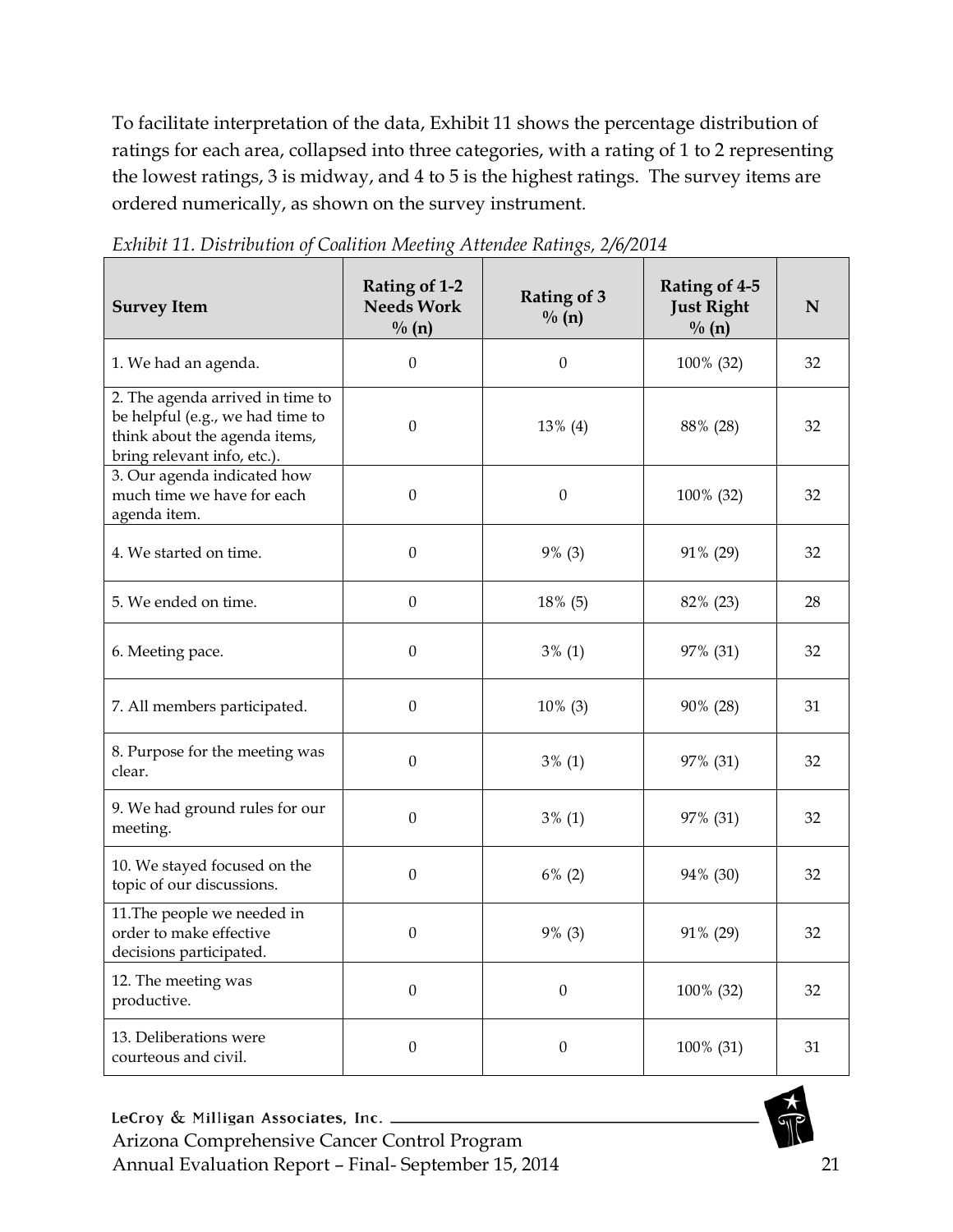To facilitate interpretation of the data, Exhibit 11 shows the percentage distribution of ratings for each area, collapsed into three categories, with a rating of 1 to 2 representing the lowest ratings, 3 is midway, and 4 to 5 is the highest ratings. The survey items are ordered numerically, as shown on the survey instrument.

*Exhibit 11. Distribution of Coalition Meeting Attendee Ratings, 2/6/2014*

| Survey Item | Rating of 1-2 Needs Work % (n) | Rating of 3 % (n) | Rating of 4-5 Just Right % (n) | N |
|---|---|---|---|---|
| 1. We had an agenda. | 0 | 0 | 100% (32) | 32 |
| 2. The agenda arrived in time to be helpful (e.g., we had time to think about the agenda items, bring relevant info, etc.). | 0 | 13% (4) | 88% (28) | 32 |
| 3. Our agenda indicated how much time we have for each agenda item. | 0 | 0 | 100% (32) | 32 |
| 4. We started on time. | 0 | 9% (3) | 91% (29) | 32 |
| 5. We ended on time. | 0 | 18% (5) | 82% (23) | 28 |
| 6. Meeting pace. | 0 | 3% (1) | 97% (31) | 32 |
| 7. All members participated. | 0 | 10% (3) | 90% (28) | 31 |
| 8. Purpose for the meeting was clear. | 0 | 3% (1) | 97% (31) | 32 |
| 9. We had ground rules for our meeting. | 0 | 3% (1) | 97% (31) | 32 |
| 10. We stayed focused on the topic of our discussions. | 0 | 6% (2) | 94% (30) | 32 |
| 11.The people we needed in order to make effective decisions participated. | 0 | 9% (3) | 91% (29) | 32 |
| 12. The meeting was productive. | 0 | 0 | 100% (32) | 32 |
| 13. Deliberations were courteous and civil. | 0 | 0 | 100% (31) | 31 |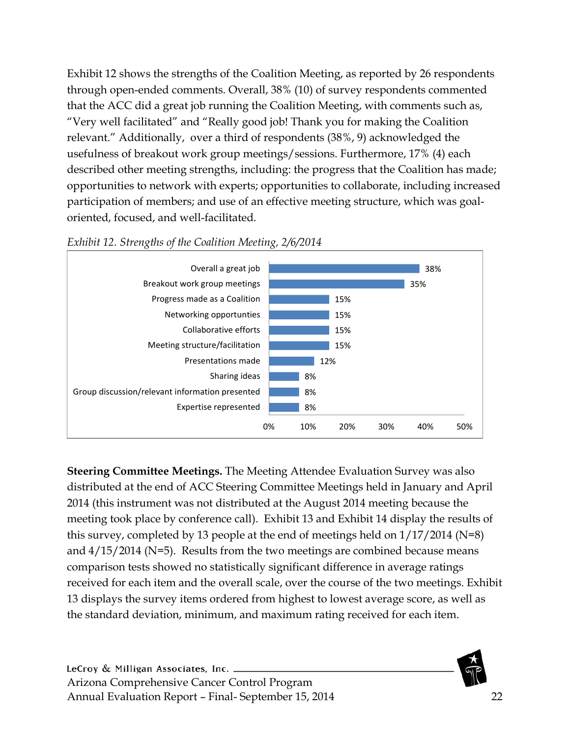Exhibit 12 shows the strengths of the Coalition Meeting, as reported by 26 respondents through open-ended comments. Overall, 38% (10) of survey respondents commented that the ACC did a great job running the Coalition Meeting, with comments such as, "Very well facilitated" and "Really good job! Thank you for making the Coalition relevant." Additionally, over a third of respondents (38%, 9) acknowledged the usefulness of breakout work group meetings/sessions. Furthermore, 17% (4) each described other meeting strengths, including: the progress that the Coalition has made; opportunities to network with experts; opportunities to collaborate, including increased participation of members; and use of an effective meeting structure, which was goal-oriented, focused, and well-facilitated.

*Exhibit 12. Strengths of the Coalition Meeting, 2/6/2014*

Overall a great job 38%
Breakout work group meetings 35%
Progress made as a Coalition 15%
Networking opportunties 15%
Collaborative efforts 15%
Meeting structure/facilitation 15%
Presentations made 12%
Sharing ideas 8%
Group discussion/relevant information presented 8%
Expertise represented 8%

0% 10% 20% 30% 40% 50%

**Steering Committee Meetings.** The Meeting Attendee Evaluation Survey was also distributed at the end of ACC Steering Committee Meetings held in January and April 2014 (this instrument was not distributed at the August 2014 meeting because the meeting took place by conference call). Exhibit 13 and Exhibit 14 display the results of this survey, completed by 13 people at the end of meetings held on 1/17/2014 (N=8) and 4/15/2014 (N=5). Results from the two meetings are combined because means comparison tests showed no statistically significant difference in average ratings received for each item and the overall scale, over the course of the two meetings. Exhibit 13 displays the survey items ordered from highest to lowest average score, as well as the standard deviation, minimum, and maximum rating received for each item.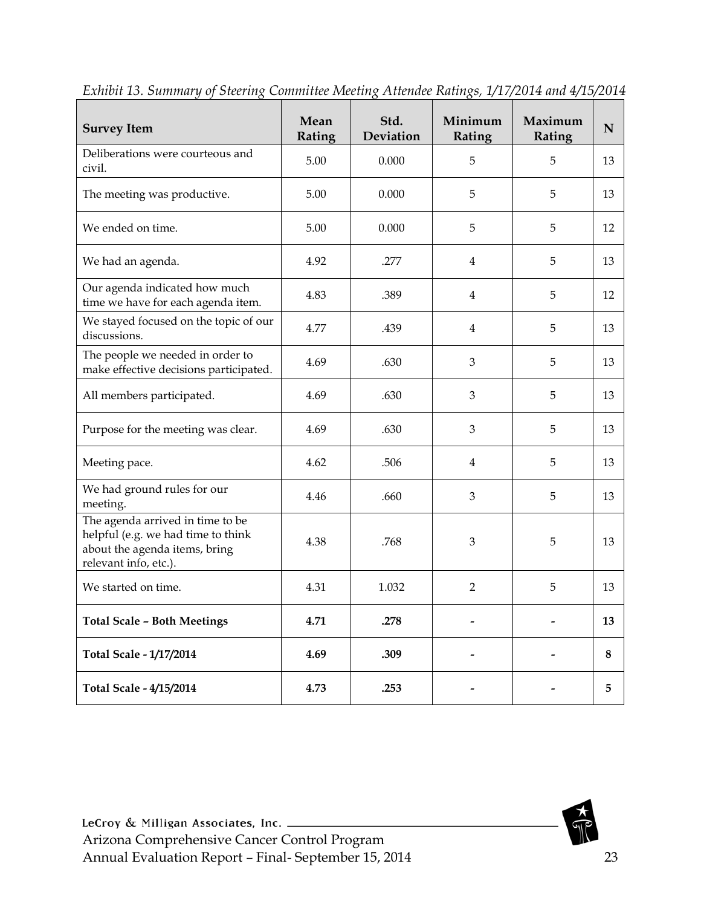*Exhibit 13. Summary of Steering Committee Meeting Attendee Ratings, 1/17/2014 and 4/15/2014*

| Survey Item | Mean Rating | Std. Deviation | Minimum Rating | Maximum Rating | N |
|---|---|---|---|---|---|
| Deliberations were courteous and civil. | 5.00 | 0.000 | 5 | 5 | 13 |
| The meeting was productive. | 5.00 | 0.000 | 5 | 5 | 13 |
| We ended on time. | 5.00 | 0.000 | 5 | 5 | 12 |
| We had an agenda. | 4.92 | .277 | 4 | 5 | 13 |
| Our agenda indicated how much time we have for each agenda item. | 4.83 | .389 | 4 | 5 | 12 |
| We stayed focused on the topic of our discussions. | 4.77 | .439 | 4 | 5 | 13 |
| The people we needed in order to make effective decisions participated. | 4.69 | .630 | 3 | 5 | 13 |
| All members participated. | 4.69 | .630 | 3 | 5 | 13 |
| Purpose for the meeting was clear. | 4.69 | .630 | 3 | 5 | 13 |
| Meeting pace. | 4.62 | .506 | 4 | 5 | 13 |
| We had ground rules for our meeting. | 4.46 | .660 | 3 | 5 | 13 |
| The agenda arrived in time to be helpful (e.g. we had time to think about the agenda items, bring relevant info, etc.). | 4.38 | .768 | 3 | 5 | 13 |
| We started on time. | 4.31 | 1.032 | 2 | 5 | 13 |
| **Total Scale – Both Meetings** | **4.71** | **.278** | - | - | **13** |
| **Total Scale - 1/17/2014** | **4.69** | **.309** | - | - | **8** |
| **Total Scale - 4/15/2014** | **4.73** | **.253** | - | - | **5** |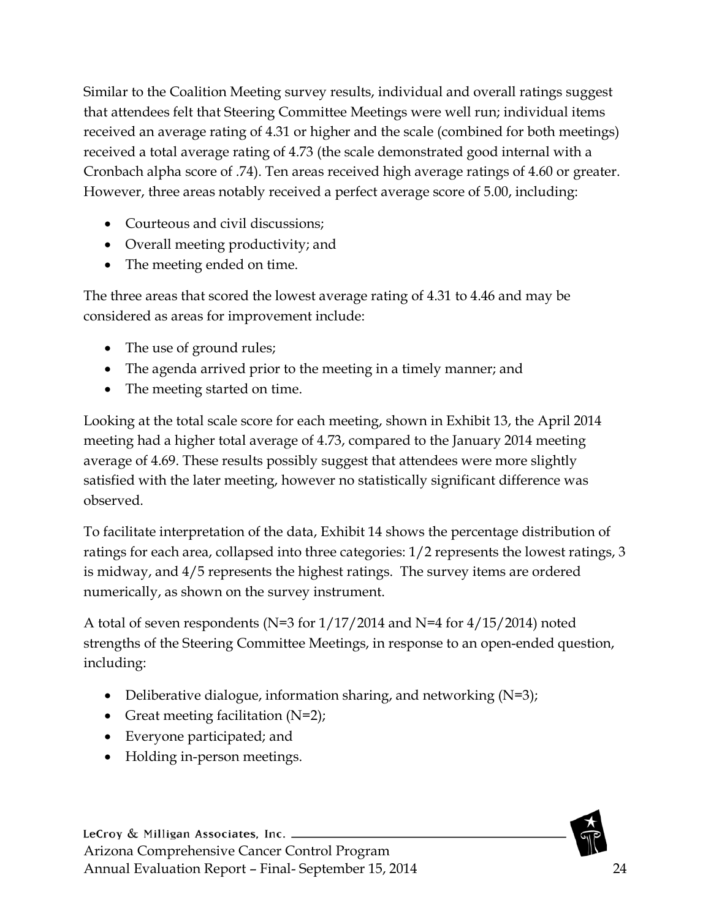Similar to the Coalition Meeting survey results, individual and overall ratings suggest that attendees felt that Steering Committee Meetings were well run; individual items received an average rating of 4.31 or higher and the scale (combined for both meetings) received a total average rating of 4.73 (the scale demonstrated good internal with a Cronbach alpha score of .74). Ten areas received high average ratings of 4.60 or greater. However, three areas notably received a perfect average score of 5.00, including:

- Courteous and civil discussions;
- Overall meeting productivity; and
- The meeting ended on time.

The three areas that scored the lowest average rating of 4.31 to 4.46 and may be considered as areas for improvement include:

- The use of ground rules;
- The agenda arrived prior to the meeting in a timely manner; and
- The meeting started on time.

Looking at the total scale score for each meeting, shown in Exhibit 13, the April 2014 meeting had a higher total average of 4.73, compared to the January 2014 meeting average of 4.69. These results possibly suggest that attendees were more slightly satisfied with the later meeting, however no statistically significant difference was observed.

To facilitate interpretation of the data, Exhibit 14 shows the percentage distribution of ratings for each area, collapsed into three categories: 1/2 represents the lowest ratings, 3 is midway, and 4/5 represents the highest ratings. The survey items are ordered numerically, as shown on the survey instrument.

A total of seven respondents (N=3 for 1/17/2014 and N=4 for 4/15/2014) noted strengths of the Steering Committee Meetings, in response to an open-ended question, including:

- Deliberative dialogue, information sharing, and networking (N=3);
- Great meeting facilitation (N=2);
- Everyone participated; and
- Holding in-person meetings.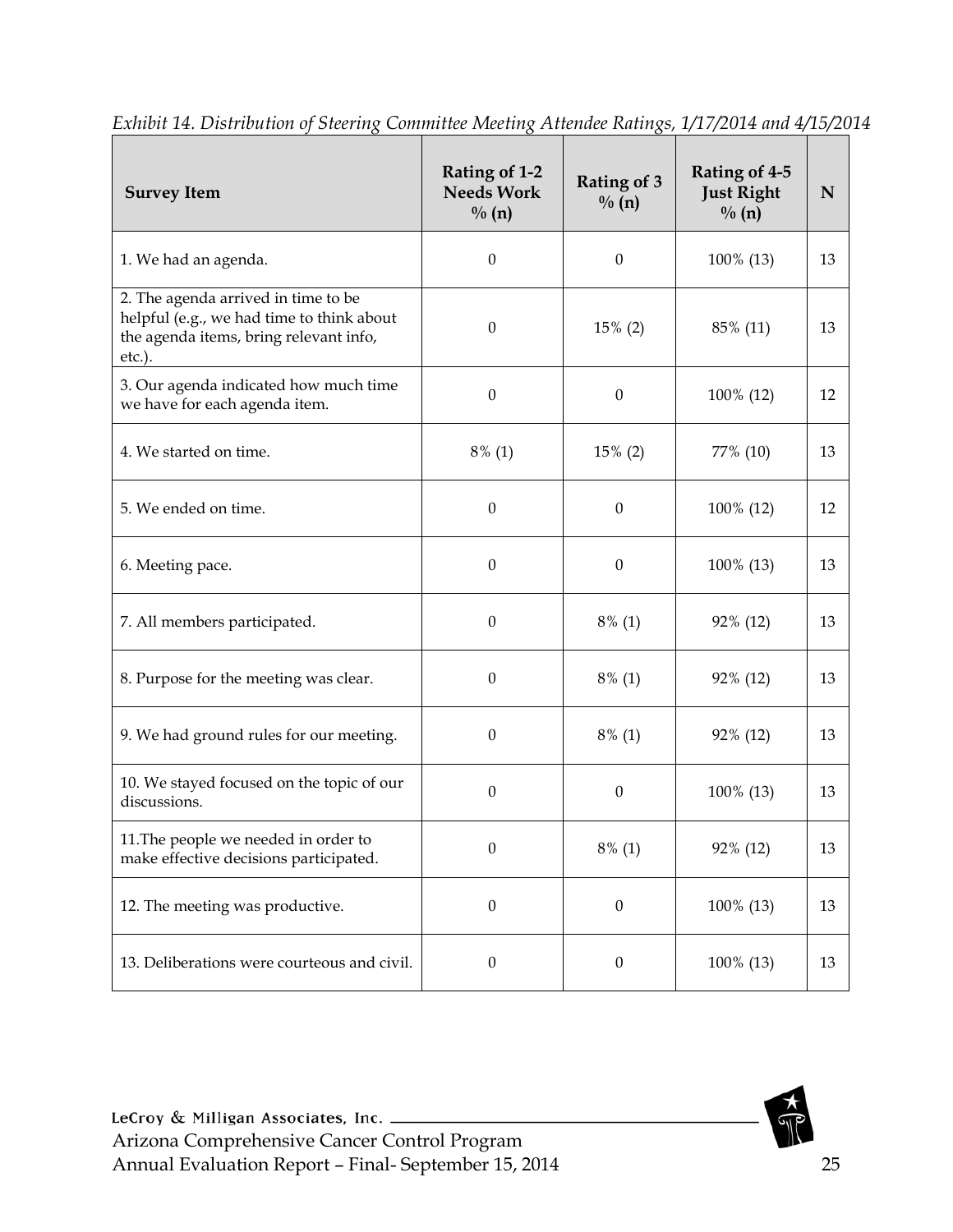*Exhibit 14. Distribution of Steering Committee Meeting Attendee Ratings, 1/17/2014 and 4/15/2014*

| Survey Item | Rating of 1-2 Needs Work % (n) | Rating of 3 % (n) | Rating of 4-5 Just Right % (n) | N |
|---|---|---|---|---|
| 1. We had an agenda. | 0 | 0 | 100% (13) | 13 |
| 2. The agenda arrived in time to be helpful (e.g., we had time to think about the agenda items, bring relevant info, etc.). | 0 | 15% (2) | 85% (11) | 13 |
| 3. Our agenda indicated how much time we have for each agenda item. | 0 | 0 | 100% (12) | 12 |
| 4. We started on time. | 8% (1) | 15% (2) | 77% (10) | 13 |
| 5. We ended on time. | 0 | 0 | 100% (12) | 12 |
| 6. Meeting pace. | 0 | 0 | 100% (13) | 13 |
| 7. All members participated. | 0 | 8% (1) | 92% (12) | 13 |
| 8. Purpose for the meeting was clear. | 0 | 8% (1) | 92% (12) | 13 |
| 9. We had ground rules for our meeting. | 0 | 8% (1) | 92% (12) | 13 |
| 10. We stayed focused on the topic of our discussions. | 0 | 0 | 100% (13) | 13 |
| 11.The people we needed in order to make effective decisions participated. | 0 | 8% (1) | 92% (12) | 13 |
| 12. The meeting was productive. | 0 | 0 | 100% (13) | 13 |
| 13. Deliberations were courteous and civil. | 0 | 0 | 100% (13) | 13 |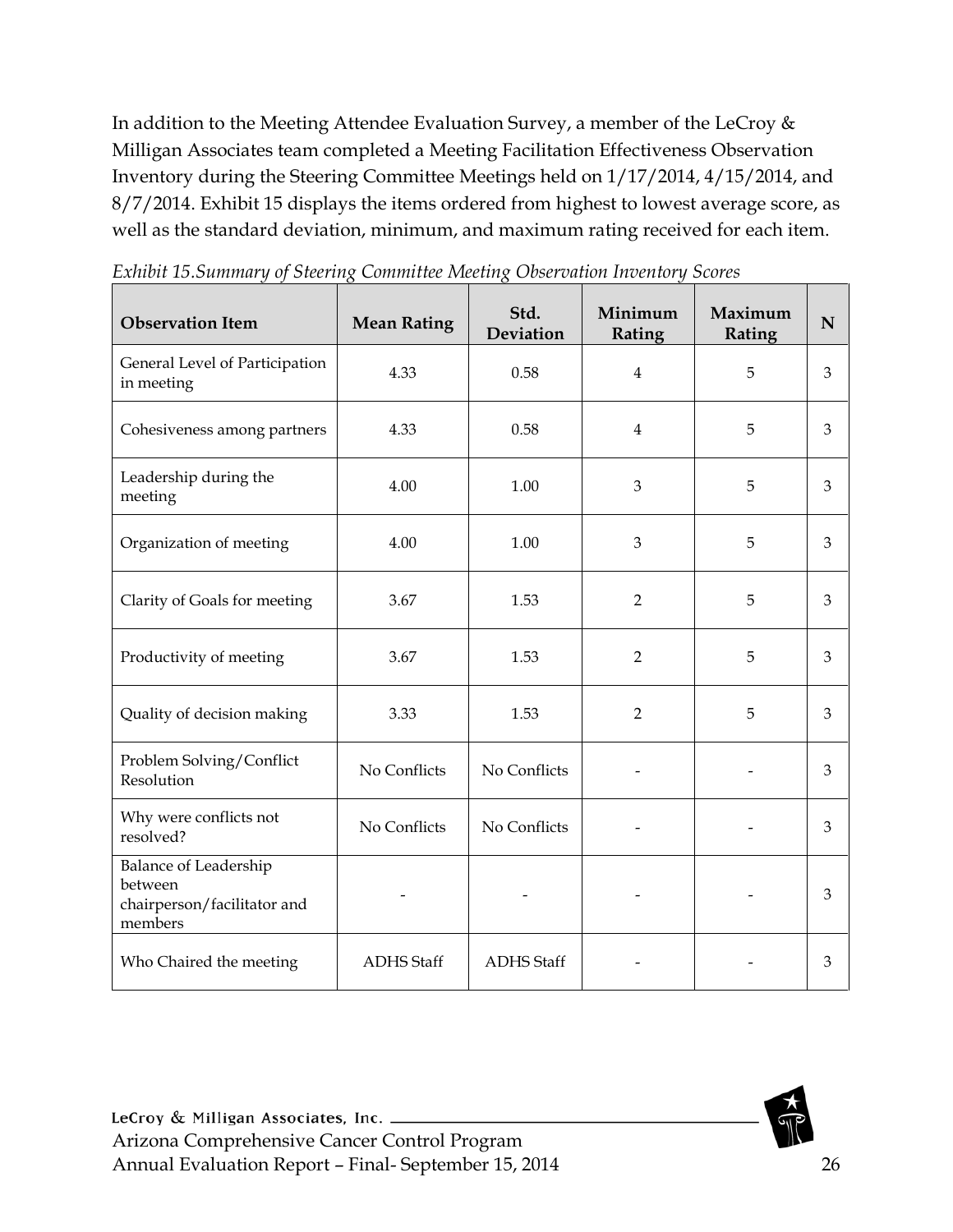In addition to the Meeting Attendee Evaluation Survey, a member of the LeCroy & Milligan Associates team completed a Meeting Facilitation Effectiveness Observation Inventory during the Steering Committee Meetings held on 1/17/2014, 4/15/2014, and 8/7/2014. Exhibit 15 displays the items ordered from highest to lowest average score, as well as the standard deviation, minimum, and maximum rating received for each item.

*Exhibit 15.Summary of Steering Committee Meeting Observation Inventory Scores*

| Observation Item | Mean Rating | Std. Deviation | Minimum Rating | Maximum Rating | N |
|---|---|---|---|---|---|
| General Level of Participation in meeting | 4.33 | 0.58 | 4 | 5 | 3 |
| Cohesiveness among partners | 4.33 | 0.58 | 4 | 5 | 3 |
| Leadership during the meeting | 4.00 | 1.00 | 3 | 5 | 3 |
| Organization of meeting | 4.00 | 1.00 | 3 | 5 | 3 |
| Clarity of Goals for meeting | 3.67 | 1.53 | 2 | 5 | 3 |
| Productivity of meeting | 3.67 | 1.53 | 2 | 5 | 3 |
| Quality of decision making | 3.33 | 1.53 | 2 | 5 | 3 |
| Problem Solving/Conflict Resolution | No Conflicts | No Conflicts | - | - | 3 |
| Why were conflicts not resolved? | No Conflicts | No Conflicts | - | - | 3 |
| Balance of Leadership between chairperson/facilitator and members | - | - | - | - | 3 |
| Who Chaired the meeting | ADHS Staff | ADHS Staff | - | - | 3 |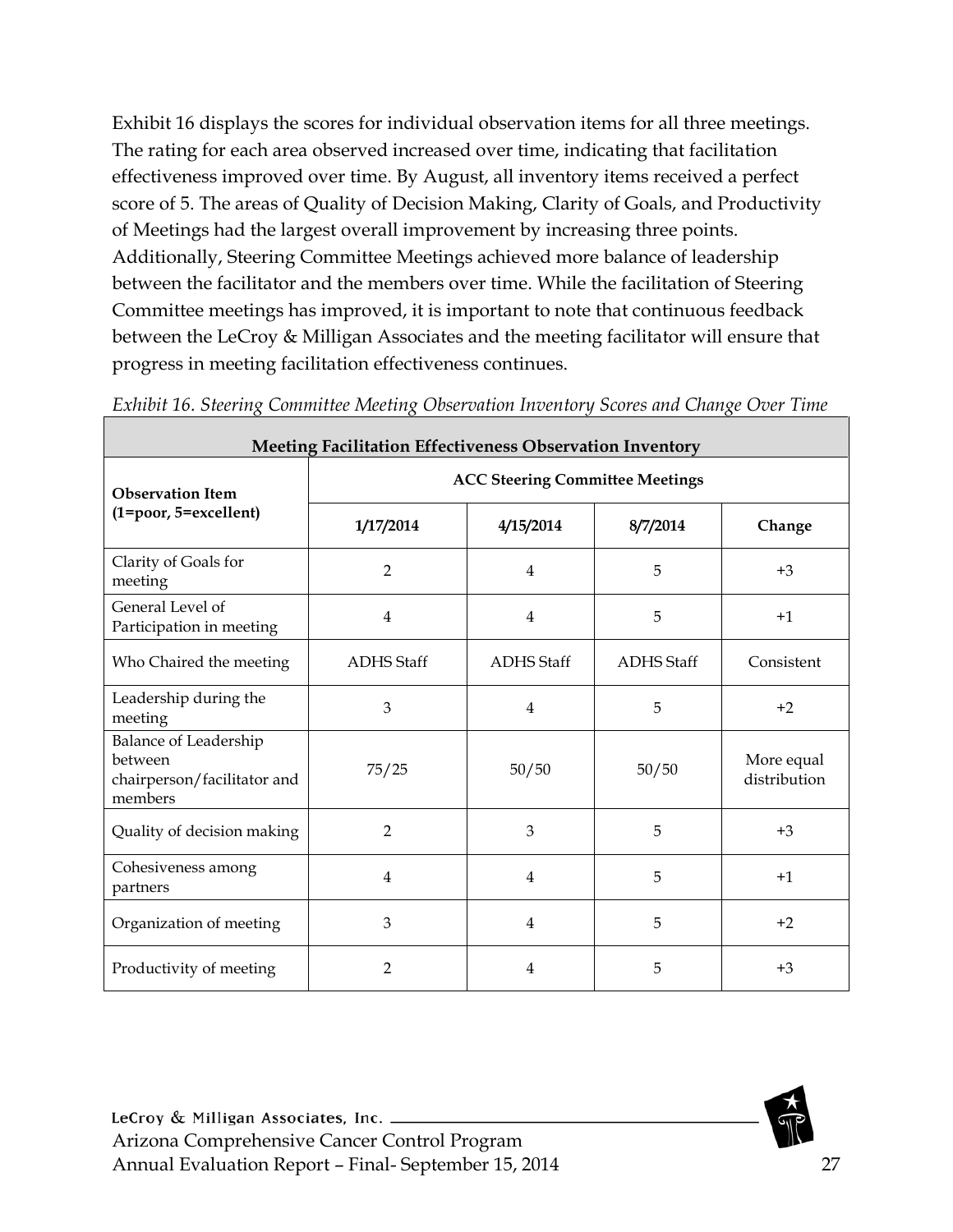Exhibit 16 displays the scores for individual observation items for all three meetings. The rating for each area observed increased over time, indicating that facilitation effectiveness improved over time. By August, all inventory items received a perfect score of 5. The areas of Quality of Decision Making, Clarity of Goals, and Productivity of Meetings had the largest overall improvement by increasing three points. Additionally, Steering Committee Meetings achieved more balance of leadership between the facilitator and the members over time. While the facilitation of Steering Committee meetings has improved, it is important to note that continuous feedback between the LeCroy & Milligan Associates and the meeting facilitator will ensure that progress in meeting facilitation effectiveness continues.

*Exhibit 16. Steering Committee Meeting Observation Inventory Scores and Change Over Time*

| Meeting Facilitation Effectiveness Observation Inventory | | | | |
|---|---|---|---|---|
| **Observation Item (1=poor, 5=excellent)** | **ACC Steering Committee Meetings** | | | |
| | **1/17/2014** | **4/15/2014** | **8/7/2014** | **Change** |
| Clarity of Goals for meeting | 2 | 4 | 5 | +3 |
| General Level of Participation in meeting | 4 | 4 | 5 | +1 |
| Who Chaired the meeting | ADHS Staff | ADHS Staff | ADHS Staff | Consistent |
| Leadership during the meeting | 3 | 4 | 5 | +2 |
| Balance of Leadership between chairperson/facilitator and members | 75/25 | 50/50 | 50/50 | More equal distribution |
| Quality of decision making | 2 | 3 | 5 | +3 |
| Cohesiveness among partners | 4 | 4 | 5 | +1 |
| Organization of meeting | 3 | 4 | 5 | +2 |
| Productivity of meeting | 2 | 4 | 5 | +3 |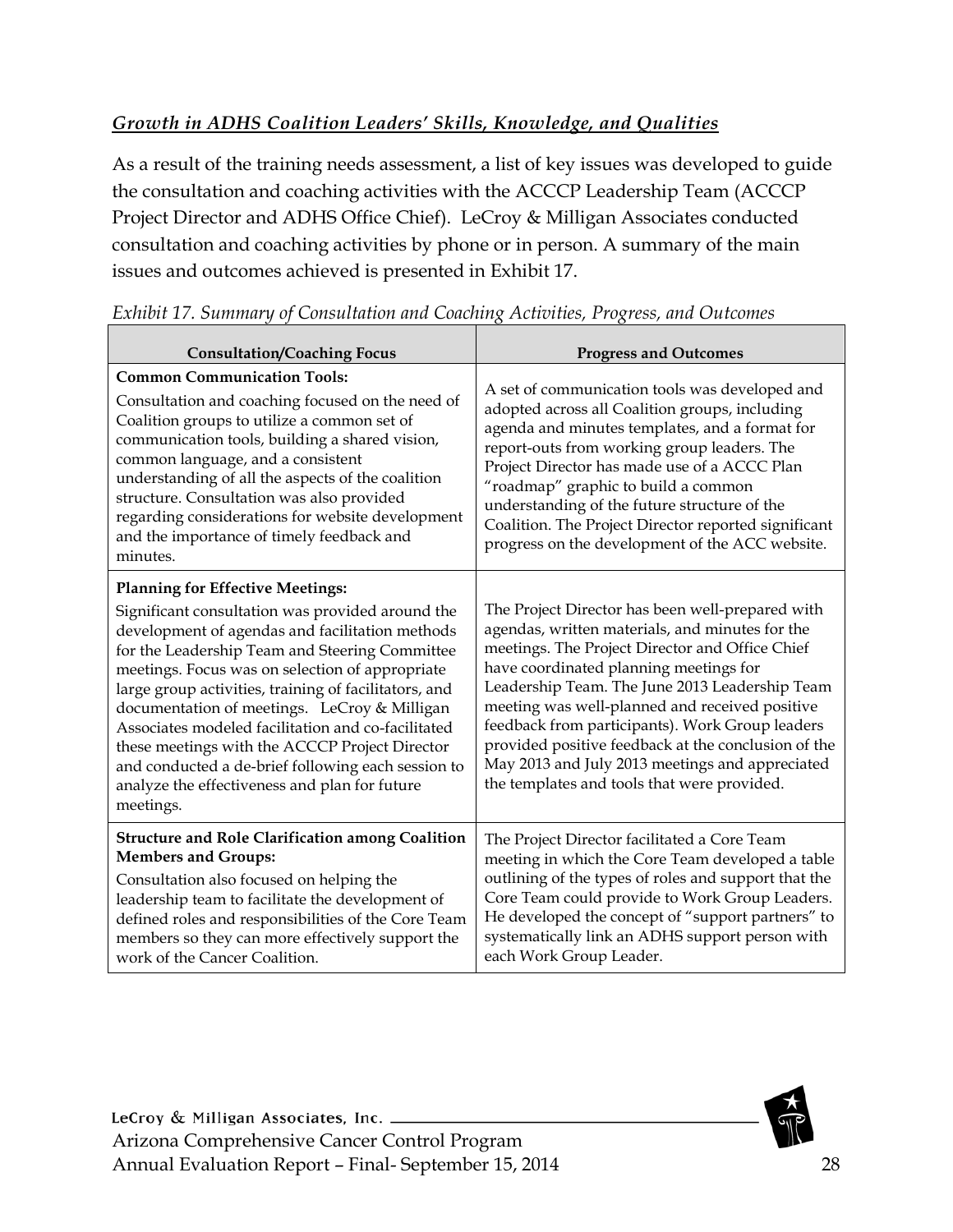***Growth in ADHS Coalition Leaders' Skills, Knowledge, and Qualities***

As a result of the training needs assessment, a list of key issues was developed to guide the consultation and coaching activities with the ACCCP Leadership Team (ACCCP Project Director and ADHS Office Chief). LeCroy & Milligan Associates conducted consultation and coaching activities by phone or in person. A summary of the main issues and outcomes achieved is presented in Exhibit 17.

*Exhibit 17. Summary of Consultation and Coaching Activities, Progress, and Outcomes*

| Consultation/Coaching Focus | Progress and Outcomes |
|---|---|
| **Common Communication Tools:** Consultation and coaching focused on the need of Coalition groups to utilize a common set of communication tools, building a shared vision, common language, and a consistent understanding of all the aspects of the coalition structure. Consultation was also provided regarding considerations for website development and the importance of timely feedback and minutes. | A set of communication tools was developed and adopted across all Coalition groups, including agenda and minutes templates, and a format for report-outs from working group leaders. The Project Director has made use of a ACCC Plan "roadmap" graphic to build a common understanding of the future structure of the Coalition. The Project Director reported significant progress on the development of the ACC website. |
| **Planning for Effective Meetings:** Significant consultation was provided around the development of agendas and facilitation methods for the Leadership Team and Steering Committee meetings. Focus was on selection of appropriate large group activities, training of facilitators, and documentation of meetings. LeCroy & Milligan Associates modeled facilitation and co-facilitated these meetings with the ACCCP Project Director and conducted a de-brief following each session to analyze the effectiveness and plan for future meetings. | The Project Director has been well-prepared with agendas, written materials, and minutes for the meetings. The Project Director and Office Chief have coordinated planning meetings for Leadership Team. The June 2013 Leadership Team meeting was well-planned and received positive feedback from participants). Work Group leaders provided positive feedback at the conclusion of the May 2013 and July 2013 meetings and appreciated the templates and tools that were provided. |
| **Structure and Role Clarification among Coalition Members and Groups:** Consultation also focused on helping the leadership team to facilitate the development of defined roles and responsibilities of the Core Team members so they can more effectively support the work of the Cancer Coalition. | The Project Director facilitated a Core Team meeting in which the Core Team developed a table outlining of the types of roles and support that the Core Team could provide to Work Group Leaders. He developed the concept of "support partners" to systematically link an ADHS support person with each Work Group Leader. |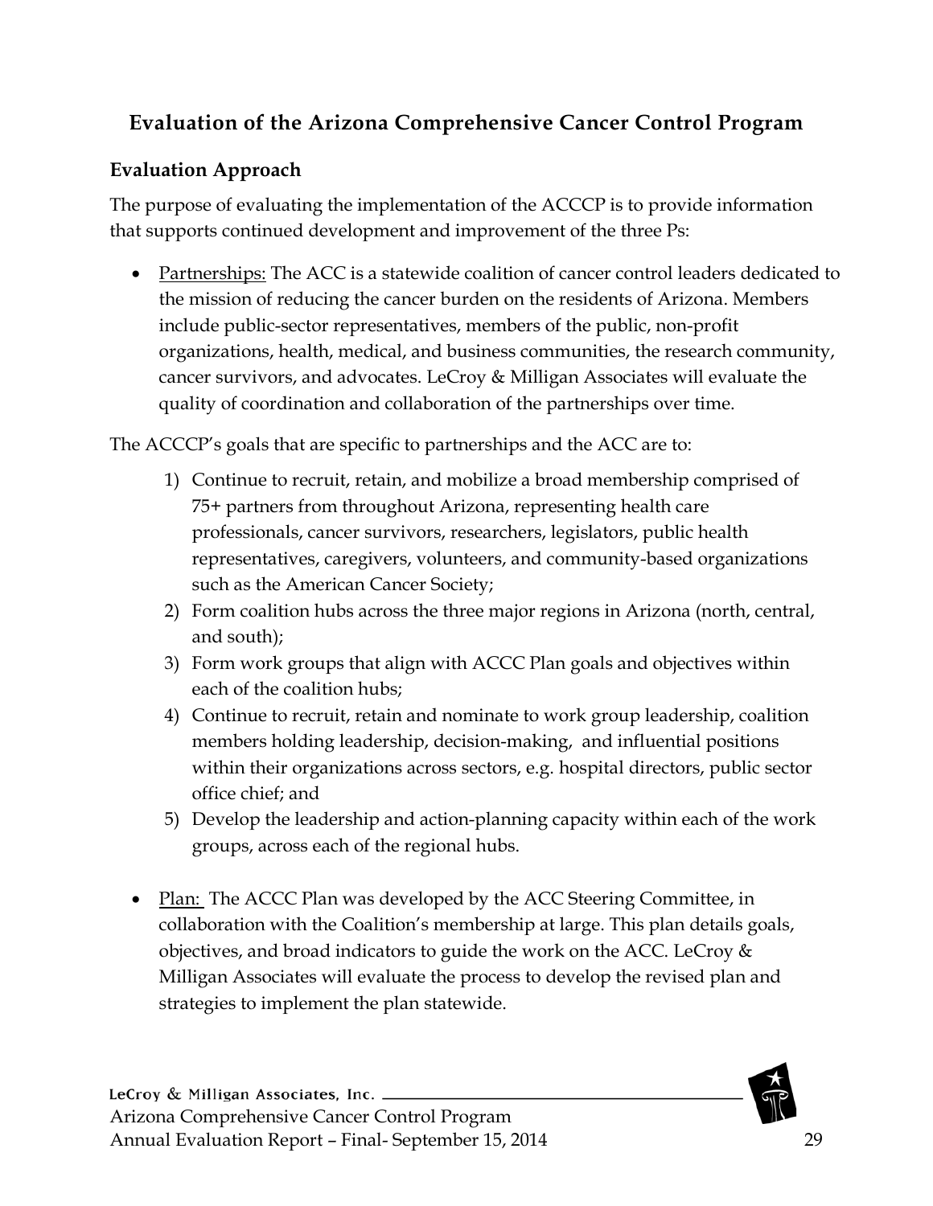## Evaluation of the Arizona Comprehensive Cancer Control Program

### Evaluation Approach

The purpose of evaluating the implementation of the ACCCP is to provide information that supports continued development and improvement of the three Ps:

- Partnerships: The ACC is a statewide coalition of cancer control leaders dedicated to the mission of reducing the cancer burden on the residents of Arizona. Members include public-sector representatives, members of the public, non-profit organizations, health, medical, and business communities, the research community, cancer survivors, and advocates. LeCroy & Milligan Associates will evaluate the quality of coordination and collaboration of the partnerships over time.

The ACCCP's goals that are specific to partnerships and the ACC are to:

1) Continue to recruit, retain, and mobilize a broad membership comprised of 75+ partners from throughout Arizona, representing health care professionals, cancer survivors, researchers, legislators, public health representatives, caregivers, volunteers, and community-based organizations such as the American Cancer Society;
2) Form coalition hubs across the three major regions in Arizona (north, central, and south);
3) Form work groups that align with ACCC Plan goals and objectives within each of the coalition hubs;
4) Continue to recruit, retain and nominate to work group leadership, coalition members holding leadership, decision-making, and influential positions within their organizations across sectors, e.g. hospital directors, public sector office chief; and
5) Develop the leadership and action-planning capacity within each of the work groups, across each of the regional hubs.

- Plan: The ACCC Plan was developed by the ACC Steering Committee, in collaboration with the Coalition's membership at large. This plan details goals, objectives, and broad indicators to guide the work on the ACC. LeCroy & Milligan Associates will evaluate the process to develop the revised plan and strategies to implement the plan statewide.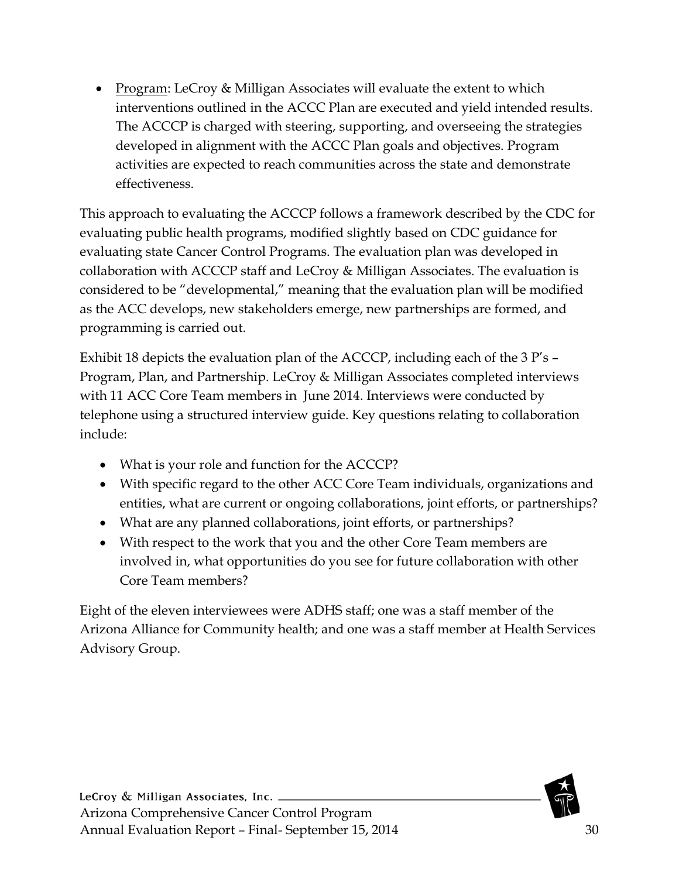- Program: LeCroy & Milligan Associates will evaluate the extent to which interventions outlined in the ACCC Plan are executed and yield intended results. The ACCCP is charged with steering, supporting, and overseeing the strategies developed in alignment with the ACCC Plan goals and objectives. Program activities are expected to reach communities across the state and demonstrate effectiveness.

This approach to evaluating the ACCCP follows a framework described by the CDC for evaluating public health programs, modified slightly based on CDC guidance for evaluating state Cancer Control Programs. The evaluation plan was developed in collaboration with ACCCP staff and LeCroy & Milligan Associates. The evaluation is considered to be "developmental," meaning that the evaluation plan will be modified as the ACC develops, new stakeholders emerge, new partnerships are formed, and programming is carried out.

Exhibit 18 depicts the evaluation plan of the ACCCP, including each of the 3 P's – Program, Plan, and Partnership. LeCroy & Milligan Associates completed interviews with 11 ACC Core Team members in June 2014. Interviews were conducted by telephone using a structured interview guide. Key questions relating to collaboration include:

- What is your role and function for the ACCCP?
- With specific regard to the other ACC Core Team individuals, organizations and entities, what are current or ongoing collaborations, joint efforts, or partnerships?
- What are any planned collaborations, joint efforts, or partnerships?
- With respect to the work that you and the other Core Team members are involved in, what opportunities do you see for future collaboration with other Core Team members?

Eight of the eleven interviewees were ADHS staff; one was a staff member of the Arizona Alliance for Community health; and one was a staff member at Health Services Advisory Group.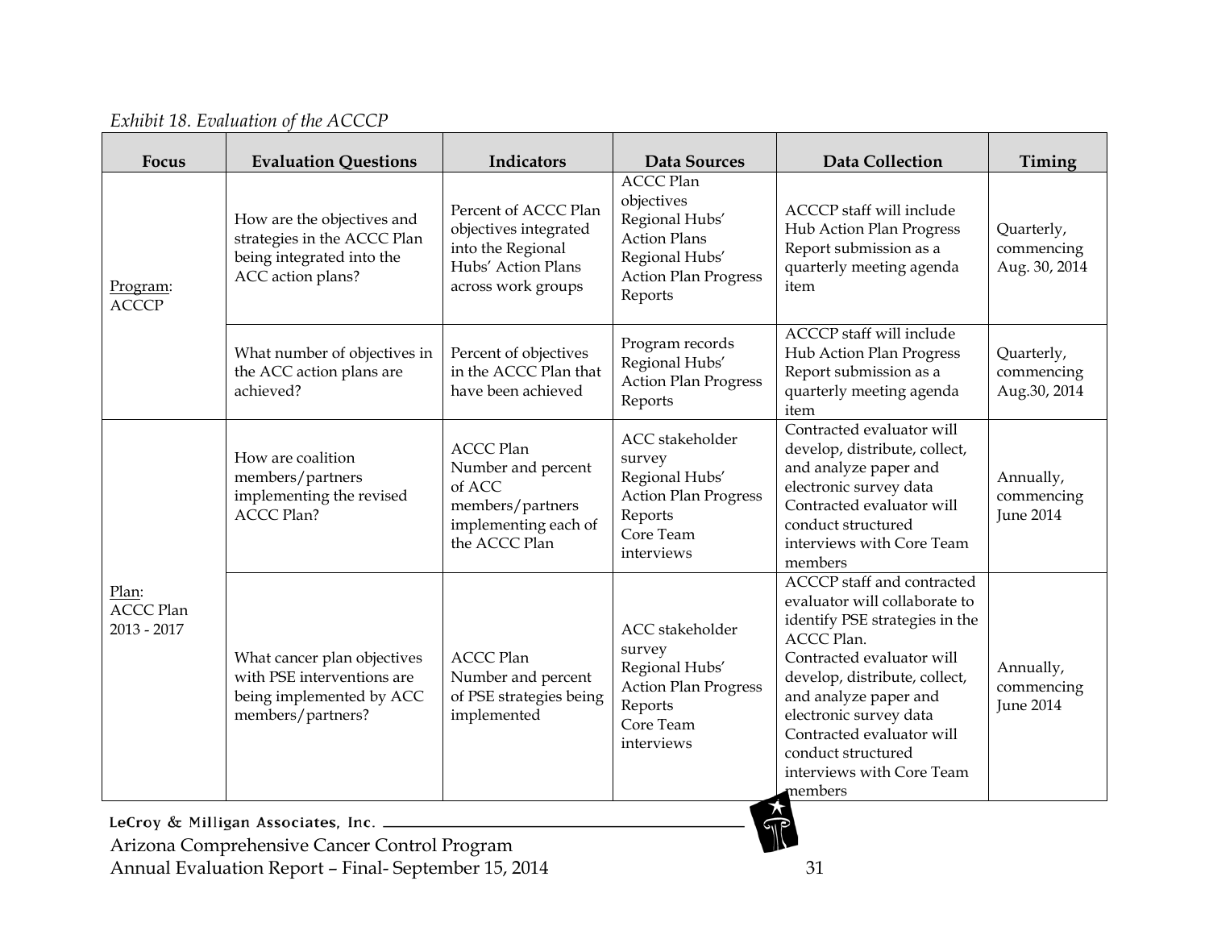*Exhibit 18. Evaluation of the ACCCP*

| Focus | Evaluation Questions | Indicators | Data Sources | Data Collection | Timing |
|---|---|---|---|---|---|
| Program: ACCCP | How are the objectives and strategies in the ACCC Plan being integrated into the ACC action plans? | Percent of ACCC Plan objectives integrated into the Regional Hubs' Action Plans across work groups | ACCC Plan objectives<br>Regional Hubs' Action Plans<br>Regional Hubs' Action Plan Progress Reports | ACCCP staff will include Hub Action Plan Progress Report submission as a quarterly meeting agenda item | Quarterly, commencing Aug. 30, 2014 |
| | What number of objectives in the ACC action plans are achieved? | Percent of objectives in the ACCC Plan that have been achieved | Program records<br>Regional Hubs' Action Plan Progress Reports | ACCCP staff will include Hub Action Plan Progress Report submission as a quarterly meeting agenda item | Quarterly, commencing Aug.30, 2014 |
| Plan: ACCC Plan 2013 - 2017 | How are coalition members/partners implementing the revised ACCC Plan? | ACCC Plan<br>Number and percent of ACC members/partners implementing each of the ACCC Plan | ACC stakeholder survey<br>Regional Hubs' Action Plan Progress Reports<br>Core Team interviews | Contracted evaluator will develop, distribute, collect, and analyze paper and electronic survey data<br>Contracted evaluator will conduct structured interviews with Core Team members | Annually, commencing June 2014 |
| | What cancer plan objectives with PSE interventions are being implemented by ACC members/partners? | ACCC Plan<br>Number and percent of PSE strategies being implemented | ACC stakeholder survey<br>Regional Hubs' Action Plan Progress Reports<br>Core Team interviews | ACCCP staff and contracted evaluator will collaborate to identify PSE strategies in the ACCC Plan.<br>Contracted evaluator will develop, distribute, collect, and analyze paper and electronic survey data<br>Contracted evaluator will conduct structured interviews with Core Team members | Annually, commencing June 2014 |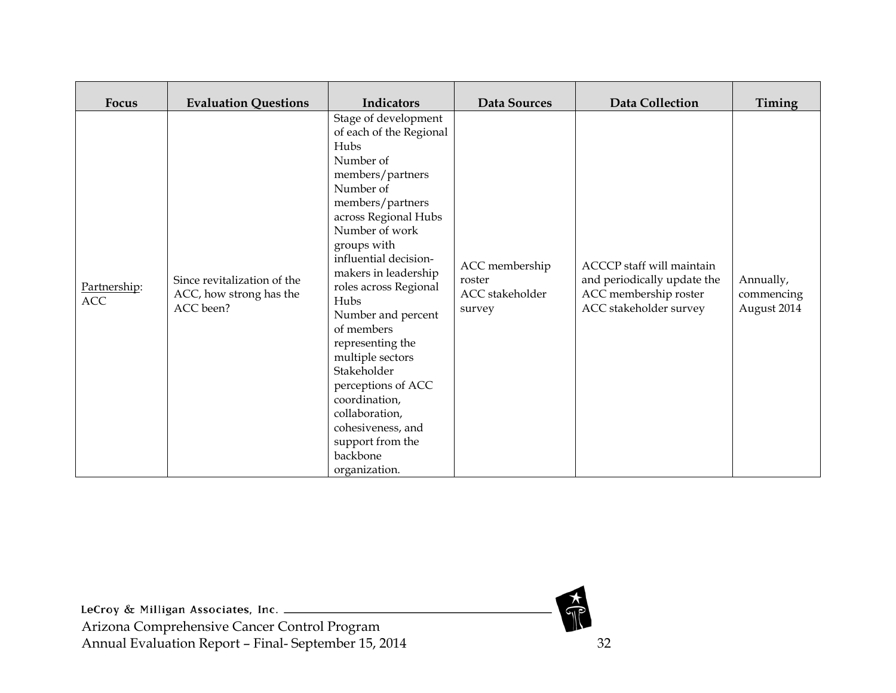| Focus | Evaluation Questions | Indicators | Data Sources | Data Collection | Timing |
|---|---|---|---|---|---|
| Partnership: ACC | Since revitalization of the ACC, how strong has the ACC been? | Stage of development of each of the Regional Hubs<br>Number of members/partners<br>Number of members/partners across Regional Hubs<br>Number of work groups with influential decision-makers in leadership roles across Regional Hubs<br>Number and percent of members representing the multiple sectors<br>Stakeholder perceptions of ACC coordination, collaboration, cohesiveness, and support from the backbone organization. | ACC membership roster<br>ACC stakeholder survey | ACCCP staff will maintain and periodically update the ACC membership roster<br>ACC stakeholder survey | Annually, commencing August 2014 |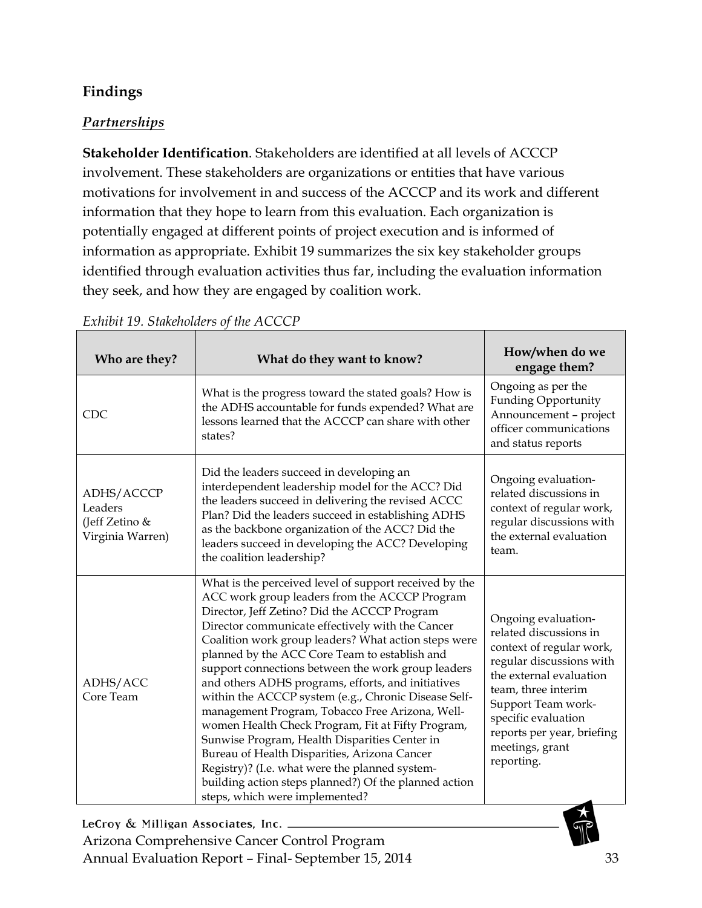## Findings

### *Partnerships*

**Stakeholder Identification**. Stakeholders are identified at all levels of ACCCP involvement. These stakeholders are organizations or entities that have various motivations for involvement in and success of the ACCCP and its work and different information that they hope to learn from this evaluation. Each organization is potentially engaged at different points of project execution and is informed of information as appropriate. Exhibit 19 summarizes the six key stakeholder groups identified through evaluation activities thus far, including the evaluation information they seek, and how they are engaged by coalition work.

*Exhibit 19. Stakeholders of the ACCCP*

| Who are they? | What do they want to know? | How/when do we engage them? |
|---|---|---|
| CDC | What is the progress toward the stated goals? How is the ADHS accountable for funds expended? What are lessons learned that the ACCCP can share with other states? | Ongoing as per the Funding Opportunity Announcement – project officer communications and status reports |
| ADHS/ACCCP Leaders (Jeff Zetino & Virginia Warren) | Did the leaders succeed in developing an interdependent leadership model for the ACC? Did the leaders succeed in delivering the revised ACCC Plan? Did the leaders succeed in establishing ADHS as the backbone organization of the ACC? Did the leaders succeed in developing the ACC? Developing the coalition leadership? | Ongoing evaluation-related discussions in context of regular work, regular discussions with the external evaluation team. |
| ADHS/ACC Core Team | What is the perceived level of support received by the ACC work group leaders from the ACCCP Program Director, Jeff Zetino? Did the ACCCP Program Director communicate effectively with the Cancer Coalition work group leaders? What action steps were planned by the ACC Core Team to establish and support connections between the work group leaders and others ADHS programs, efforts, and initiatives within the ACCCP system (e.g., Chronic Disease Self-management Program, Tobacco Free Arizona, Well-women Health Check Program, Fit at Fifty Program, Sunwise Program, Health Disparities Center in Bureau of Health Disparities, Arizona Cancer Registry)? (I.e. what were the planned system-building action steps planned?) Of the planned action steps, which were implemented? | Ongoing evaluation-related discussions in context of regular work, regular discussions with the external evaluation team, three interim Support Team work-specific evaluation reports per year, briefing meetings, grant reporting. |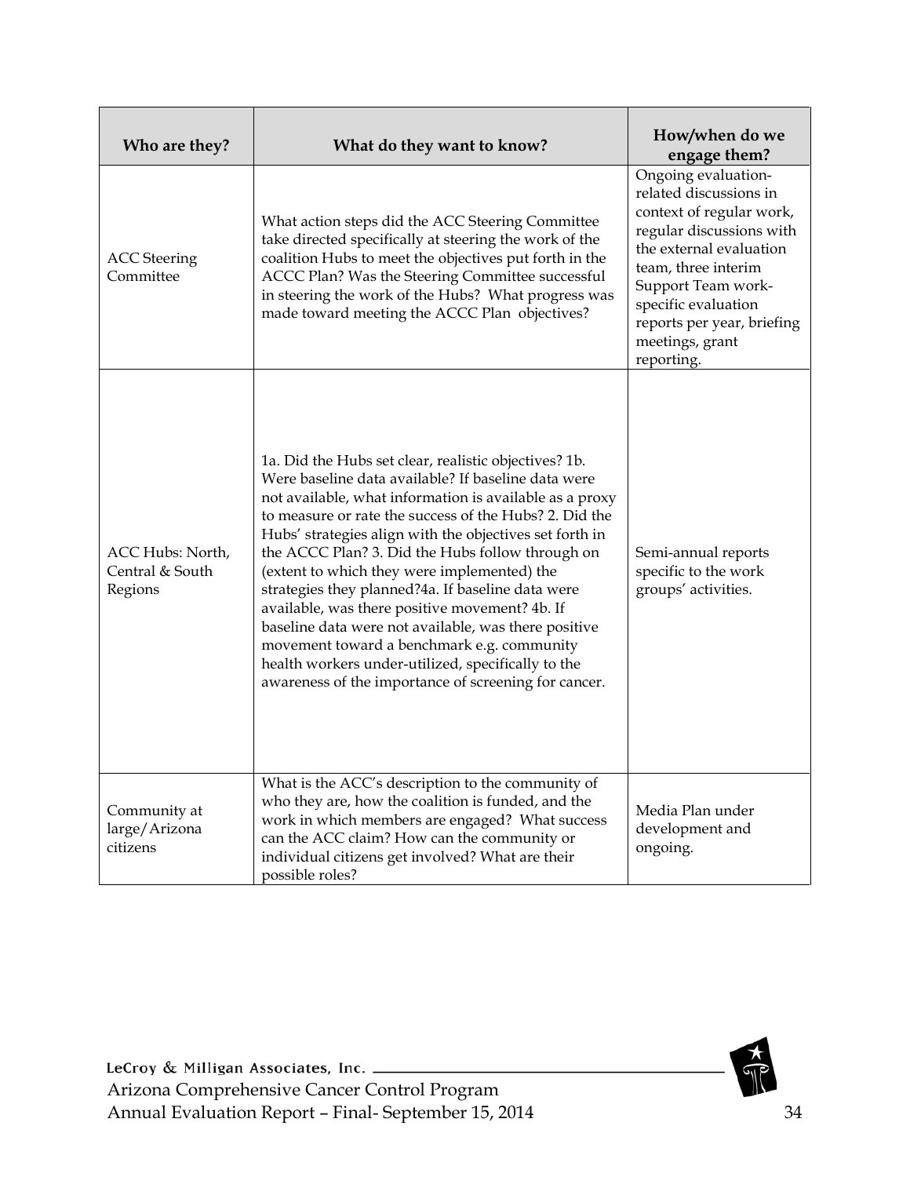| Who are they? | What do they want to know? | How/when do we engage them? |
| --- | --- | --- |
| ACC Steering Committee | What action steps did the ACC Steering Committee take directed specifically at steering the work of the coalition Hubs to meet the objectives put forth in the ACCC Plan? Was the Steering Committee successful in steering the work of the Hubs? What progress was made toward meeting the ACCC Plan objectives? | Ongoing evaluation-related discussions in context of regular work, regular discussions with the external evaluation team, three interim Support Team work-specific evaluation reports per year, briefing meetings, grant reporting. |
| ACC Hubs: North, Central & South Regions | 1a. Did the Hubs set clear, realistic objectives? 1b. Were baseline data available? If baseline data were not available, what information is available as a proxy to measure or rate the success of the Hubs? 2. Did the Hubs' strategies align with the objectives set forth in the ACCC Plan? 3. Did the Hubs follow through on (extent to which they were implemented) the strategies they planned?4a. If baseline data were available, was there positive movement? 4b. If baseline data were not available, was there positive movement toward a benchmark e.g. community health workers under-utilized, specifically to the awareness of the importance of screening for cancer. | Semi-annual reports specific to the work groups' activities. |
| Community at large/Arizona citizens | What is the ACC's description to the community of who they are, how the coalition is funded, and the work in which members are engaged? What success can the ACC claim? How can the community or individual citizens get involved? What are their possible roles? | Media Plan under development and ongoing. |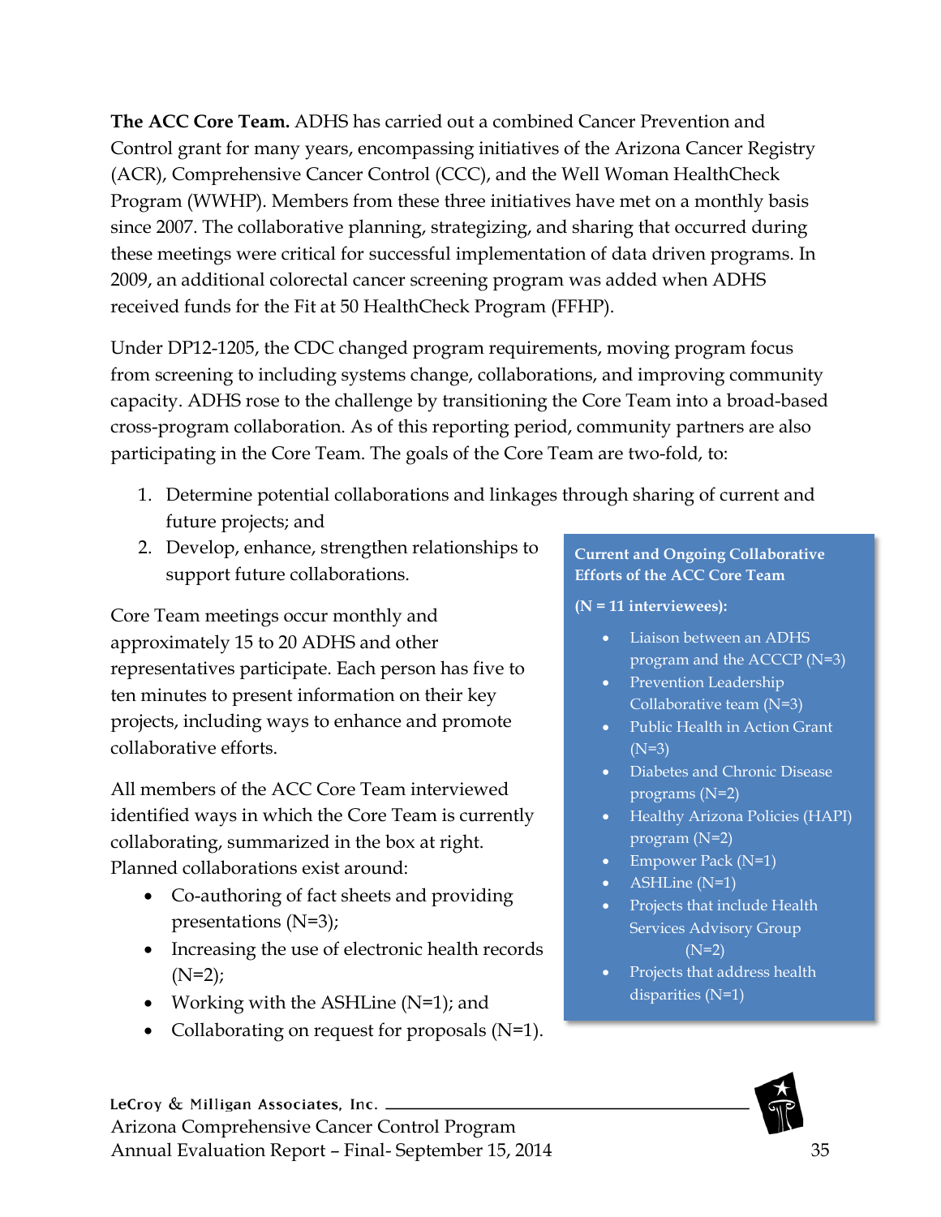**The ACC Core Team.** ADHS has carried out a combined Cancer Prevention and Control grant for many years, encompassing initiatives of the Arizona Cancer Registry (ACR), Comprehensive Cancer Control (CCC), and the Well Woman HealthCheck Program (WWHP). Members from these three initiatives have met on a monthly basis since 2007. The collaborative planning, strategizing, and sharing that occurred during these meetings were critical for successful implementation of data driven programs. In 2009, an additional colorectal cancer screening program was added when ADHS received funds for the Fit at 50 HealthCheck Program (FFHP).

Under DP12-1205, the CDC changed program requirements, moving program focus from screening to including systems change, collaborations, and improving community capacity. ADHS rose to the challenge by transitioning the Core Team into a broad-based cross-program collaboration. As of this reporting period, community partners are also participating in the Core Team. The goals of the Core Team are two-fold, to:

1. Determine potential collaborations and linkages through sharing of current and future projects; and
2. Develop, enhance, strengthen relationships to support future collaborations.

Core Team meetings occur monthly and approximately 15 to 20 ADHS and other representatives participate. Each person has five to ten minutes to present information on their key projects, including ways to enhance and promote collaborative efforts.

All members of the ACC Core Team interviewed identified ways in which the Core Team is currently collaborating, summarized in the box at right. Planned collaborations exist around:

- Co-authoring of fact sheets and providing presentations (N=3);
- Increasing the use of electronic health records (N=2);
- Working with the ASHLine (N=1); and
- Collaborating on request for proposals (N=1).

**Current and Ongoing Collaborative Efforts of the ACC Core Team**

**(N = 11 interviewees):**

- Liaison between an ADHS program and the ACCCP (N=3)
- Prevention Leadership Collaborative team (N=3)
- Public Health in Action Grant (N=3)
- Diabetes and Chronic Disease programs (N=2)
- Healthy Arizona Policies (HAPI) program (N=2)
- Empower Pack (N=1)
- ASHLine (N=1)
- Projects that include Health Services Advisory Group (N=2)
- Projects that address health disparities (N=1)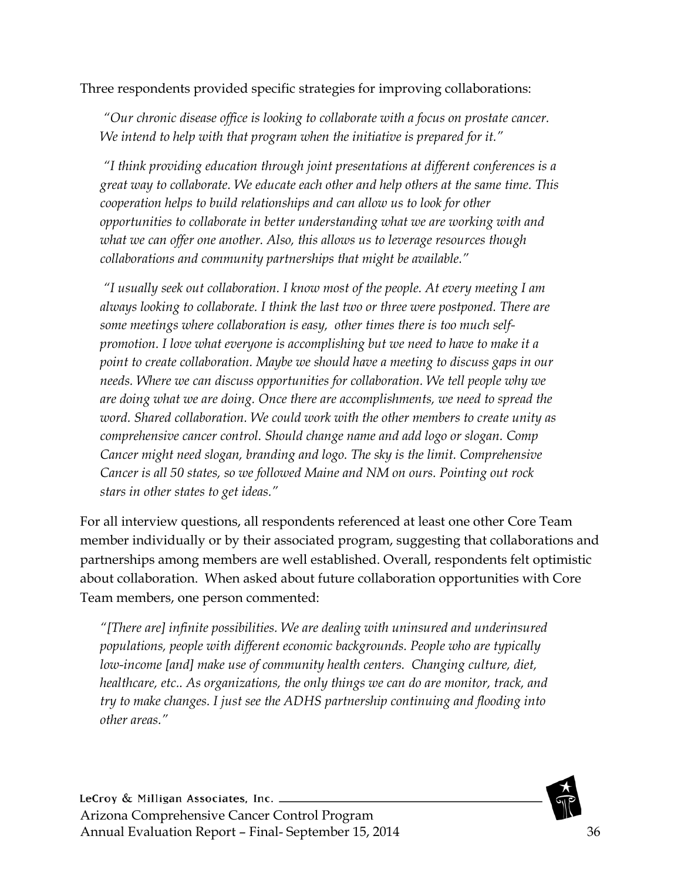Three respondents provided specific strategies for improving collaborations:

> *"Our chronic disease office is looking to collaborate with a focus on prostate cancer. We intend to help with that program when the initiative is prepared for it."*

> *"I think providing education through joint presentations at different conferences is a great way to collaborate. We educate each other and help others at the same time. This cooperation helps to build relationships and can allow us to look for other opportunities to collaborate in better understanding what we are working with and what we can offer one another. Also, this allows us to leverage resources though collaborations and community partnerships that might be available."*

> *"I usually seek out collaboration. I know most of the people. At every meeting I am always looking to collaborate. I think the last two or three were postponed. There are some meetings where collaboration is easy, other times there is too much self-promotion. I love what everyone is accomplishing but we need to have to make it a point to create collaboration. Maybe we should have a meeting to discuss gaps in our needs. Where we can discuss opportunities for collaboration. We tell people why we are doing what we are doing. Once there are accomplishments, we need to spread the word. Shared collaboration. We could work with the other members to create unity as comprehensive cancer control. Should change name and add logo or slogan. Comp Cancer might need slogan, branding and logo. The sky is the limit. Comprehensive Cancer is all 50 states, so we followed Maine and NM on ours. Pointing out rock stars in other states to get ideas."*

For all interview questions, all respondents referenced at least one other Core Team member individually or by their associated program, suggesting that collaborations and partnerships among members are well established. Overall, respondents felt optimistic about collaboration. When asked about future collaboration opportunities with Core Team members, one person commented:

> *"[There are] infinite possibilities. We are dealing with uninsured and underinsured populations, people with different economic backgrounds. People who are typically low-income [and] make use of community health centers. Changing culture, diet, healthcare, etc.. As organizations, the only things we can do are monitor, track, and try to make changes. I just see the ADHS partnership continuing and flooding into other areas."*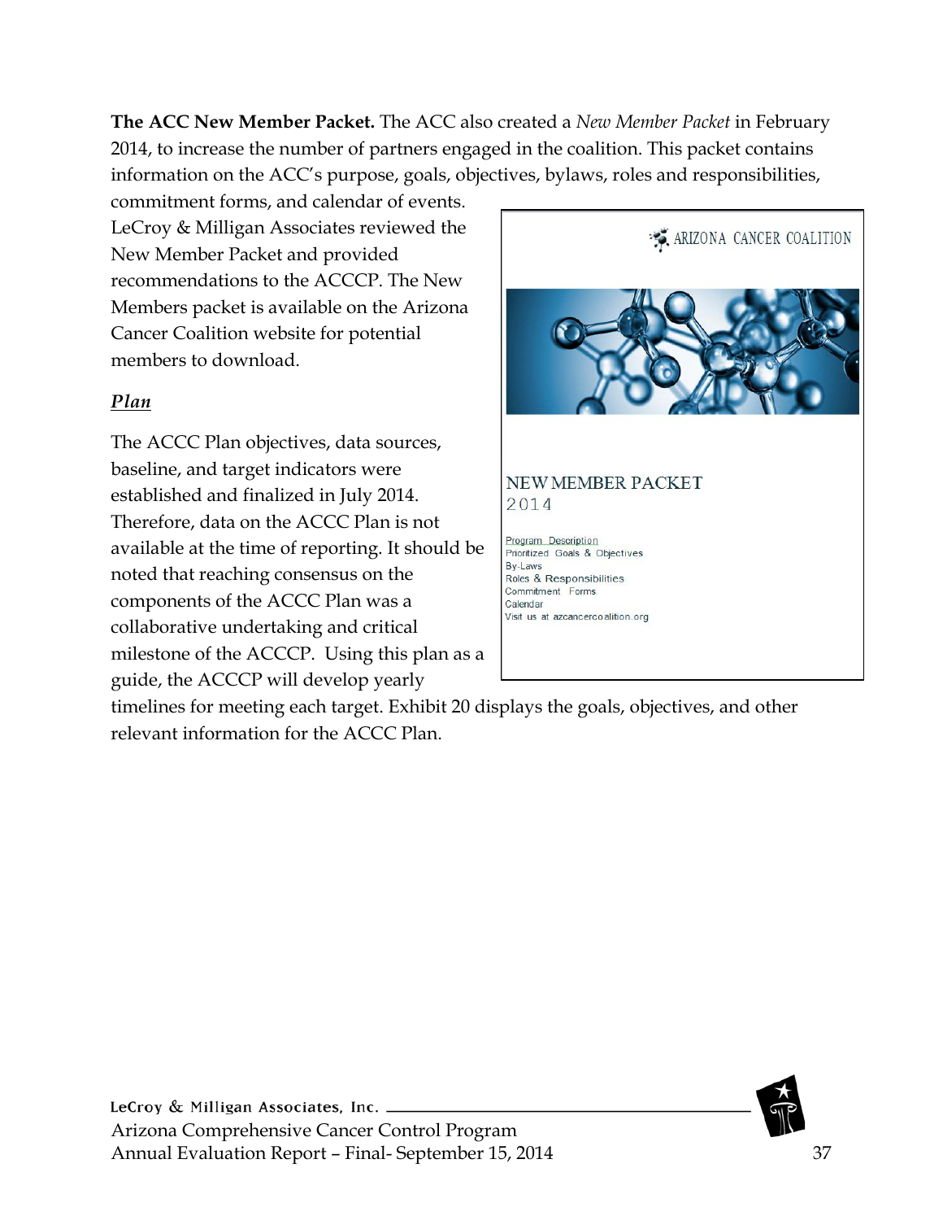**The ACC New Member Packet.** The ACC also created a *New Member Packet* in February 2014, to increase the number of partners engaged in the coalition. This packet contains information on the ACC's purpose, goals, objectives, bylaws, roles and responsibilities, commitment forms, and calendar of events. LeCroy & Milligan Associates reviewed the New Member Packet and provided recommendations to the ACCCP. The New Members packet is available on the Arizona Cancer Coalition website for potential members to download.

ARIZONA CANCER COALITION

NEW MEMBER PACKET
2014

Program Description
Prioritized Goals & Objectives
By-Laws
Roles & Responsibilities
Commitment Forms
Calendar
Visit us at azcancercoalition.org

***Plan***

The ACCC Plan objectives, data sources, baseline, and target indicators were established and finalized in July 2014. Therefore, data on the ACCC Plan is not available at the time of reporting. It should be noted that reaching consensus on the components of the ACCC Plan was a collaborative undertaking and critical milestone of the ACCCP. Using this plan as a guide, the ACCCP will develop yearly timelines for meeting each target. Exhibit 20 displays the goals, objectives, and other relevant information for the ACCC Plan.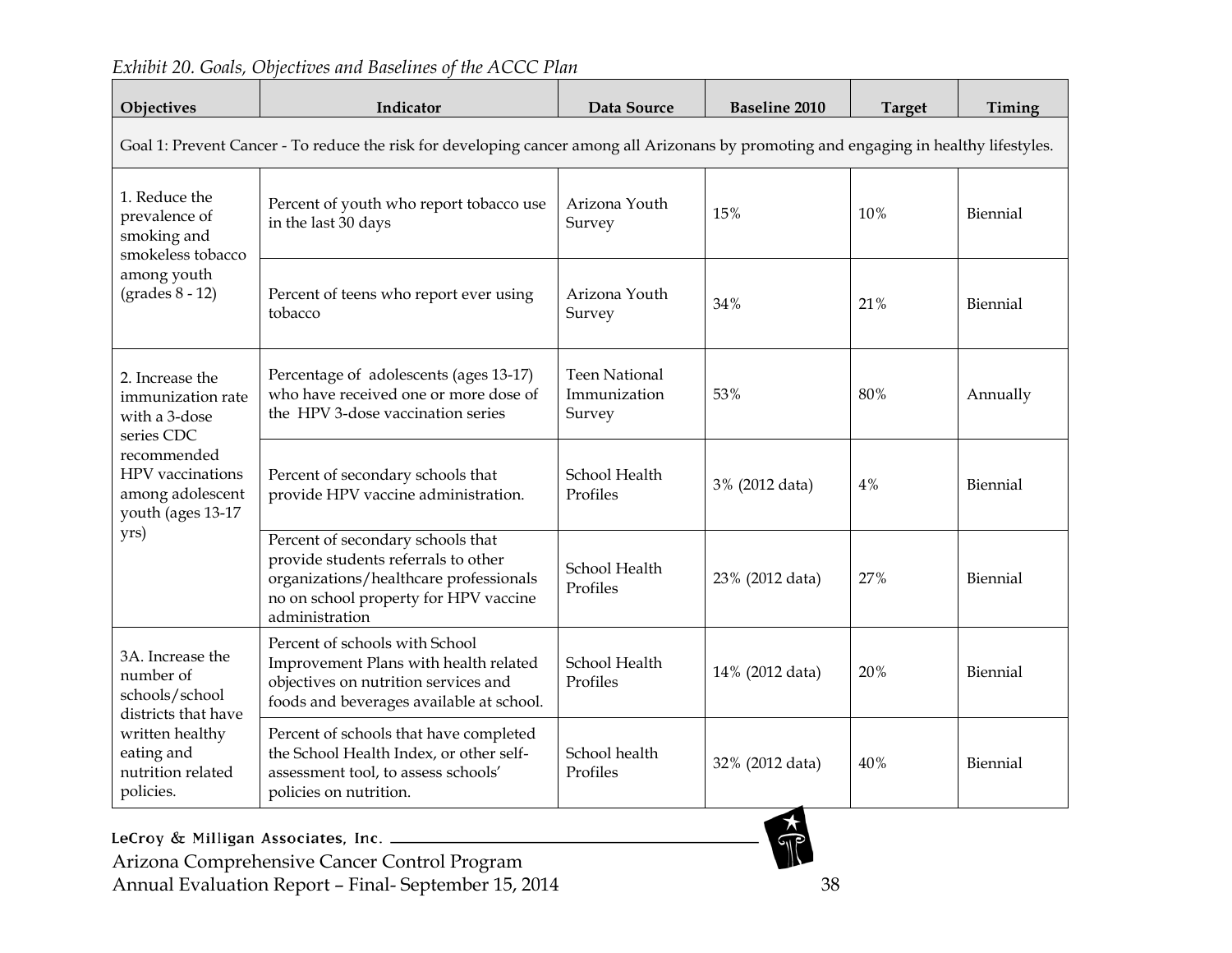*Exhibit 20. Goals, Objectives and Baselines of the ACCC Plan*

| Objectives | Indicator | Data Source | Baseline 2010 | Target | Timing |
|---|---|---|---|---|---|
| Goal 1: Prevent Cancer - To reduce the risk for developing cancer among all Arizonans by promoting and engaging in healthy lifestyles. | | | | | |
| 1. Reduce the prevalence of smoking and smokeless tobacco among youth (grades 8 - 12) | Percent of youth who report tobacco use in the last 30 days | Arizona Youth Survey | 15% | 10% | Biennial |
| | Percent of teens who report ever using tobacco | Arizona Youth Survey | 34% | 21% | Biennial |
| 2. Increase the immunization rate with a 3-dose series CDC recommended HPV vaccinations among adolescent youth (ages 13-17 yrs) | Percentage of adolescents (ages 13-17) who have received one or more dose of the HPV 3-dose vaccination series | Teen National Immunization Survey | 53% | 80% | Annually |
| | Percent of secondary schools that provide HPV vaccine administration. | School Health Profiles | 3% (2012 data) | 4% | Biennial |
| | Percent of secondary schools that provide students referrals to other organizations/healthcare professionals no on school property for HPV vaccine administration | School Health Profiles | 23% (2012 data) | 27% | Biennial |
| 3A. Increase the number of schools/school districts that have written healthy eating and nutrition related policies. | Percent of schools with School Improvement Plans with health related objectives on nutrition services and foods and beverages available at school. | School Health Profiles | 14% (2012 data) | 20% | Biennial |
| | Percent of schools that have completed the School Health Index, or other self-assessment tool, to assess schools' policies on nutrition. | School health Profiles | 32% (2012 data) | 40% | Biennial |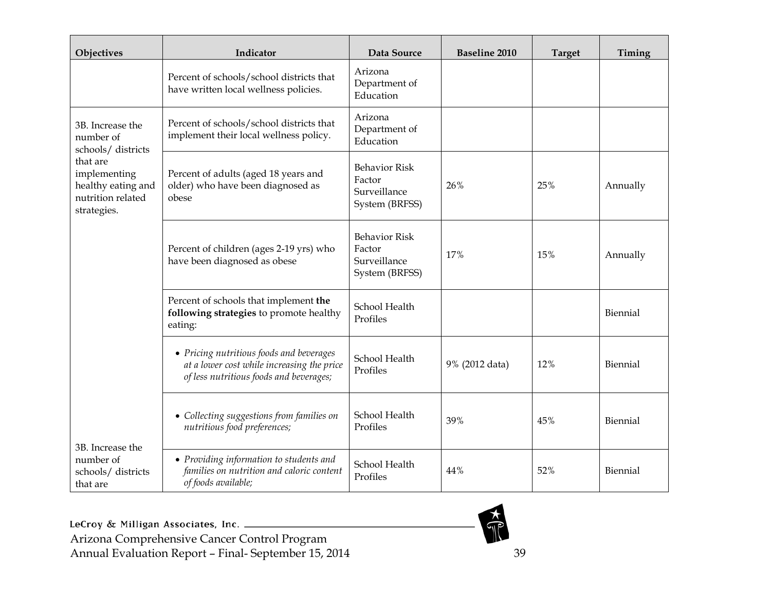| Objectives | Indicator | Data Source | Baseline 2010 | Target | Timing |
|---|---|---|---|---|---|
| | Percent of schools/school districts that have written local wellness policies. | Arizona Department of Education | | | |
| 3B. Increase the number of schools/ districts that are implementing healthy eating and nutrition related strategies. | Percent of schools/school districts that implement their local wellness policy. | Arizona Department of Education | | | |
| | Percent of adults (aged 18 years and older) who have been diagnosed as obese | Behavior Risk Factor Surveillance System (BRFSS) | 26% | 25% | Annually |
| | Percent of children (ages 2-19 yrs) who have been diagnosed as obese | Behavior Risk Factor Surveillance System (BRFSS) | 17% | 15% | Annually |
| | Percent of schools that implement **the following strategies** to promote healthy eating: | School Health Profiles | | | Biennial |
| | • *Pricing nutritious foods and beverages at a lower cost while increasing the price of less nutritious foods and beverages;* | School Health Profiles | 9% (2012 data) | 12% | Biennial |
| | • *Collecting suggestions from families on nutritious food preferences;* | School Health Profiles | 39% | 45% | Biennial |
| 3B. Increase the number of schools/ districts that are | • *Providing information to students and families on nutrition and caloric content of foods available;* | School Health Profiles | 44% | 52% | Biennial |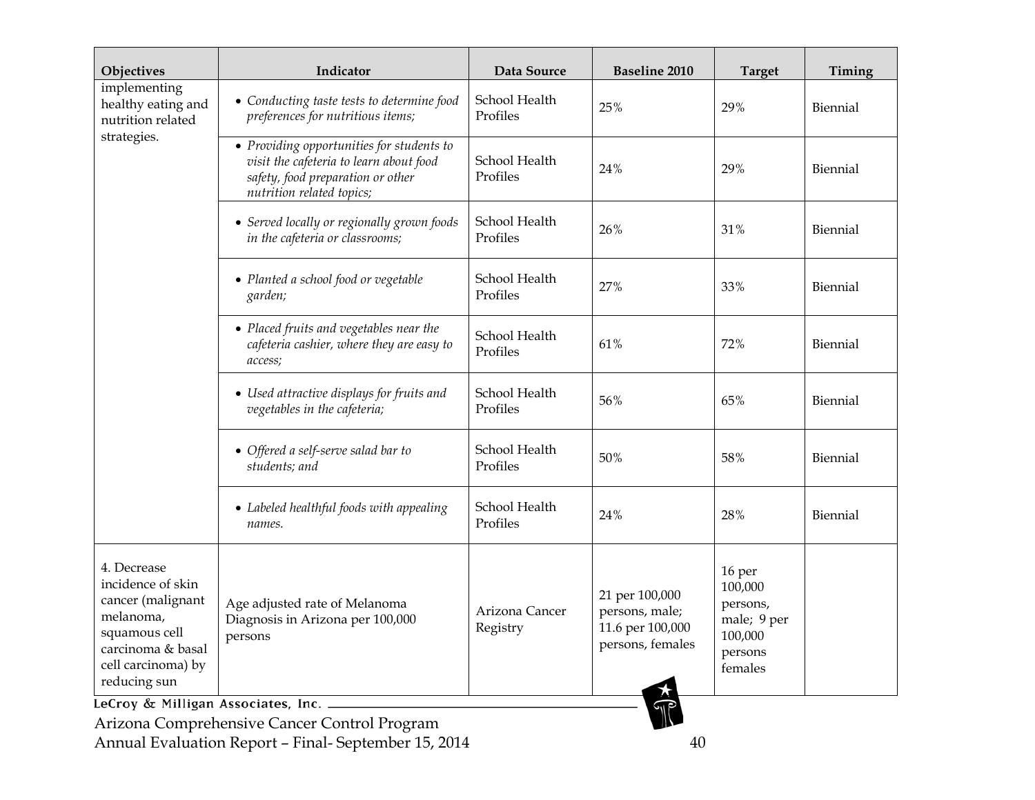| Objectives | Indicator | Data Source | Baseline 2010 | Target | Timing |
|---|---|---|---|---|---|
| implementing healthy eating and nutrition related strategies. | • *Conducting taste tests to determine food preferences for nutritious items;* | School Health Profiles | 25% | 29% | Biennial |
| | • *Providing opportunities for students to visit the cafeteria to learn about food safety, food preparation or other nutrition related topics;* | School Health Profiles | 24% | 29% | Biennial |
| | • *Served locally or regionally grown foods in the cafeteria or classrooms;* | School Health Profiles | 26% | 31% | Biennial |
| | • *Planted a school food or vegetable garden;* | School Health Profiles | 27% | 33% | Biennial |
| | • *Placed fruits and vegetables near the cafeteria cashier, where they are easy to access;* | School Health Profiles | 61% | 72% | Biennial |
| | • *Used attractive displays for fruits and vegetables in the cafeteria;* | School Health Profiles | 56% | 65% | Biennial |
| | • *Offered a self-serve salad bar to students; and* | School Health Profiles | 50% | 58% | Biennial |
| | • *Labeled healthful foods with appealing names.* | School Health Profiles | 24% | 28% | Biennial |
| 4. Decrease incidence of skin cancer (malignant melanoma, squamous cell carcinoma & basal cell carcinoma) by reducing sun | Age adjusted rate of Melanoma Diagnosis in Arizona per 100,000 persons | Arizona Cancer Registry | 21 per 100,000 persons, male; 11.6 per 100,000 persons, females | 16 per 100,000 persons, male; 9 per 100,000 persons females | |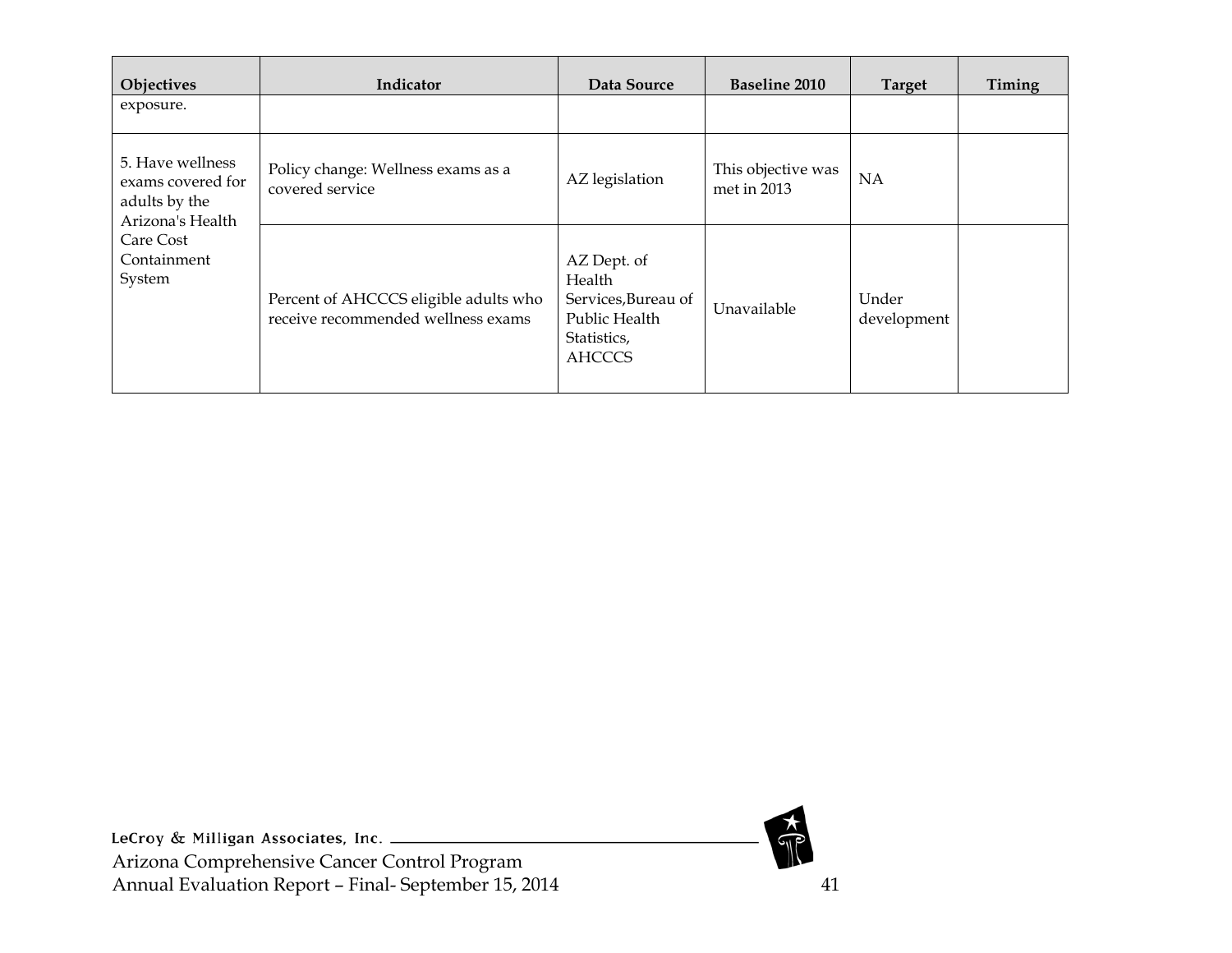| Objectives | Indicator | Data Source | Baseline 2010 | Target | Timing |
|---|---|---|---|---|---|
| exposure. | | | | | |
| 5. Have wellness exams covered for adults by the Arizona's Health Care Cost Containment System | Policy change: Wellness exams as a covered service | AZ legislation | This objective was met in 2013 | NA | |
| | Percent of AHCCCS eligible adults who receive recommended wellness exams | AZ Dept. of Health Services,Bureau of Public Health Statistics, AHCCCS | Unavailable | Under development | |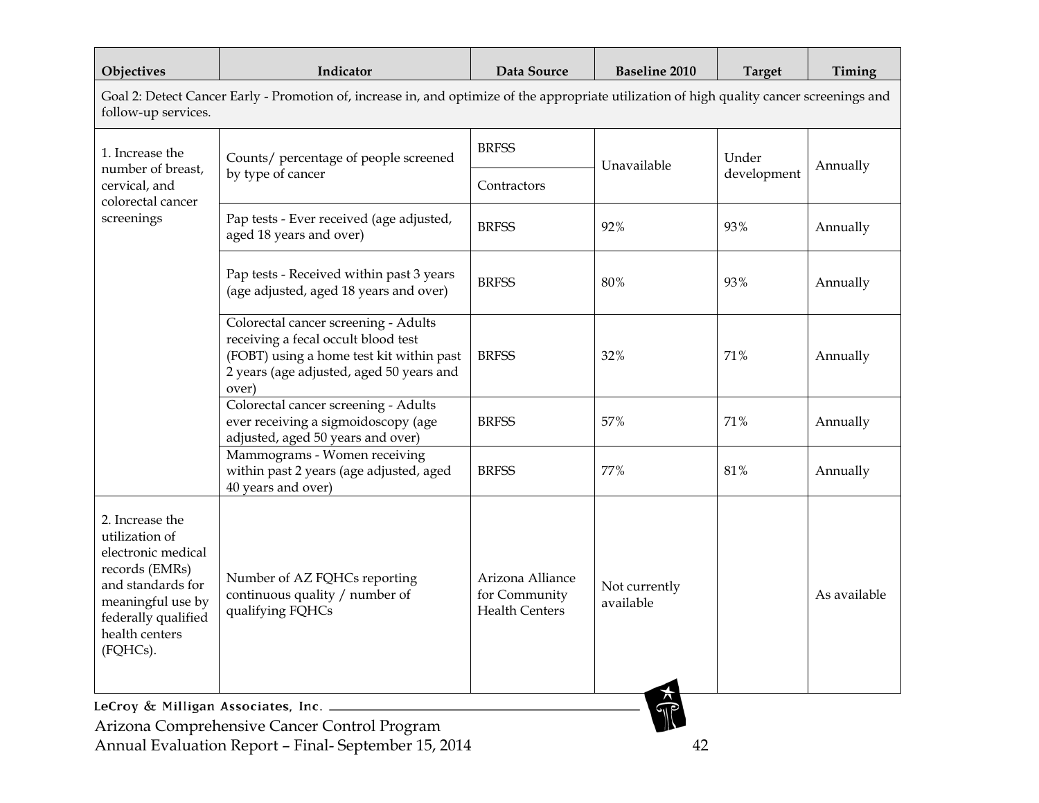| Objectives | Indicator | Data Source | Baseline 2010 | Target | Timing |
|---|---|---|---|---|---|
| Goal 2: Detect Cancer Early - Promotion of, increase in, and optimize of the appropriate utilization of high quality cancer screenings and follow-up services. | | | | | |
| 1. Increase the number of breast, cervical, and colorectal cancer screenings | Counts/ percentage of people screened by type of cancer | BRFSS<br>Contractors | Unavailable | Under development | Annually |
| | Pap tests - Ever received (age adjusted, aged 18 years and over) | BRFSS | 92% | 93% | Annually |
| | Pap tests - Received within past 3 years (age adjusted, aged 18 years and over) | BRFSS | 80% | 93% | Annually |
| | Colorectal cancer screening - Adults receiving a fecal occult blood test (FOBT) using a home test kit within past 2 years (age adjusted, aged 50 years and over) | BRFSS | 32% | 71% | Annually |
| | Colorectal cancer screening - Adults ever receiving a sigmoidoscopy (age adjusted, aged 50 years and over) | BRFSS | 57% | 71% | Annually |
| | Mammograms - Women receiving within past 2 years (age adjusted, aged 40 years and over) | BRFSS | 77% | 81% | Annually |
| 2. Increase the utilization of electronic medical records (EMRs) and standards for meaningful use by federally qualified health centers (FQHCs). | Number of AZ FQHCs reporting continuous quality / number of qualifying FQHCs | Arizona Alliance for Community Health Centers | Not currently available | | As available |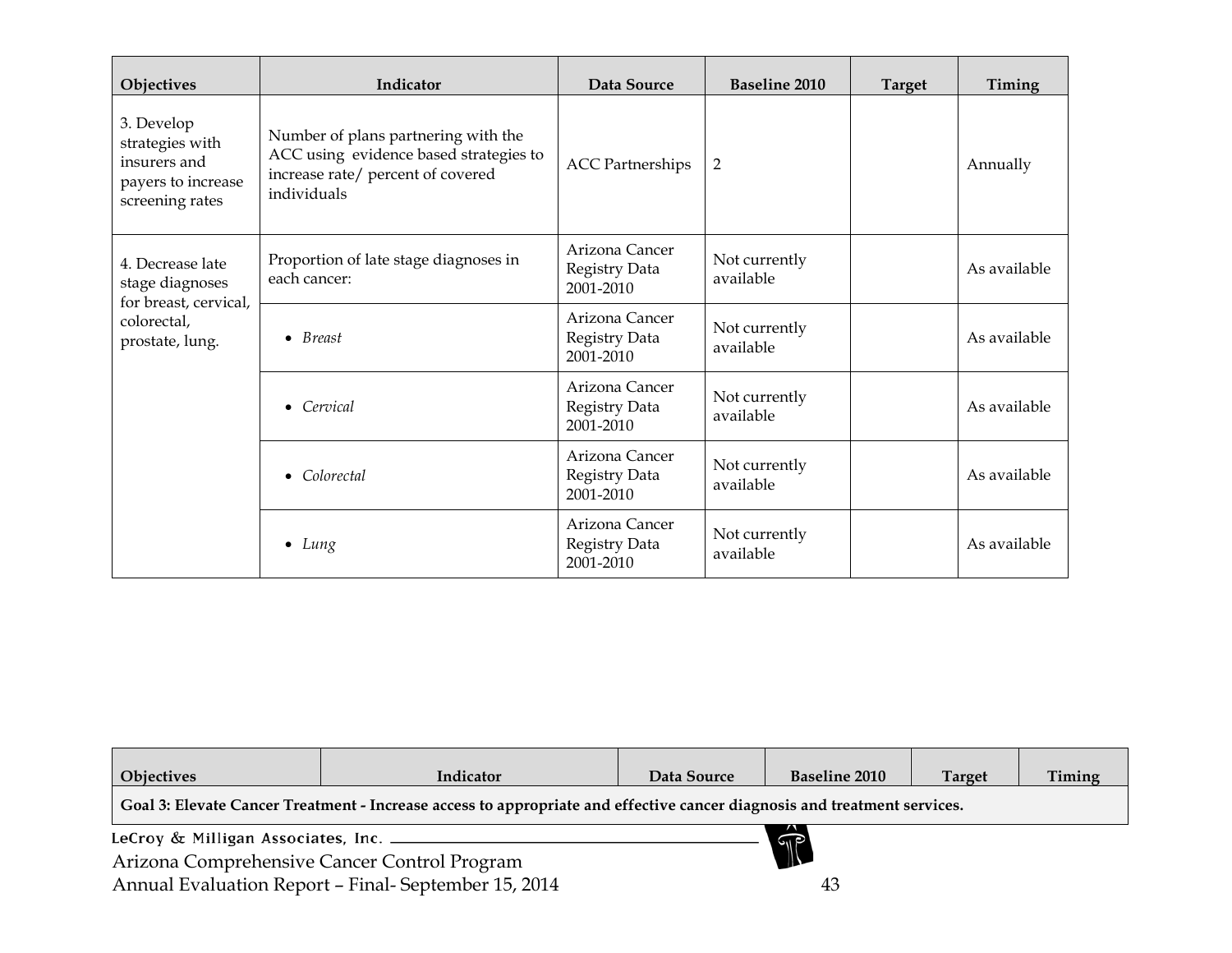| Objectives | Indicator | Data Source | Baseline 2010 | Target | Timing |
|---|---|---|---|---|---|
| 3. Develop strategies with insurers and payers to increase screening rates | Number of plans partnering with the ACC using evidence based strategies to increase rate/ percent of covered individuals | ACC Partnerships | 2 | | Annually |
| 4. Decrease late stage diagnoses for breast, cervical, colorectal, prostate, lung. | Proportion of late stage diagnoses in each cancer: | Arizona Cancer Registry Data 2001-2010 | Not currently available | | As available |
| | • *Breast* | Arizona Cancer Registry Data 2001-2010 | Not currently available | | As available |
| | • *Cervical* | Arizona Cancer Registry Data 2001-2010 | Not currently available | | As available |
| | • *Colorectal* | Arizona Cancer Registry Data 2001-2010 | Not currently available | | As available |
| | • *Lung* | Arizona Cancer Registry Data 2001-2010 | Not currently available | | As available |

| Objectives | Indicator | Data Source | Baseline 2010 | Target | Timing |
|---|---|---|---|---|---|
| **Goal 3: Elevate Cancer Treatment - Increase access to appropriate and effective cancer diagnosis and treatment services.** | | | | | |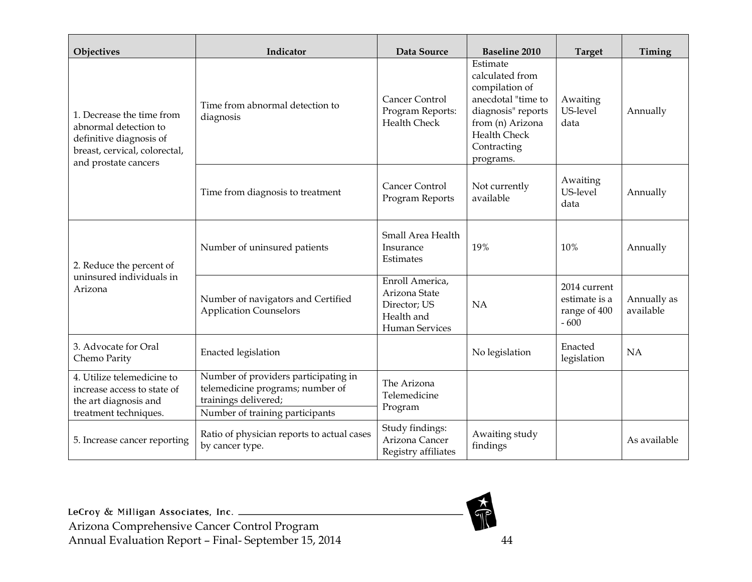| Objectives | Indicator | Data Source | Baseline 2010 | Target | Timing |
|---|---|---|---|---|---|
| 1. Decrease the time from abnormal detection to definitive diagnosis of breast, cervical, colorectal, and prostate cancers | Time from abnormal detection to diagnosis | Cancer Control Program Reports: Health Check | Estimate calculated from compilation of anecdotal "time to diagnosis" reports from (n) Arizona Health Check Contracting programs. | Awaiting US-level data | Annually |
| | Time from diagnosis to treatment | Cancer Control Program Reports | Not currently available | Awaiting US-level data | Annually |
| 2. Reduce the percent of uninsured individuals in Arizona | Number of uninsured patients | Small Area Health Insurance Estimates | 19% | 10% | Annually |
| | Number of navigators and Certified Application Counselors | Enroll America, Arizona State Director; US Health and Human Services | NA | 2014 current estimate is a range of 400 - 600 | Annually as available |
| 3. Advocate for Oral Chemo Parity | Enacted legislation | | No legislation | Enacted legislation | NA |
| 4. Utilize telemedicine to increase access to state of the art diagnosis and treatment techniques. | Number of providers participating in telemedicine programs; number of trainings delivered; | The Arizona Telemedicine Program | | | |
| | Number of training participants | | | | |
| 5. Increase cancer reporting | Ratio of physician reports to actual cases by cancer type. | Study findings: Arizona Cancer Registry affiliates | Awaiting study findings | | As available |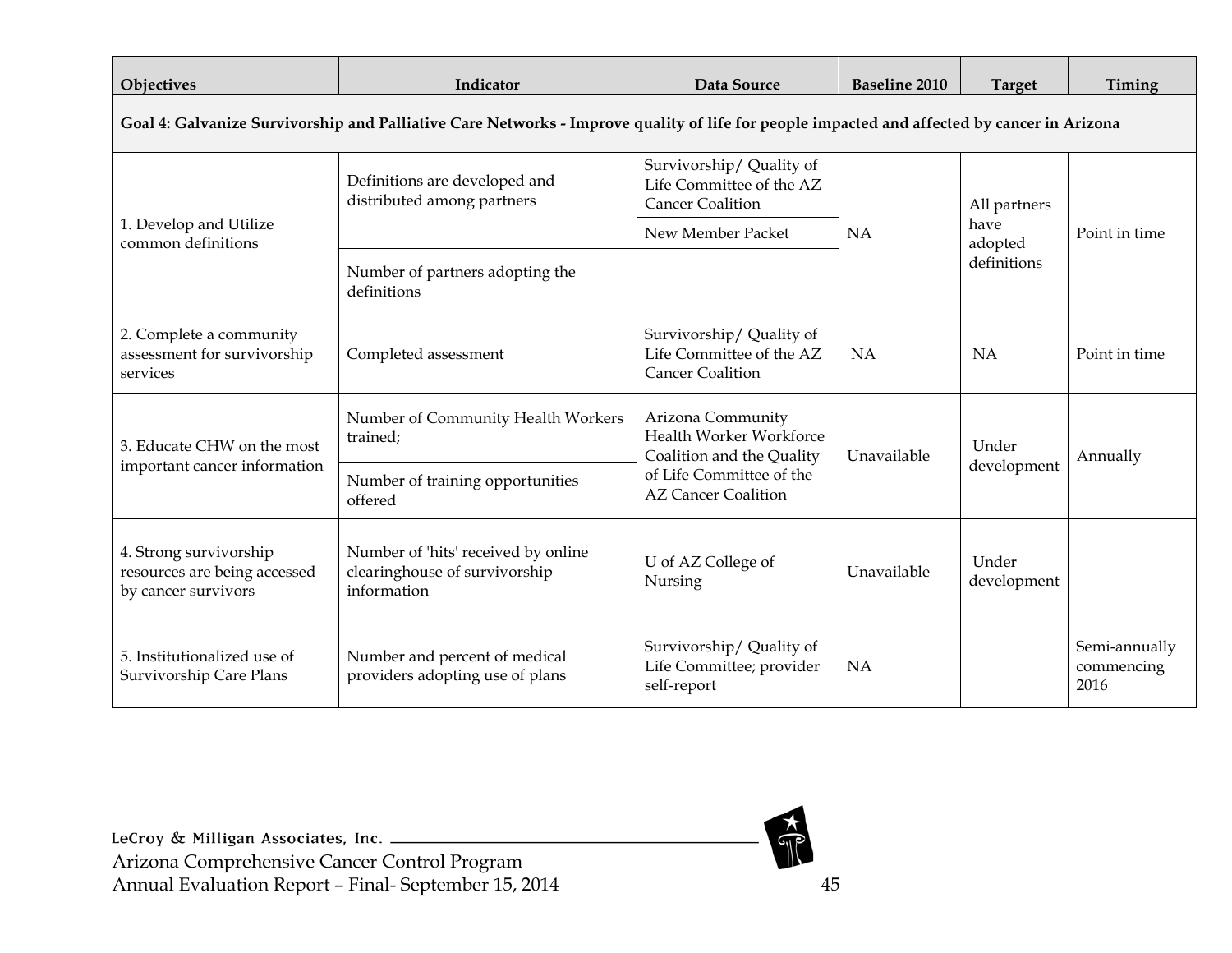| Objectives | Indicator | Data Source | Baseline 2010 | Target | Timing |
|---|---|---|---|---|---|
| **Goal 4: Galvanize Survivorship and Palliative Care Networks - Improve quality of life for people impacted and affected by cancer in Arizona** | | | | | |
| 1. Develop and Utilize common definitions | Definitions are developed and distributed among partners | Survivorship/ Quality of Life Committee of the AZ Cancer Coalition | NA | All partners have adopted definitions | Point in time |
| | | New Member Packet | | | |
| | Number of partners adopting the definitions | | | | |
| 2. Complete a community assessment for survivorship services | Completed assessment | Survivorship/ Quality of Life Committee of the AZ Cancer Coalition | NA | NA | Point in time |
| 3. Educate CHW on the most important cancer information | Number of Community Health Workers trained; | Arizona Community Health Worker Workforce Coalition and the Quality of Life Committee of the AZ Cancer Coalition | Unavailable | Under development | Annually |
| | Number of training opportunities offered | | | | |
| 4. Strong survivorship resources are being accessed by cancer survivors | Number of 'hits' received by online clearinghouse of survivorship information | U of AZ College of Nursing | Unavailable | Under development | |
| 5. Institutionalized use of Survivorship Care Plans | Number and percent of medical providers adopting use of plans | Survivorship/ Quality of Life Committee; provider self-report | NA | | Semi-annually commencing 2016 |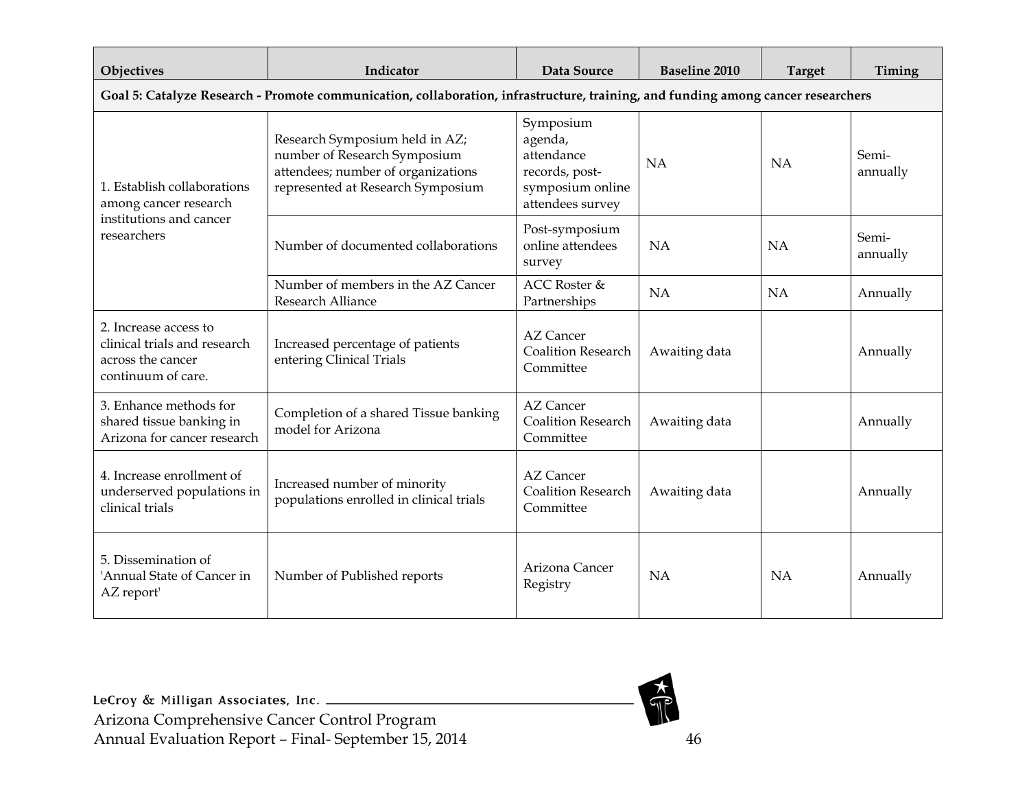| Objectives | Indicator | Data Source | Baseline 2010 | Target | Timing |
|---|---|---|---|---|---|
| **Goal 5: Catalyze Research - Promote communication, collaboration, infrastructure, training, and funding among cancer researchers** | | | | | |
| 1. Establish collaborations among cancer research institutions and cancer researchers | Research Symposium held in AZ; number of Research Symposium attendees; number of organizations represented at Research Symposium | Symposium agenda, attendance records, post-symposium online attendees survey | NA | NA | Semi-annually |
| | Number of documented collaborations | Post-symposium online attendees survey | NA | NA | Semi-annually |
| | Number of members in the AZ Cancer Research Alliance | ACC Roster & Partnerships | NA | NA | Annually |
| 2. Increase access to clinical trials and research across the cancer continuum of care. | Increased percentage of patients entering Clinical Trials | AZ Cancer Coalition Research Committee | Awaiting data | | Annually |
| 3. Enhance methods for shared tissue banking in Arizona for cancer research | Completion of a shared Tissue banking model for Arizona | AZ Cancer Coalition Research Committee | Awaiting data | | Annually |
| 4. Increase enrollment of underserved populations in clinical trials | Increased number of minority populations enrolled in clinical trials | AZ Cancer Coalition Research Committee | Awaiting data | | Annually |
| 5. Dissemination of 'Annual State of Cancer in AZ report' | Number of Published reports | Arizona Cancer Registry | NA | NA | Annually |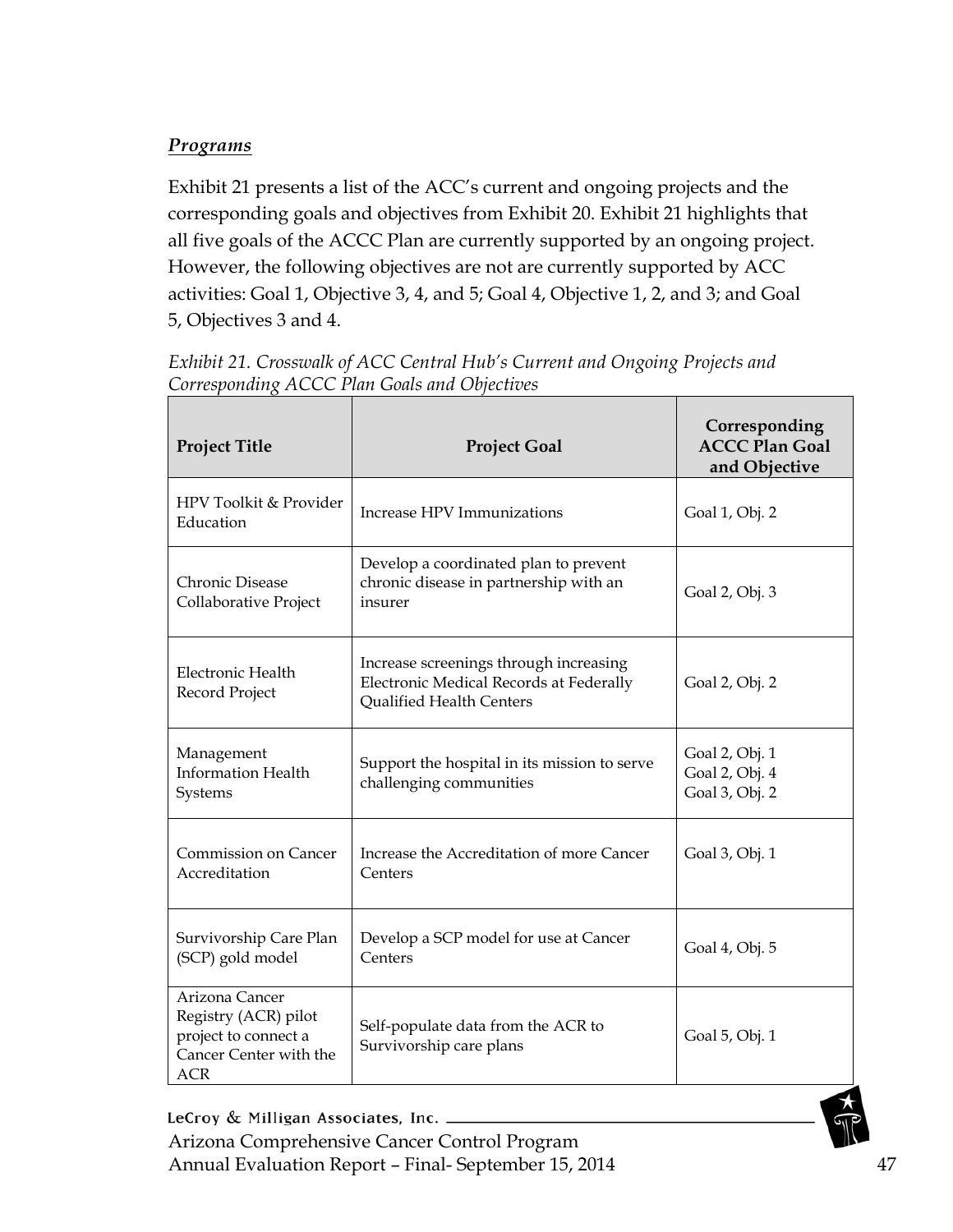***Programs***

Exhibit 21 presents a list of the ACC's current and ongoing projects and the corresponding goals and objectives from Exhibit 20. Exhibit 21 highlights that all five goals of the ACCC Plan are currently supported by an ongoing project. However, the following objectives are not are currently supported by ACC activities: Goal 1, Objective 3, 4, and 5; Goal 4, Objective 1, 2, and 3; and Goal 5, Objectives 3 and 4.

*Exhibit 21. Crosswalk of ACC Central Hub's Current and Ongoing Projects and Corresponding ACCC Plan Goals and Objectives*

| Project Title | Project Goal | Corresponding ACCC Plan Goal and Objective |
|---|---|---|
| HPV Toolkit & Provider Education | Increase HPV Immunizations | Goal 1, Obj. 2 |
| Chronic Disease Collaborative Project | Develop a coordinated plan to prevent chronic disease in partnership with an insurer | Goal 2, Obj. 3 |
| Electronic Health Record Project | Increase screenings through increasing Electronic Medical Records at Federally Qualified Health Centers | Goal 2, Obj. 2 |
| Management Information Health Systems | Support the hospital in its mission to serve challenging communities | Goal 2, Obj. 1<br>Goal 2, Obj. 4<br>Goal 3, Obj. 2 |
| Commission on Cancer Accreditation | Increase the Accreditation of more Cancer Centers | Goal 3, Obj. 1 |
| Survivorship Care Plan (SCP) gold model | Develop a SCP model for use at Cancer Centers | Goal 4, Obj. 5 |
| Arizona Cancer Registry (ACR) pilot project to connect a Cancer Center with the ACR | Self-populate data from the ACR to Survivorship care plans | Goal 5, Obj. 1 |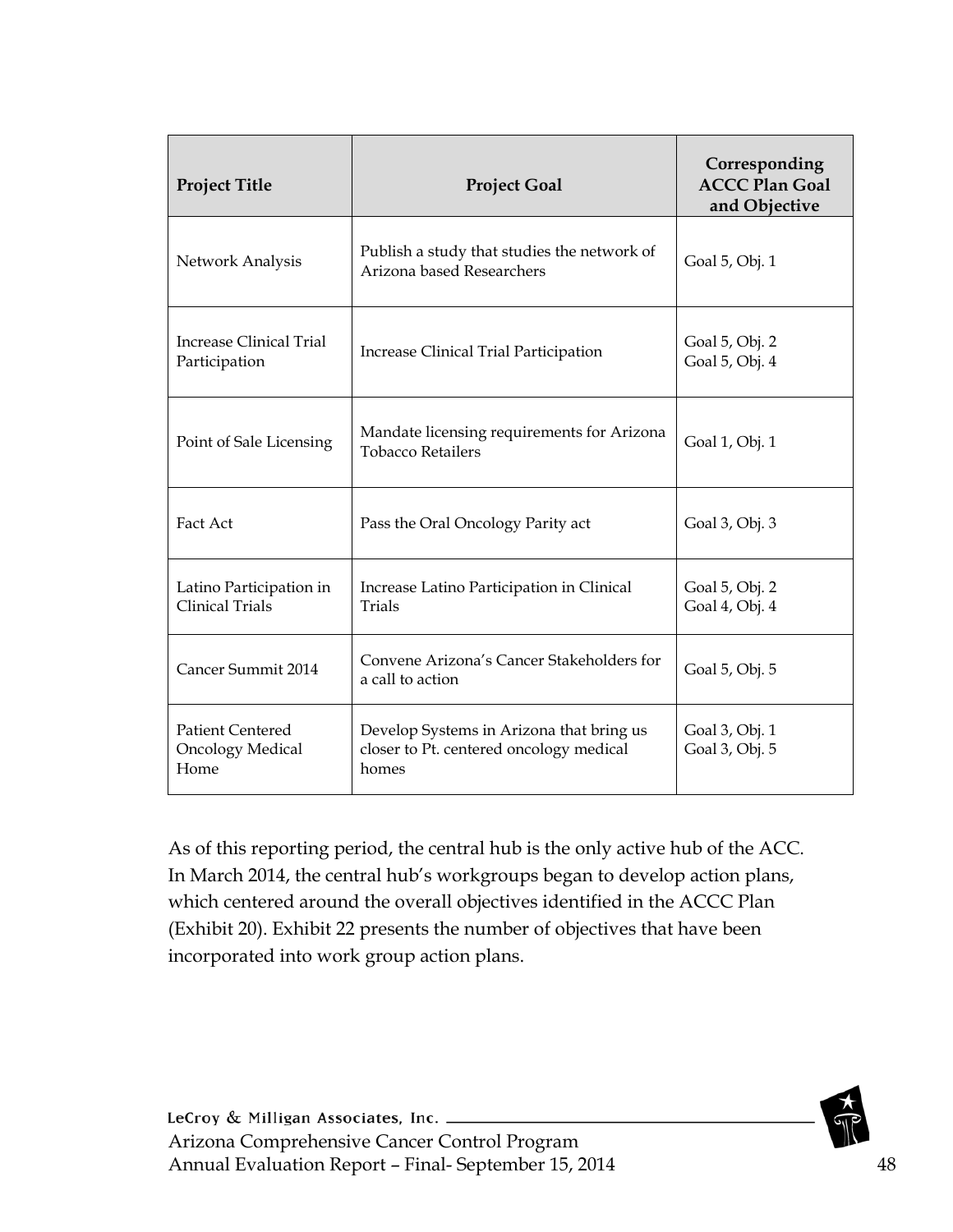| Project Title | Project Goal | Corresponding ACCC Plan Goal and Objective |
| --- | --- | --- |
| Network Analysis | Publish a study that studies the network of Arizona based Researchers | Goal 5, Obj. 1 |
| Increase Clinical Trial Participation | Increase Clinical Trial Participation | Goal 5, Obj. 2<br>Goal 5, Obj. 4 |
| Point of Sale Licensing | Mandate licensing requirements for Arizona Tobacco Retailers | Goal 1, Obj. 1 |
| Fact Act | Pass the Oral Oncology Parity act | Goal 3, Obj. 3 |
| Latino Participation in Clinical Trials | Increase Latino Participation in Clinical Trials | Goal 5, Obj. 2<br>Goal 4, Obj. 4 |
| Cancer Summit 2014 | Convene Arizona's Cancer Stakeholders for a call to action | Goal 5, Obj. 5 |
| Patient Centered Oncology Medical Home | Develop Systems in Arizona that bring us closer to Pt. centered oncology medical homes | Goal 3, Obj. 1<br>Goal 3, Obj. 5 |

As of this reporting period, the central hub is the only active hub of the ACC. In March 2014, the central hub's workgroups began to develop action plans, which centered around the overall objectives identified in the ACCC Plan (Exhibit 20). Exhibit 22 presents the number of objectives that have been incorporated into work group action plans.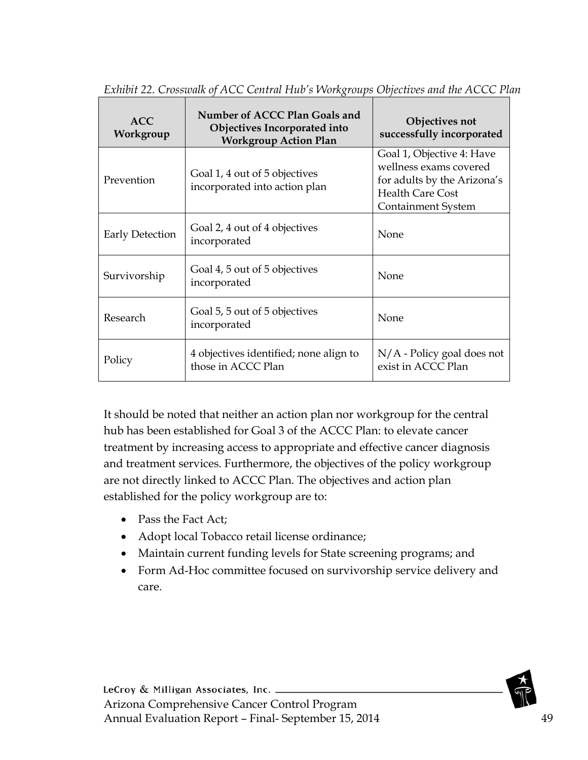*Exhibit 22. Crosswalk of ACC Central Hub's Workgroups Objectives and the ACCC Plan*

| ACC Workgroup | Number of ACCC Plan Goals and Objectives Incorporated into Workgroup Action Plan | Objectives not successfully incorporated |
|---|---|---|
| Prevention | Goal 1, 4 out of 5 objectives incorporated into action plan | Goal 1, Objective 4: Have wellness exams covered for adults by the Arizona's Health Care Cost Containment System |
| Early Detection | Goal 2, 4 out of 4 objectives incorporated | None |
| Survivorship | Goal 4, 5 out of 5 objectives incorporated | None |
| Research | Goal 5, 5 out of 5 objectives incorporated | None |
| Policy | 4 objectives identified; none align to those in ACCC Plan | N/A - Policy goal does not exist in ACCC Plan |

It should be noted that neither an action plan nor workgroup for the central hub has been established for Goal 3 of the ACCC Plan: to elevate cancer treatment by increasing access to appropriate and effective cancer diagnosis and treatment services. Furthermore, the objectives of the policy workgroup are not directly linked to ACCC Plan. The objectives and action plan established for the policy workgroup are to:

- Pass the Fact Act;
- Adopt local Tobacco retail license ordinance;
- Maintain current funding levels for State screening programs; and
- Form Ad-Hoc committee focused on survivorship service delivery and care.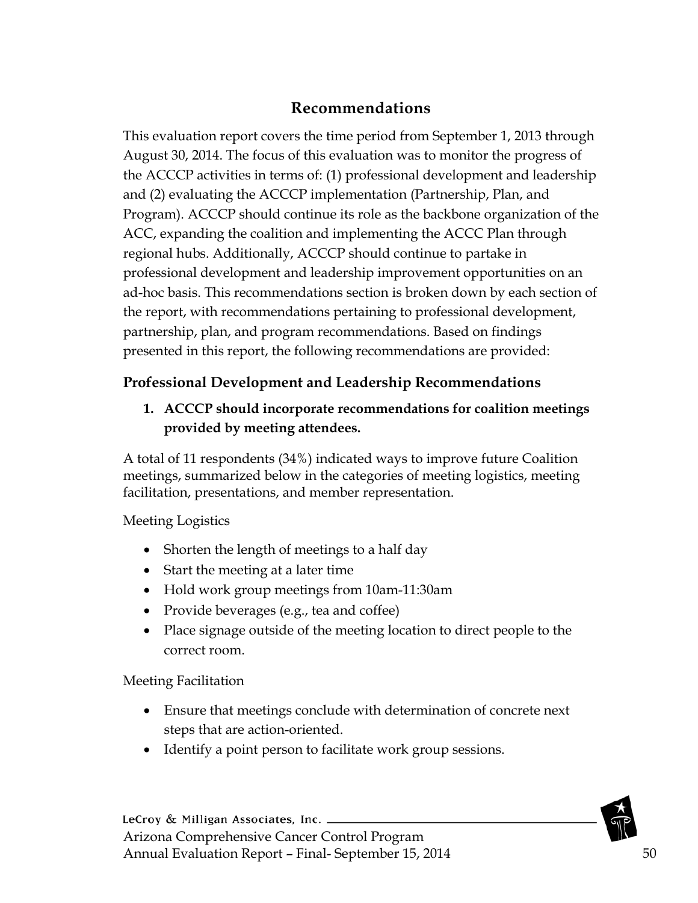## Recommendations

This evaluation report covers the time period from September 1, 2013 through August 30, 2014. The focus of this evaluation was to monitor the progress of the ACCCP activities in terms of: (1) professional development and leadership and (2) evaluating the ACCCP implementation (Partnership, Plan, and Program). ACCCP should continue its role as the backbone organization of the ACC, expanding the coalition and implementing the ACCC Plan through regional hubs. Additionally, ACCCP should continue to partake in professional development and leadership improvement opportunities on an ad-hoc basis. This recommendations section is broken down by each section of the report, with recommendations pertaining to professional development, partnership, plan, and program recommendations. Based on findings presented in this report, the following recommendations are provided:

### Professional Development and Leadership Recommendations

1. **ACCCP should incorporate recommendations for coalition meetings provided by meeting attendees.**

A total of 11 respondents (34%) indicated ways to improve future Coalition meetings, summarized below in the categories of meeting logistics, meeting facilitation, presentations, and member representation.

Meeting Logistics

- Shorten the length of meetings to a half day
- Start the meeting at a later time
- Hold work group meetings from 10am-11:30am
- Provide beverages (e.g., tea and coffee)
- Place signage outside of the meeting location to direct people to the correct room.

Meeting Facilitation

- Ensure that meetings conclude with determination of concrete next steps that are action-oriented.
- Identify a point person to facilitate work group sessions.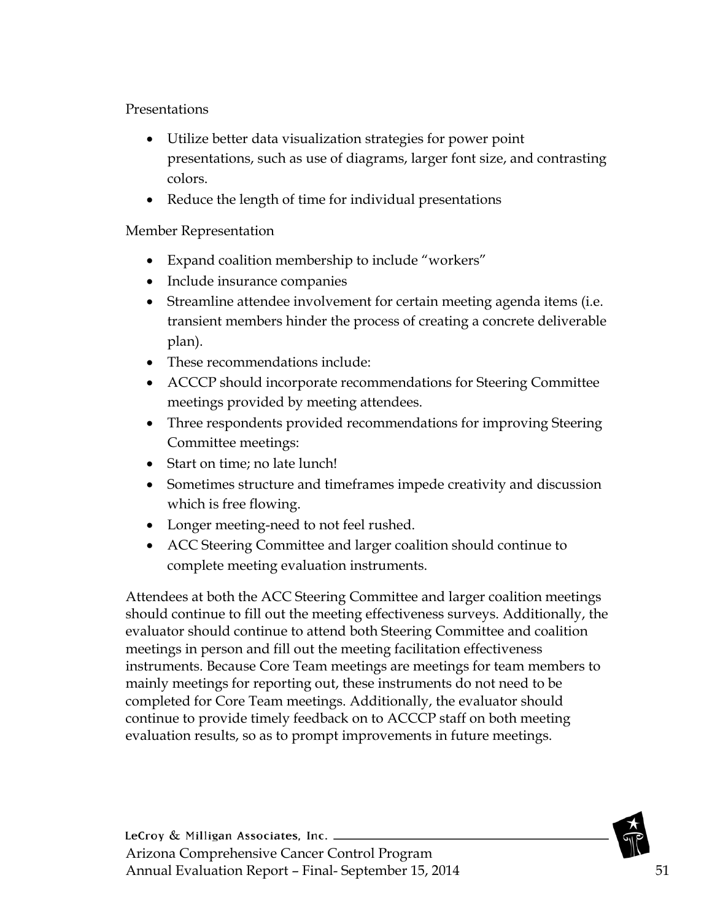Presentations

- Utilize better data visualization strategies for power point presentations, such as use of diagrams, larger font size, and contrasting colors.
- Reduce the length of time for individual presentations

Member Representation

- Expand coalition membership to include "workers"
- Include insurance companies
- Streamline attendee involvement for certain meeting agenda items (i.e. transient members hinder the process of creating a concrete deliverable plan).
- These recommendations include:
- ACCCP should incorporate recommendations for Steering Committee meetings provided by meeting attendees.
- Three respondents provided recommendations for improving Steering Committee meetings:
- Start on time; no late lunch!
- Sometimes structure and timeframes impede creativity and discussion which is free flowing.
- Longer meeting-need to not feel rushed.
- ACC Steering Committee and larger coalition should continue to complete meeting evaluation instruments.

Attendees at both the ACC Steering Committee and larger coalition meetings should continue to fill out the meeting effectiveness surveys. Additionally, the evaluator should continue to attend both Steering Committee and coalition meetings in person and fill out the meeting facilitation effectiveness instruments. Because Core Team meetings are meetings for team members to mainly meetings for reporting out, these instruments do not need to be completed for Core Team meetings. Additionally, the evaluator should continue to provide timely feedback on to ACCCP staff on both meeting evaluation results, so as to prompt improvements in future meetings.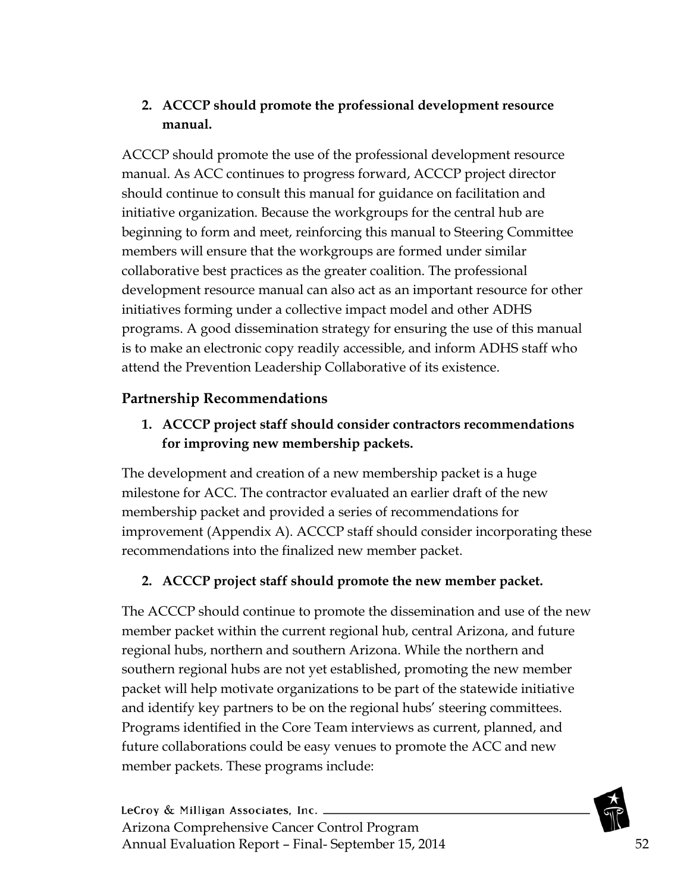2. **ACCCP should promote the professional development resource manual.**

ACCCP should promote the use of the professional development resource manual. As ACC continues to progress forward, ACCCP project director should continue to consult this manual for guidance on facilitation and initiative organization. Because the workgroups for the central hub are beginning to form and meet, reinforcing this manual to Steering Committee members will ensure that the workgroups are formed under similar collaborative best practices as the greater coalition. The professional development resource manual can also act as an important resource for other initiatives forming under a collective impact model and other ADHS programs. A good dissemination strategy for ensuring the use of this manual is to make an electronic copy readily accessible, and inform ADHS staff who attend the Prevention Leadership Collaborative of its existence.

### Partnership Recommendations

1. **ACCCP project staff should consider contractors recommendations for improving new membership packets.**

The development and creation of a new membership packet is a huge milestone for ACC. The contractor evaluated an earlier draft of the new membership packet and provided a series of recommendations for improvement (Appendix A). ACCCP staff should consider incorporating these recommendations into the finalized new member packet.

2. **ACCCP project staff should promote the new member packet.**

The ACCCP should continue to promote the dissemination and use of the new member packet within the current regional hub, central Arizona, and future regional hubs, northern and southern Arizona. While the northern and southern regional hubs are not yet established, promoting the new member packet will help motivate organizations to be part of the statewide initiative and identify key partners to be on the regional hubs' steering committees. Programs identified in the Core Team interviews as current, planned, and future collaborations could be easy venues to promote the ACC and new member packets. These programs include: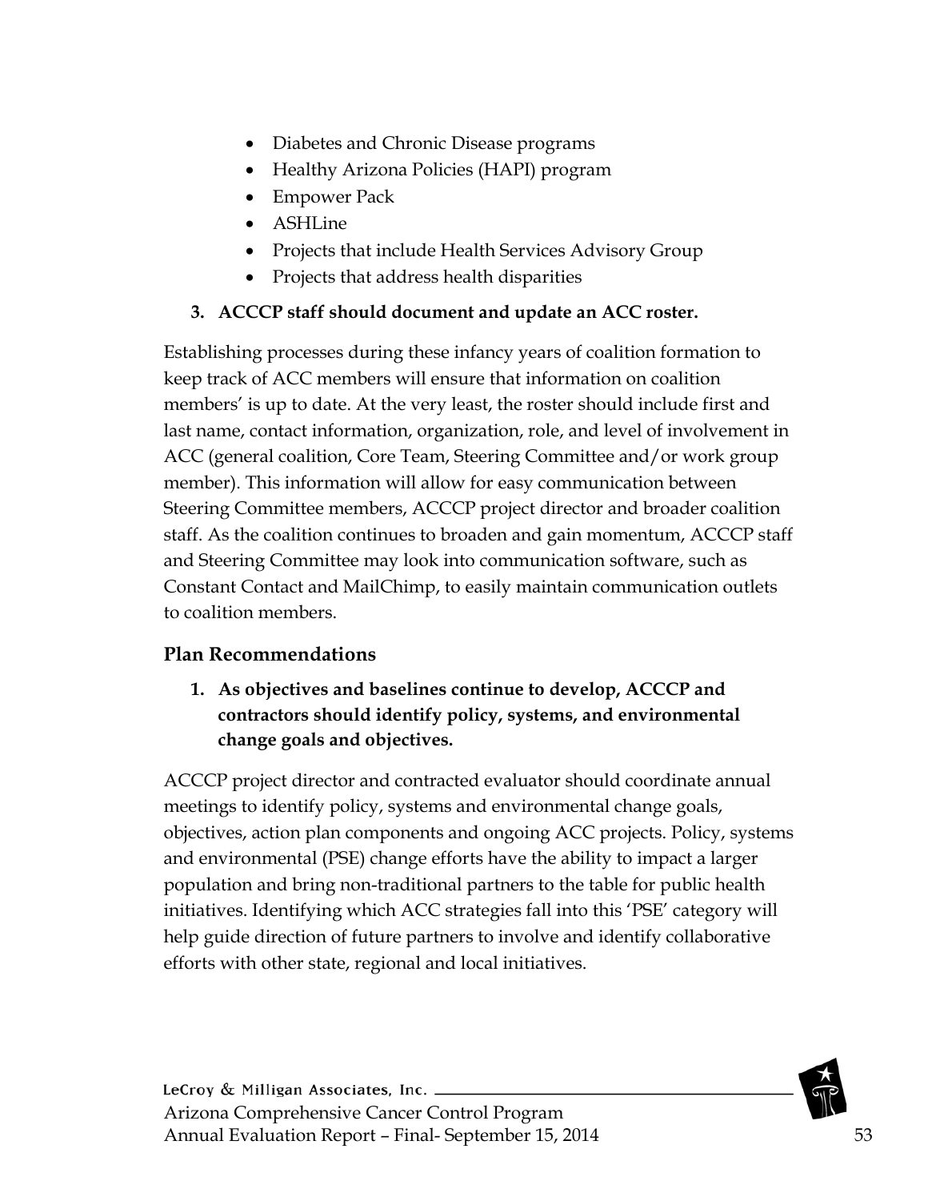- Diabetes and Chronic Disease programs
- Healthy Arizona Policies (HAPI) program
- Empower Pack
- ASHLine
- Projects that include Health Services Advisory Group
- Projects that address health disparities

3. **ACCCP staff should document and update an ACC roster.**

Establishing processes during these infancy years of coalition formation to keep track of ACC members will ensure that information on coalition members' is up to date. At the very least, the roster should include first and last name, contact information, organization, role, and level of involvement in ACC (general coalition, Core Team, Steering Committee and/or work group member). This information will allow for easy communication between Steering Committee members, ACCCP project director and broader coalition staff. As the coalition continues to broaden and gain momentum, ACCCP staff and Steering Committee may look into communication software, such as Constant Contact and MailChimp, to easily maintain communication outlets to coalition members.

## Plan Recommendations

1. **As objectives and baselines continue to develop, ACCCP and contractors should identify policy, systems, and environmental change goals and objectives.**

ACCCP project director and contracted evaluator should coordinate annual meetings to identify policy, systems and environmental change goals, objectives, action plan components and ongoing ACC projects. Policy, systems and environmental (PSE) change efforts have the ability to impact a larger population and bring non-traditional partners to the table for public health initiatives. Identifying which ACC strategies fall into this 'PSE' category will help guide direction of future partners to involve and identify collaborative efforts with other state, regional and local initiatives.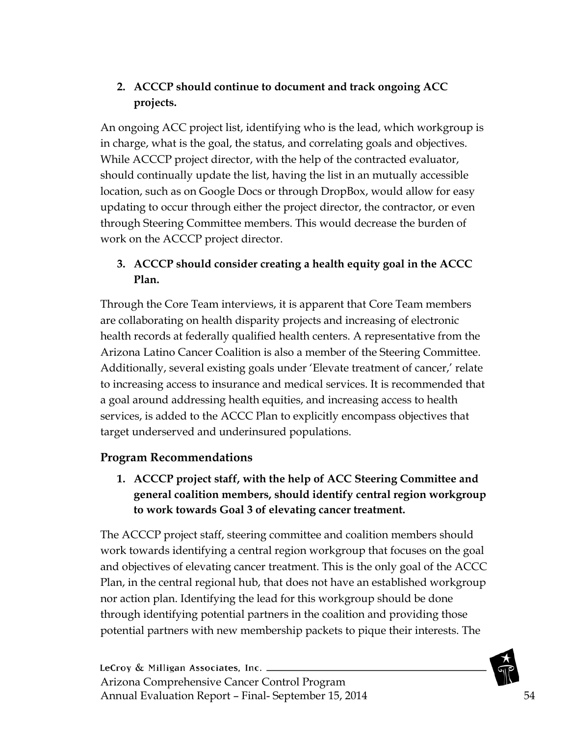2. **ACCCP should continue to document and track ongoing ACC projects.**

An ongoing ACC project list, identifying who is the lead, which workgroup is in charge, what is the goal, the status, and correlating goals and objectives. While ACCCP project director, with the help of the contracted evaluator, should continually update the list, having the list in an mutually accessible location, such as on Google Docs or through DropBox, would allow for easy updating to occur through either the project director, the contractor, or even through Steering Committee members. This would decrease the burden of work on the ACCCP project director.

3. **ACCCP should consider creating a health equity goal in the ACCC Plan.**

Through the Core Team interviews, it is apparent that Core Team members are collaborating on health disparity projects and increasing of electronic health records at federally qualified health centers. A representative from the Arizona Latino Cancer Coalition is also a member of the Steering Committee. Additionally, several existing goals under 'Elevate treatment of cancer,' relate to increasing access to insurance and medical services. It is recommended that a goal around addressing health equities, and increasing access to health services, is added to the ACCC Plan to explicitly encompass objectives that target underserved and underinsured populations.

### Program Recommendations

1. **ACCCP project staff, with the help of ACC Steering Committee and general coalition members, should identify central region workgroup to work towards Goal 3 of elevating cancer treatment.**

The ACCCP project staff, steering committee and coalition members should work towards identifying a central region workgroup that focuses on the goal and objectives of elevating cancer treatment. This is the only goal of the ACCC Plan, in the central regional hub, that does not have an established workgroup nor action plan. Identifying the lead for this workgroup should be done through identifying potential partners in the coalition and providing those potential partners with new membership packets to pique their interests. The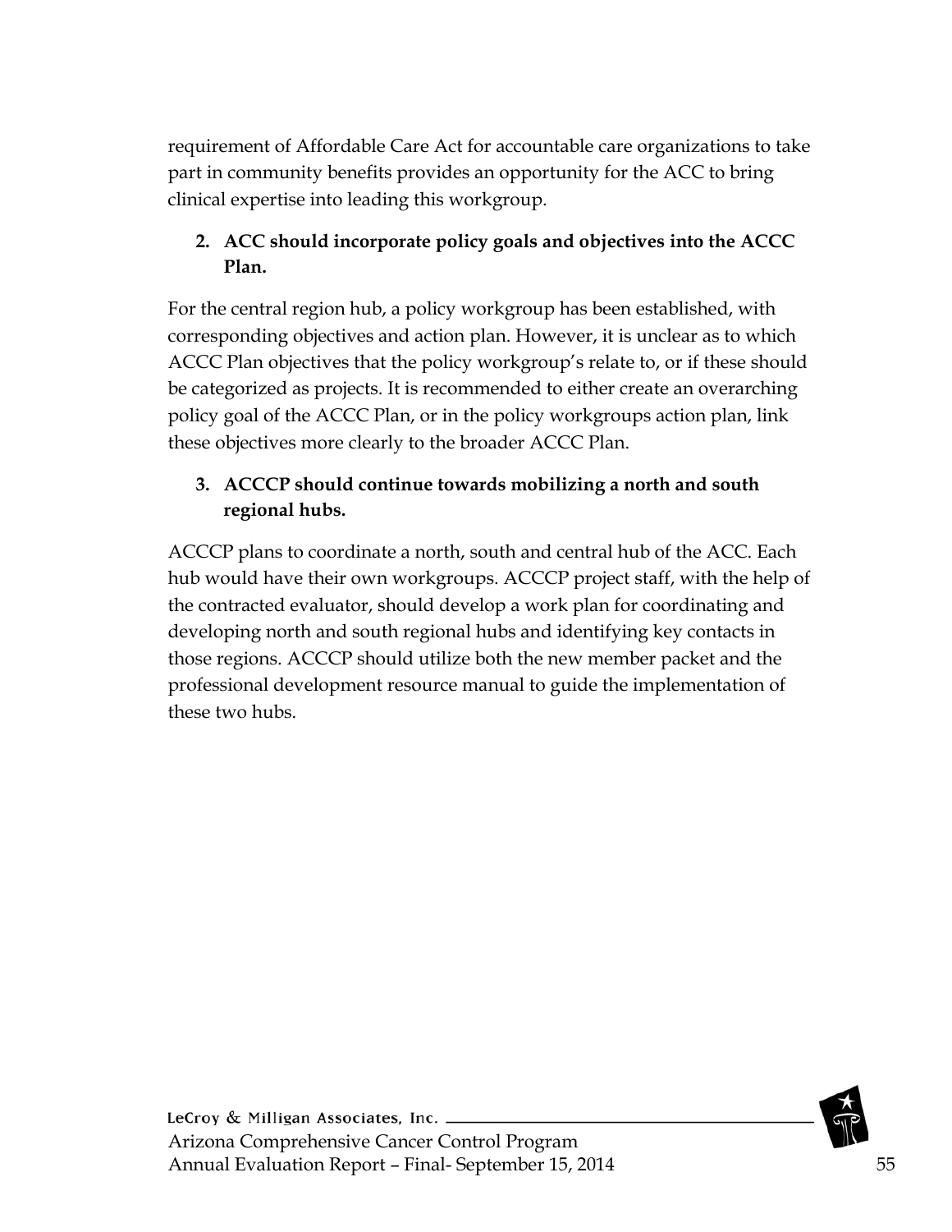requirement of Affordable Care Act for accountable care organizations to take part in community benefits provides an opportunity for the ACC to bring clinical expertise into leading this workgroup.

2. **ACC should incorporate policy goals and objectives into the ACCC Plan.**

For the central region hub, a policy workgroup has been established, with corresponding objectives and action plan. However, it is unclear as to which ACCC Plan objectives that the policy workgroup's relate to, or if these should be categorized as projects. It is recommended to either create an overarching policy goal of the ACCC Plan, or in the policy workgroups action plan, link these objectives more clearly to the broader ACCC Plan.

3. **ACCCP should continue towards mobilizing a north and south regional hubs.**

ACCCP plans to coordinate a north, south and central hub of the ACC. Each hub would have their own workgroups. ACCCP project staff, with the help of the contracted evaluator, should develop a work plan for coordinating and developing north and south regional hubs and identifying key contacts in those regions. ACCCP should utilize both the new member packet and the professional development resource manual to guide the implementation of these two hubs.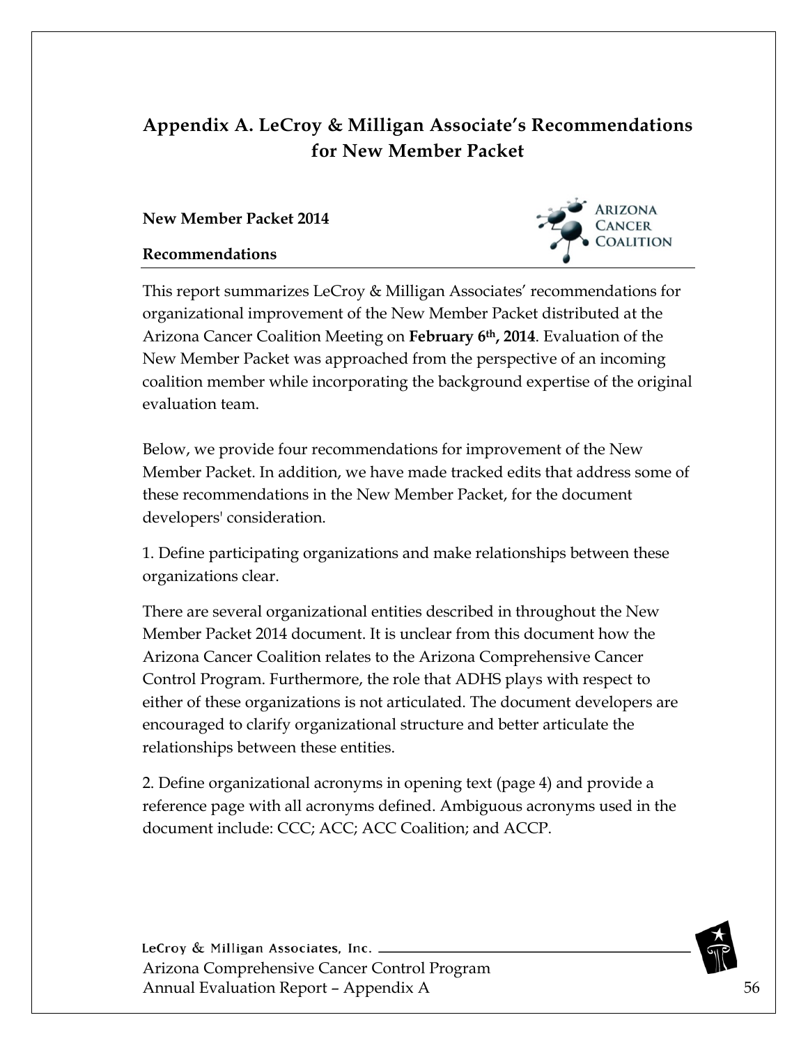## Appendix A. LeCroy & Milligan Associate's Recommendations for New Member Packet

**New Member Packet 2014**

**Recommendations**

This report summarizes LeCroy & Milligan Associates' recommendations for organizational improvement of the New Member Packet distributed at the Arizona Cancer Coalition Meeting on **February 6th, 2014**. Evaluation of the New Member Packet was approached from the perspective of an incoming coalition member while incorporating the background expertise of the original evaluation team.

Below, we provide four recommendations for improvement of the New Member Packet. In addition, we have made tracked edits that address some of these recommendations in the New Member Packet, for the document developers' consideration.

1. Define participating organizations and make relationships between these organizations clear.

There are several organizational entities described in throughout the New Member Packet 2014 document. It is unclear from this document how the Arizona Cancer Coalition relates to the Arizona Comprehensive Cancer Control Program. Furthermore, the role that ADHS plays with respect to either of these organizations is not articulated. The document developers are encouraged to clarify organizational structure and better articulate the relationships between these entities.

2. Define organizational acronyms in opening text (page 4) and provide a reference page with all acronyms defined. Ambiguous acronyms used in the document include: CCC; ACC; ACC Coalition; and ACCP.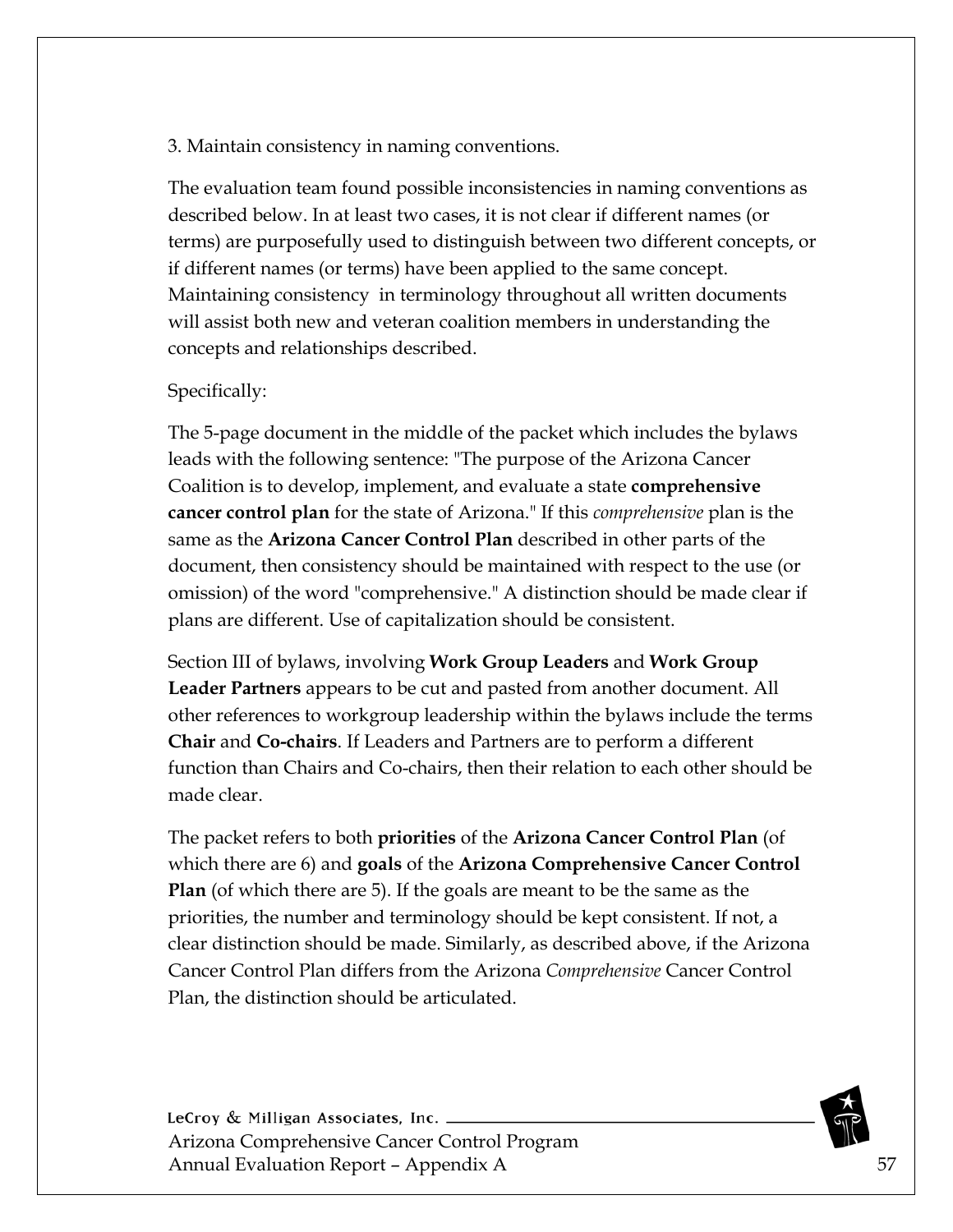3. Maintain consistency in naming conventions.

The evaluation team found possible inconsistencies in naming conventions as described below. In at least two cases, it is not clear if different names (or terms) are purposefully used to distinguish between two different concepts, or if different names (or terms) have been applied to the same concept. Maintaining consistency in terminology throughout all written documents will assist both new and veteran coalition members in understanding the concepts and relationships described.

Specifically:

The 5-page document in the middle of the packet which includes the bylaws leads with the following sentence: "The purpose of the Arizona Cancer Coalition is to develop, implement, and evaluate a state **comprehensive cancer control plan** for the state of Arizona." If this *comprehensive* plan is the same as the **Arizona Cancer Control Plan** described in other parts of the document, then consistency should be maintained with respect to the use (or omission) of the word "comprehensive." A distinction should be made clear if plans are different. Use of capitalization should be consistent.

Section III of bylaws, involving **Work Group Leaders** and **Work Group Leader Partners** appears to be cut and pasted from another document. All other references to workgroup leadership within the bylaws include the terms **Chair** and **Co-chairs**. If Leaders and Partners are to perform a different function than Chairs and Co-chairs, then their relation to each other should be made clear.

The packet refers to both **priorities** of the **Arizona Cancer Control Plan** (of which there are 6) and **goals** of the **Arizona Comprehensive Cancer Control Plan** (of which there are 5). If the goals are meant to be the same as the priorities, the number and terminology should be kept consistent. If not, a clear distinction should be made. Similarly, as described above, if the Arizona Cancer Control Plan differs from the Arizona *Comprehensive* Cancer Control Plan, the distinction should be articulated.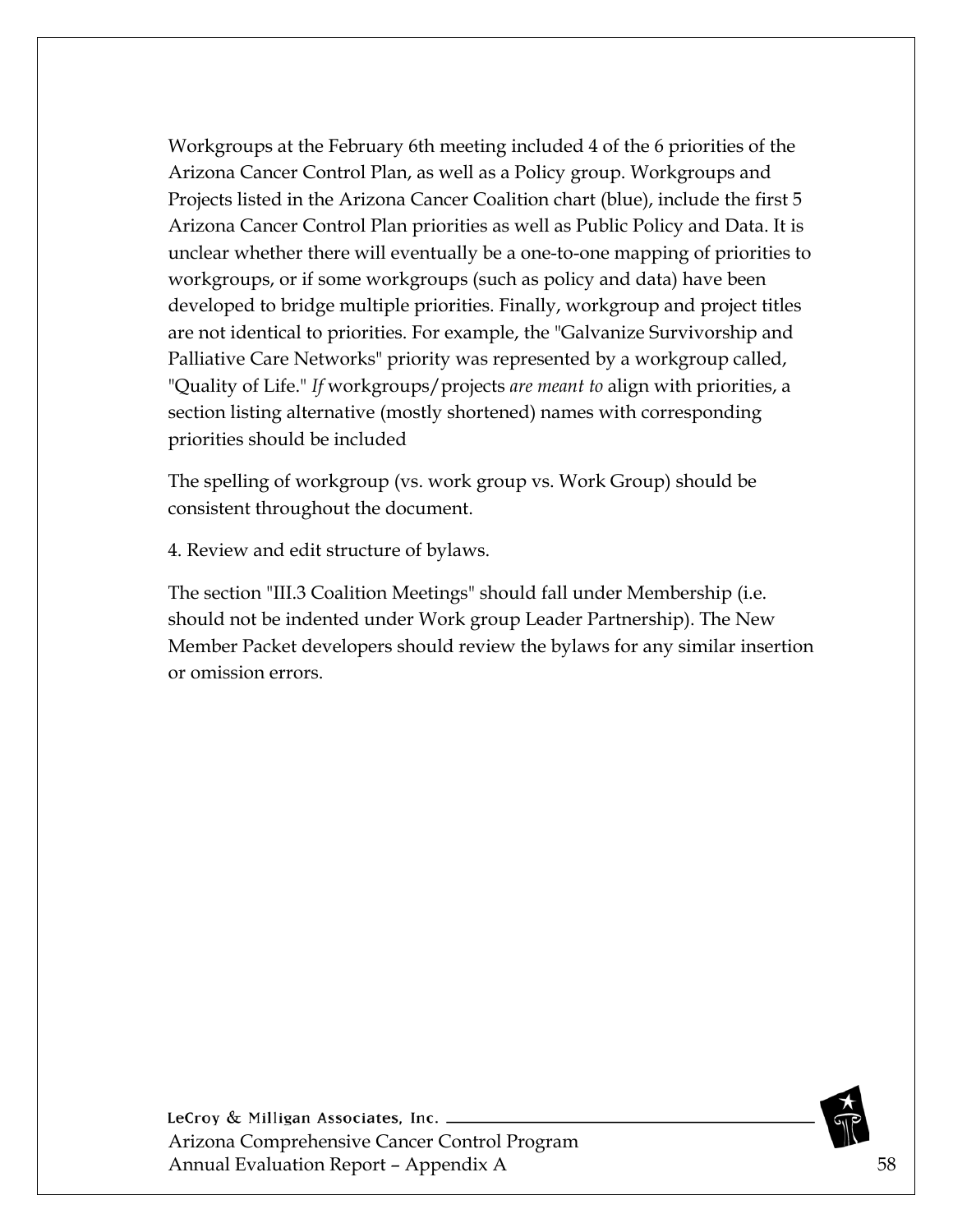Workgroups at the February 6th meeting included 4 of the 6 priorities of the Arizona Cancer Control Plan, as well as a Policy group. Workgroups and Projects listed in the Arizona Cancer Coalition chart (blue), include the first 5 Arizona Cancer Control Plan priorities as well as Public Policy and Data. It is unclear whether there will eventually be a one-to-one mapping of priorities to workgroups, or if some workgroups (such as policy and data) have been developed to bridge multiple priorities. Finally, workgroup and project titles are not identical to priorities. For example, the "Galvanize Survivorship and Palliative Care Networks" priority was represented by a workgroup called, "Quality of Life." *If* workgroups/projects *are meant to* align with priorities, a section listing alternative (mostly shortened) names with corresponding priorities should be included

The spelling of workgroup (vs. work group vs. Work Group) should be consistent throughout the document.

4. Review and edit structure of bylaws.

The section "III.3 Coalition Meetings" should fall under Membership (i.e. should not be indented under Work group Leader Partnership). The New Member Packet developers should review the bylaws for any similar insertion or omission errors.